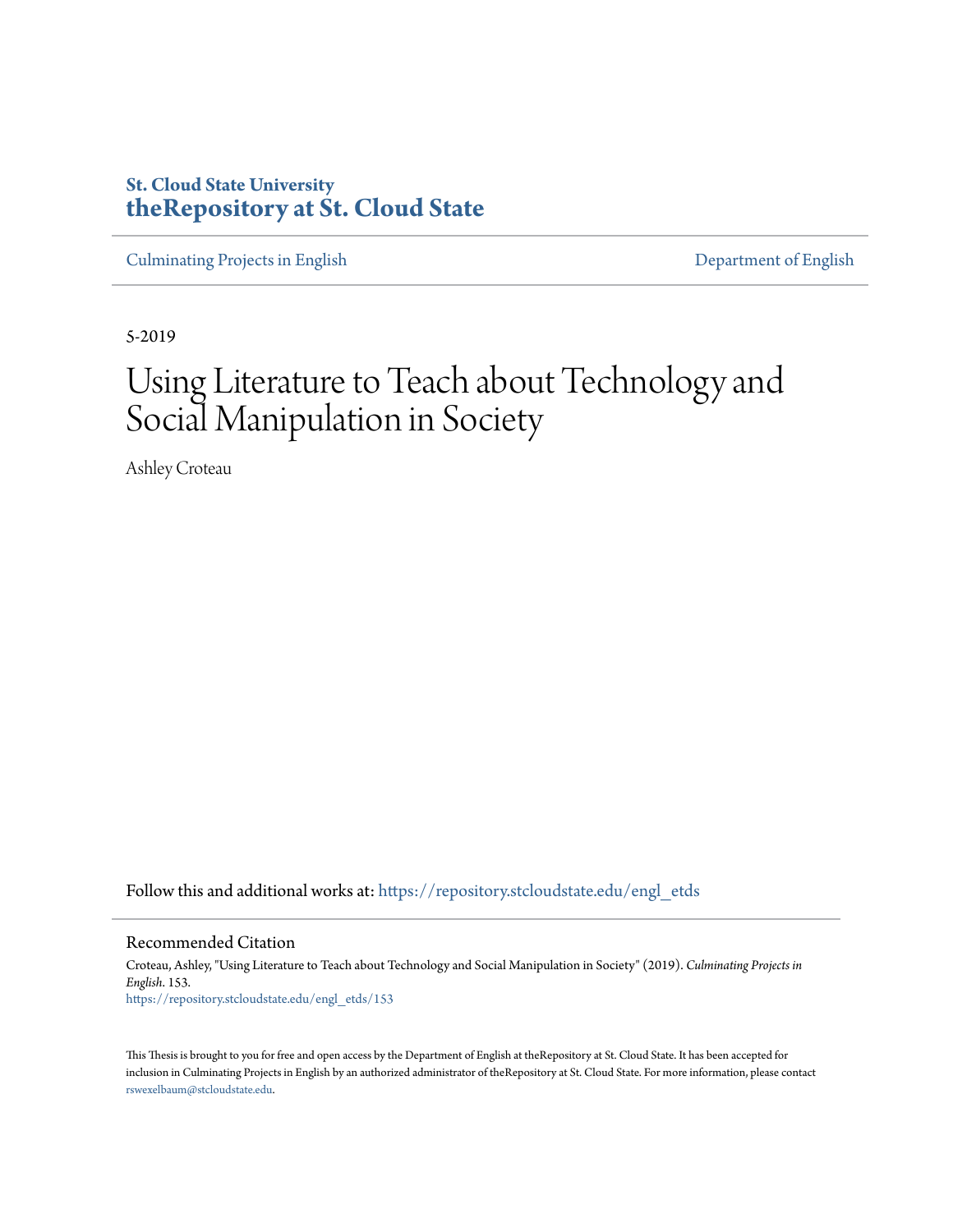St. Cloud State University

**theRepository at St. Cloud State**

Culminating Projects in English

Department of English

5-2019

# Using Literature to Teach about Technology and Social Manipulation in Society

Ashley Croteau

Follow this and additional works at: https://repository.stcloudstate.edu/engl_etds

## Recommended Citation

Croteau, Ashley, "Using Literature to Teach about Technology and Social Manipulation in Society" (2019). *Culminating Projects in English*. 153.
https://repository.stcloudstate.edu/engl_etds/153

This Thesis is brought to you for free and open access by the Department of English at theRepository at St. Cloud State. It has been accepted for inclusion in Culminating Projects in English by an authorized administrator of theRepository at St. Cloud State. For more information, please contact rswexelbaum@stcloudstate.edu.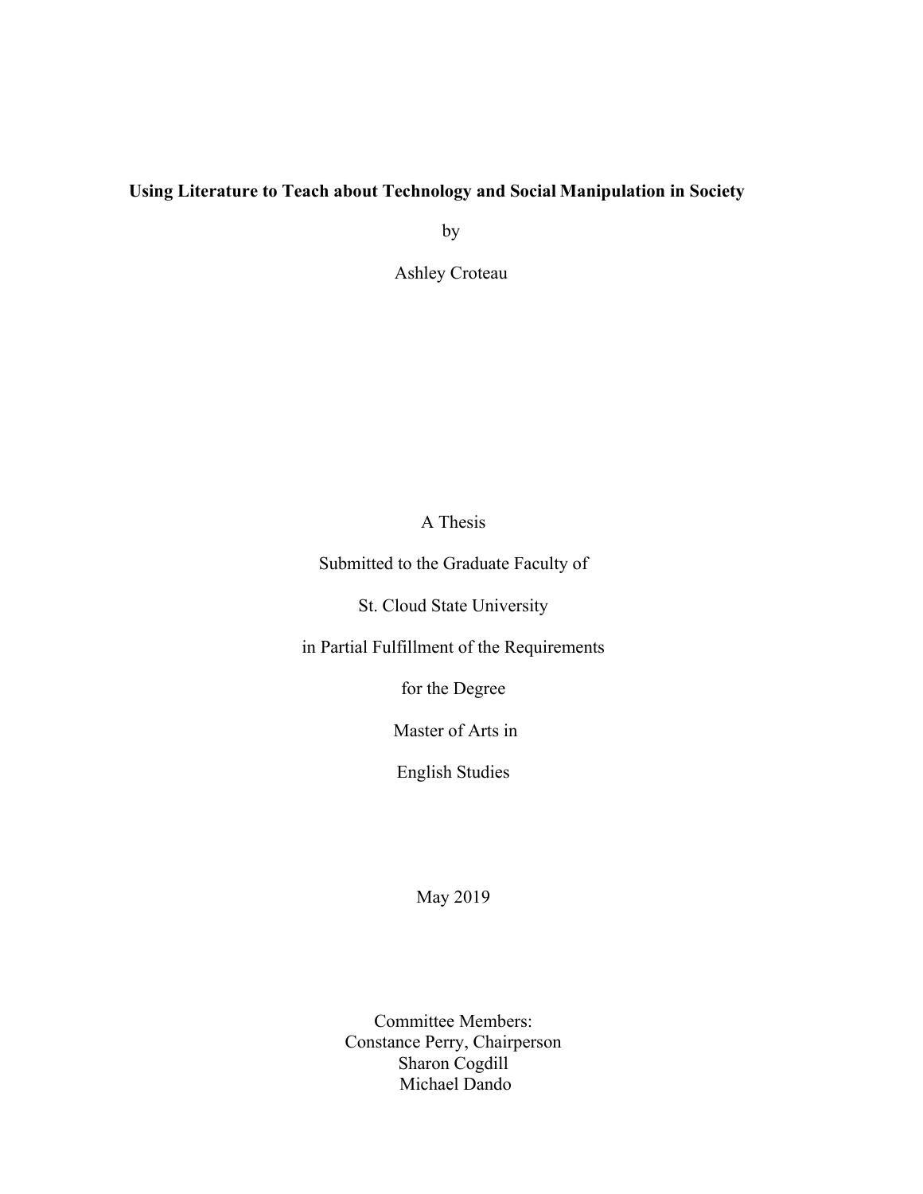# Using Literature to Teach about Technology and Social Manipulation in Society

by

Ashley Croteau

A Thesis

Submitted to the Graduate Faculty of

St. Cloud State University

in Partial Fulfillment of the Requirements

for the Degree

Master of Arts in

English Studies

May 2019

Committee Members:
Constance Perry, Chairperson
Sharon Cogdill
Michael Dando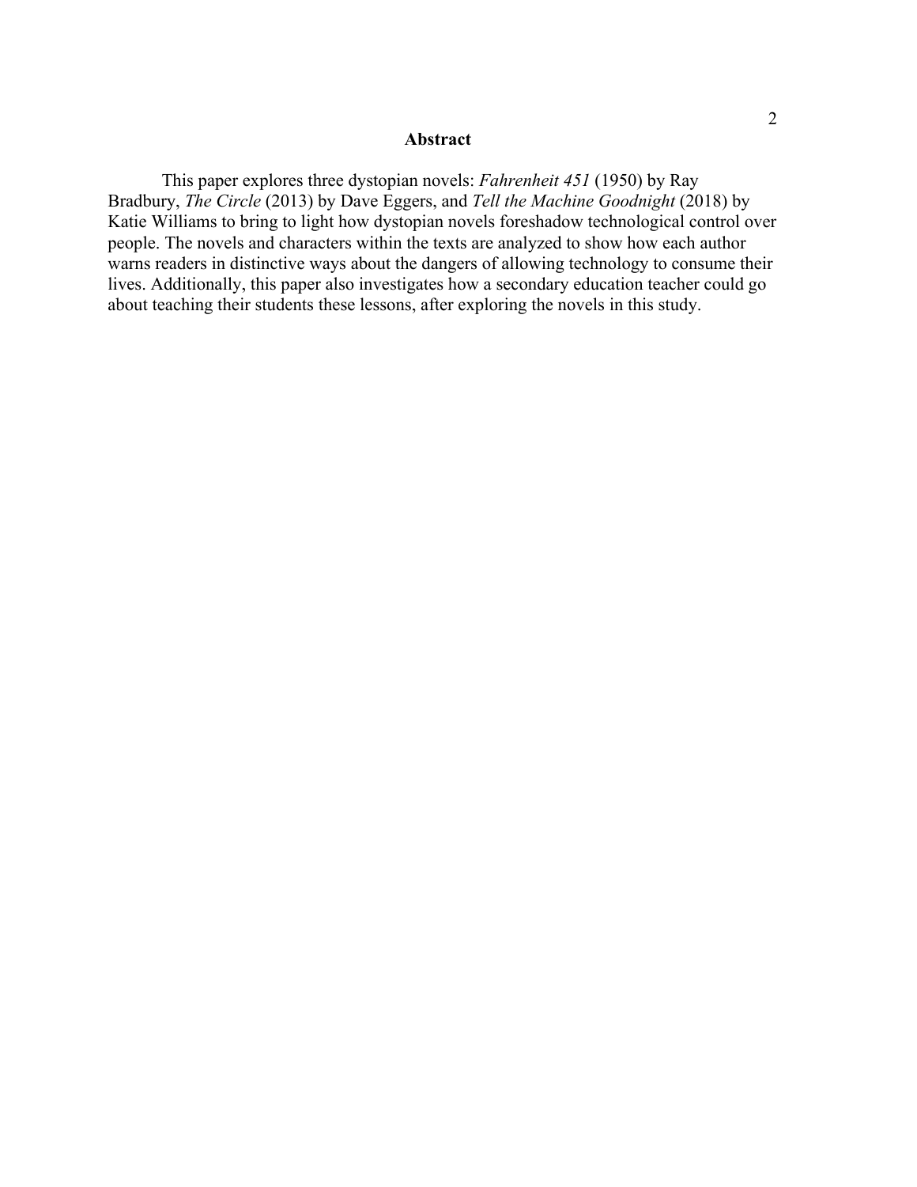# Abstract

This paper explores three dystopian novels: *Fahrenheit 451* (1950) by Ray Bradbury, *The Circle* (2013) by Dave Eggers, and *Tell the Machine Goodnight* (2018) by Katie Williams to bring to light how dystopian novels foreshadow technological control over people. The novels and characters within the texts are analyzed to show how each author warns readers in distinctive ways about the dangers of allowing technology to consume their lives. Additionally, this paper also investigates how a secondary education teacher could go about teaching their students these lessons, after exploring the novels in this study.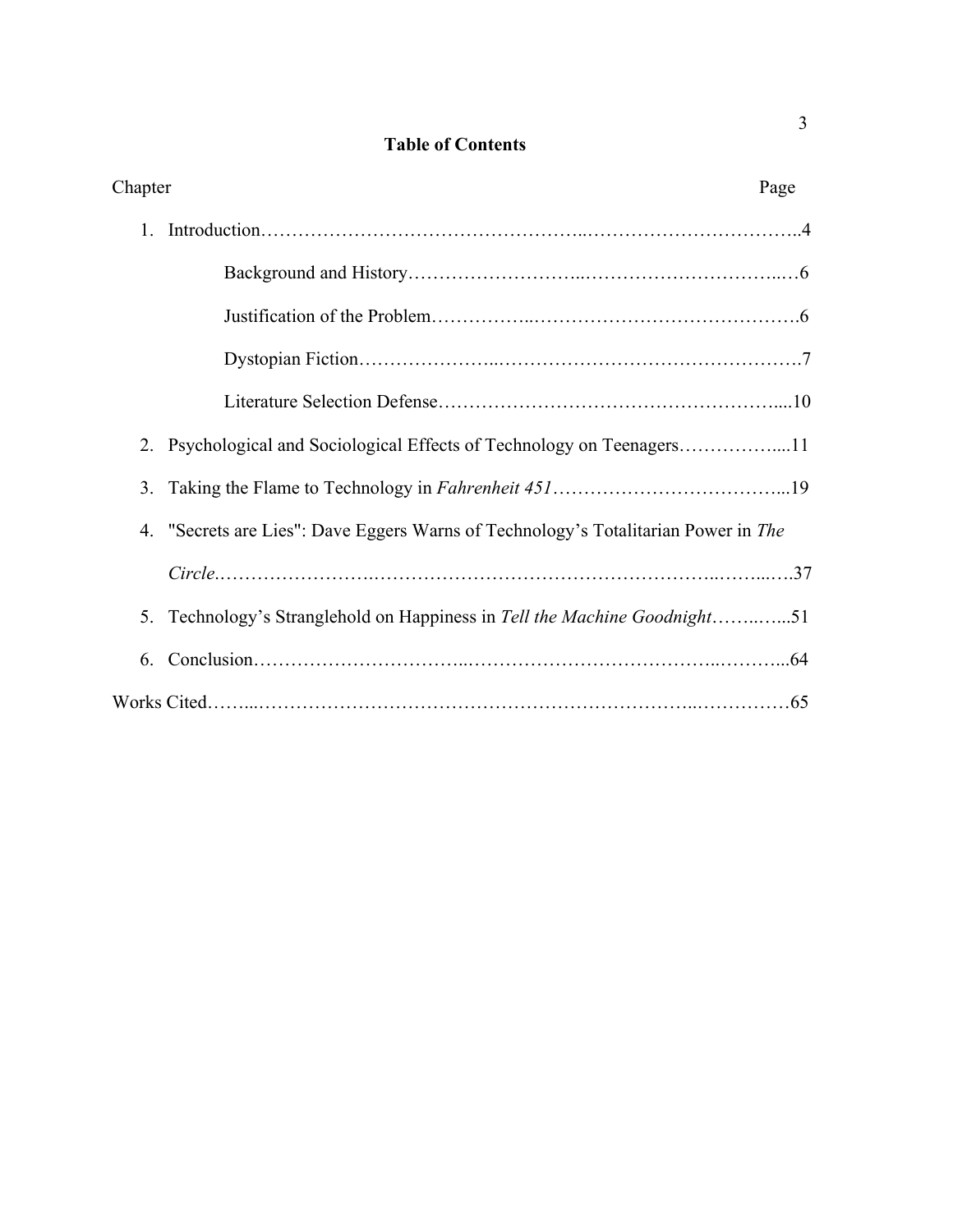# Table of Contents

Chapter Page

1. Introduction……………………………………………..……………………………..4
    - Background and History……………………..…………………………..…6
    - Justification of the Problem……………..…………………………………….6
    - Dystopian Fiction…………………..………………………………………….7
    - Literature Selection Defense……………………………………………….....10
2. Psychological and Sociological Effects of Technology on Teenagers……………....11
3. Taking the Flame to Technology in *Fahrenheit 451*………………………………...19
4. "Secrets are Lies": Dave Eggers Warns of Technology's Totalitarian Power in *The Circle*.…………………….…………………………………………..……...….37
5. Technology's Stranglehold on Happiness in *Tell the Machine Goodnight*……..…...51
6. Conclusion…………………………..……………………………………..………...64

Works Cited……...……………………………………………………………..……………65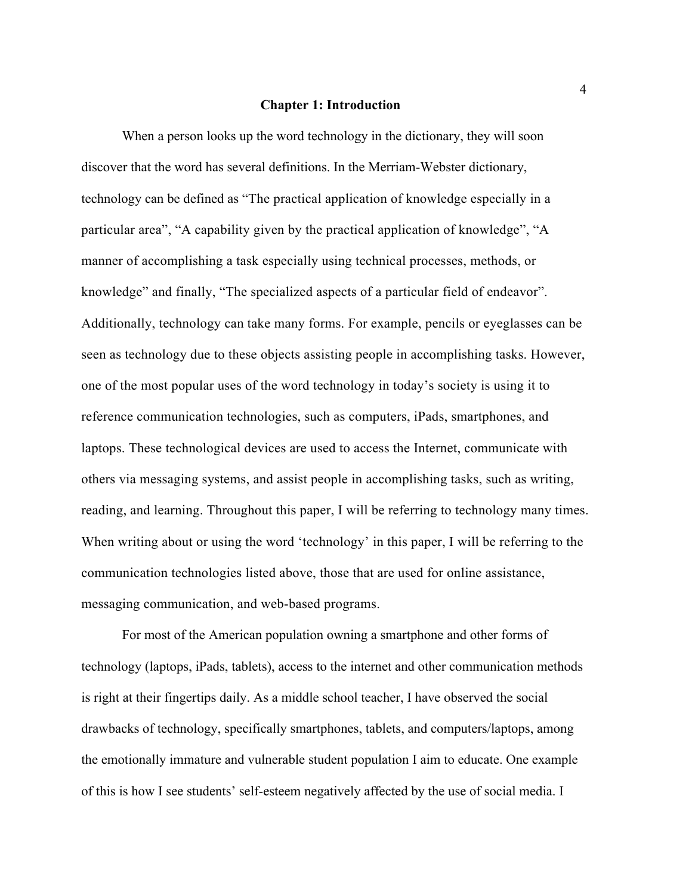# Chapter 1: Introduction

When a person looks up the word technology in the dictionary, they will soon discover that the word has several definitions. In the Merriam-Webster dictionary, technology can be defined as "The practical application of knowledge especially in a particular area", "A capability given by the practical application of knowledge", "A manner of accomplishing a task especially using technical processes, methods, or knowledge" and finally, "The specialized aspects of a particular field of endeavor". Additionally, technology can take many forms. For example, pencils or eyeglasses can be seen as technology due to these objects assisting people in accomplishing tasks. However, one of the most popular uses of the word technology in today's society is using it to reference communication technologies, such as computers, iPads, smartphones, and laptops. These technological devices are used to access the Internet, communicate with others via messaging systems, and assist people in accomplishing tasks, such as writing, reading, and learning. Throughout this paper, I will be referring to technology many times. When writing about or using the word 'technology' in this paper, I will be referring to the communication technologies listed above, those that are used for online assistance, messaging communication, and web-based programs.

For most of the American population owning a smartphone and other forms of technology (laptops, iPads, tablets), access to the internet and other communication methods is right at their fingertips daily. As a middle school teacher, I have observed the social drawbacks of technology, specifically smartphones, tablets, and computers/laptops, among the emotionally immature and vulnerable student population I aim to educate. One example of this is how I see students' self-esteem negatively affected by the use of social media. I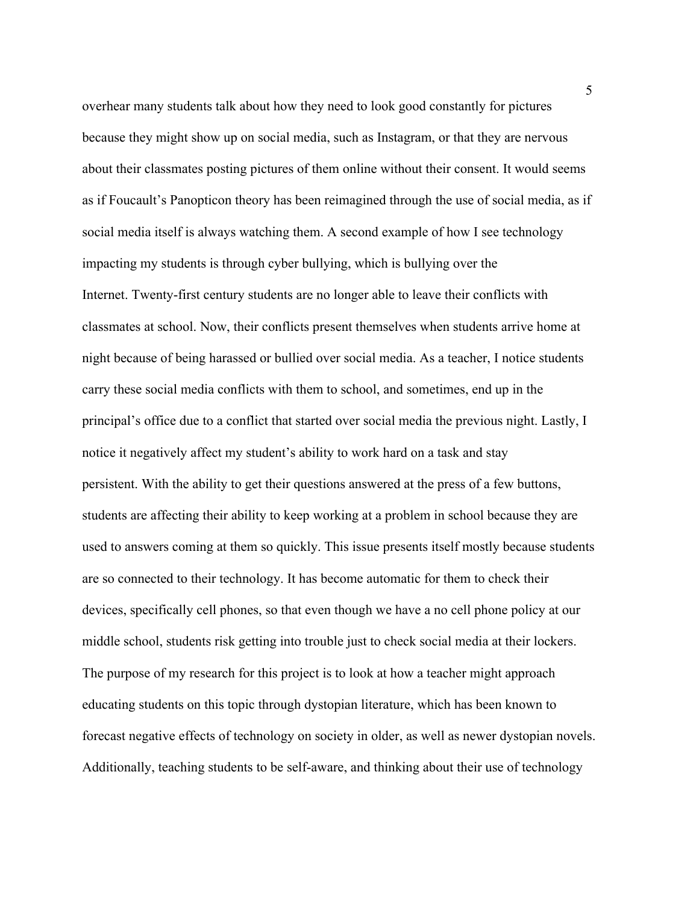overhear many students talk about how they need to look good constantly for pictures because they might show up on social media, such as Instagram, or that they are nervous about their classmates posting pictures of them online without their consent. It would seems as if Foucault's Panopticon theory has been reimagined through the use of social media, as if social media itself is always watching them. A second example of how I see technology impacting my students is through cyber bullying, which is bullying over the Internet. Twenty-first century students are no longer able to leave their conflicts with classmates at school. Now, their conflicts present themselves when students arrive home at night because of being harassed or bullied over social media. As a teacher, I notice students carry these social media conflicts with them to school, and sometimes, end up in the principal's office due to a conflict that started over social media the previous night. Lastly, I notice it negatively affect my student's ability to work hard on a task and stay persistent. With the ability to get their questions answered at the press of a few buttons, students are affecting their ability to keep working at a problem in school because they are used to answers coming at them so quickly. This issue presents itself mostly because students are so connected to their technology. It has become automatic for them to check their devices, specifically cell phones, so that even though we have a no cell phone policy at our middle school, students risk getting into trouble just to check social media at their lockers. The purpose of my research for this project is to look at how a teacher might approach educating students on this topic through dystopian literature, which has been known to forecast negative effects of technology on society in older, as well as newer dystopian novels. Additionally, teaching students to be self-aware, and thinking about their use of technology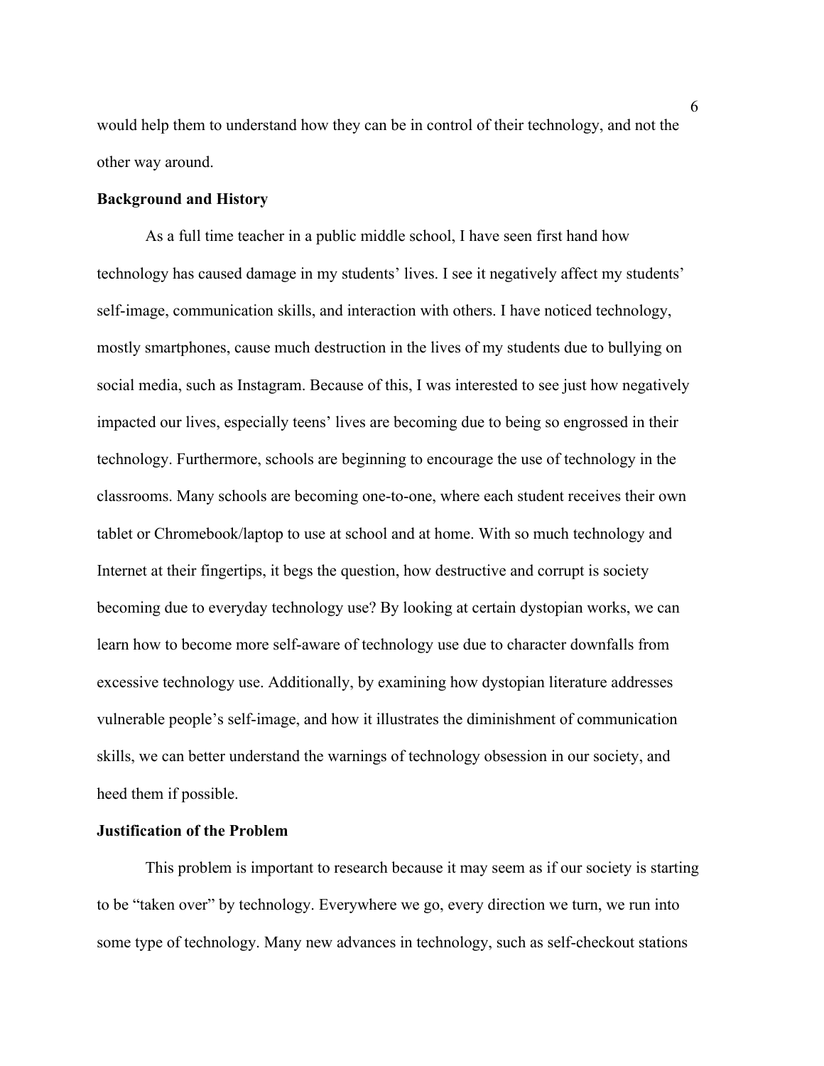would help them to understand how they can be in control of their technology, and not the other way around.

**Background and History**

As a full time teacher in a public middle school, I have seen first hand how technology has caused damage in my students' lives. I see it negatively affect my students' self-image, communication skills, and interaction with others. I have noticed technology, mostly smartphones, cause much destruction in the lives of my students due to bullying on social media, such as Instagram. Because of this, I was interested to see just how negatively impacted our lives, especially teens' lives are becoming due to being so engrossed in their technology. Furthermore, schools are beginning to encourage the use of technology in the classrooms. Many schools are becoming one-to-one, where each student receives their own tablet or Chromebook/laptop to use at school and at home. With so much technology and Internet at their fingertips, it begs the question, how destructive and corrupt is society becoming due to everyday technology use? By looking at certain dystopian works, we can learn how to become more self-aware of technology use due to character downfalls from excessive technology use. Additionally, by examining how dystopian literature addresses vulnerable people's self-image, and how it illustrates the diminishment of communication skills, we can better understand the warnings of technology obsession in our society, and heed them if possible.

**Justification of the Problem**

This problem is important to research because it may seem as if our society is starting to be "taken over" by technology. Everywhere we go, every direction we turn, we run into some type of technology. Many new advances in technology, such as self-checkout stations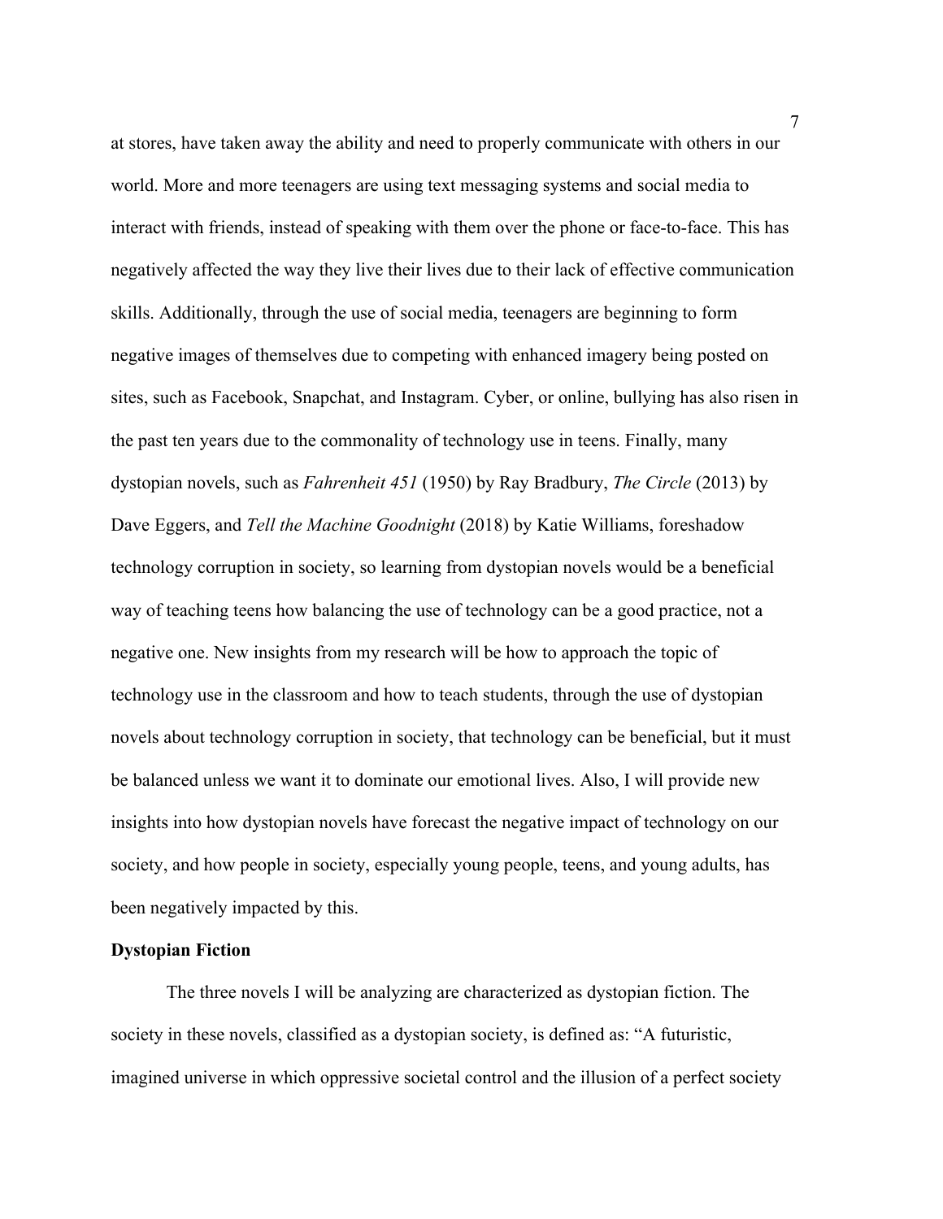at stores, have taken away the ability and need to properly communicate with others in our world. More and more teenagers are using text messaging systems and social media to interact with friends, instead of speaking with them over the phone or face-to-face. This has negatively affected the way they live their lives due to their lack of effective communication skills. Additionally, through the use of social media, teenagers are beginning to form negative images of themselves due to competing with enhanced imagery being posted on sites, such as Facebook, Snapchat, and Instagram. Cyber, or online, bullying has also risen in the past ten years due to the commonality of technology use in teens. Finally, many dystopian novels, such as *Fahrenheit 451* (1950) by Ray Bradbury, *The Circle* (2013) by Dave Eggers, and *Tell the Machine Goodnight* (2018) by Katie Williams, foreshadow technology corruption in society, so learning from dystopian novels would be a beneficial way of teaching teens how balancing the use of technology can be a good practice, not a negative one. New insights from my research will be how to approach the topic of technology use in the classroom and how to teach students, through the use of dystopian novels about technology corruption in society, that technology can be beneficial, but it must be balanced unless we want it to dominate our emotional lives. Also, I will provide new insights into how dystopian novels have forecast the negative impact of technology on our society, and how people in society, especially young people, teens, and young adults, has been negatively impacted by this.

**Dystopian Fiction**

The three novels I will be analyzing are characterized as dystopian fiction. The society in these novels, classified as a dystopian society, is defined as: "A futuristic, imagined universe in which oppressive societal control and the illusion of a perfect society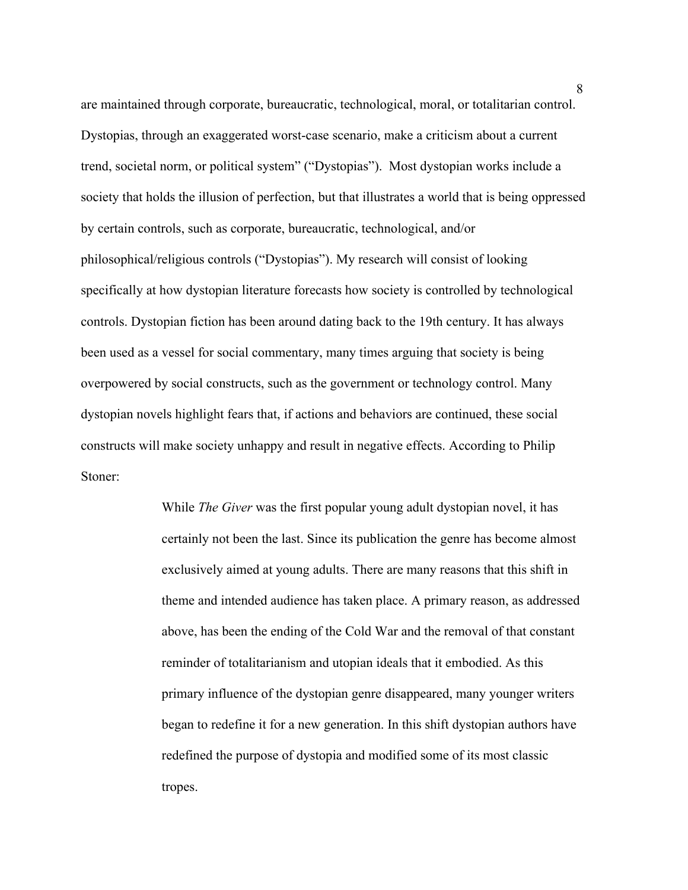are maintained through corporate, bureaucratic, technological, moral, or totalitarian control. Dystopias, through an exaggerated worst-case scenario, make a criticism about a current trend, societal norm, or political system" ("Dystopias"). Most dystopian works include a society that holds the illusion of perfection, but that illustrates a world that is being oppressed by certain controls, such as corporate, bureaucratic, technological, and/or philosophical/religious controls ("Dystopias"). My research will consist of looking specifically at how dystopian literature forecasts how society is controlled by technological controls. Dystopian fiction has been around dating back to the 19th century. It has always been used as a vessel for social commentary, many times arguing that society is being overpowered by social constructs, such as the government or technology control. Many dystopian novels highlight fears that, if actions and behaviors are continued, these social constructs will make society unhappy and result in negative effects. According to Philip Stoner:

> While *The Giver* was the first popular young adult dystopian novel, it has certainly not been the last. Since its publication the genre has become almost exclusively aimed at young adults. There are many reasons that this shift in theme and intended audience has taken place. A primary reason, as addressed above, has been the ending of the Cold War and the removal of that constant reminder of totalitarianism and utopian ideals that it embodied. As this primary influence of the dystopian genre disappeared, many younger writers began to redefine it for a new generation. In this shift dystopian authors have redefined the purpose of dystopia and modified some of its most classic tropes.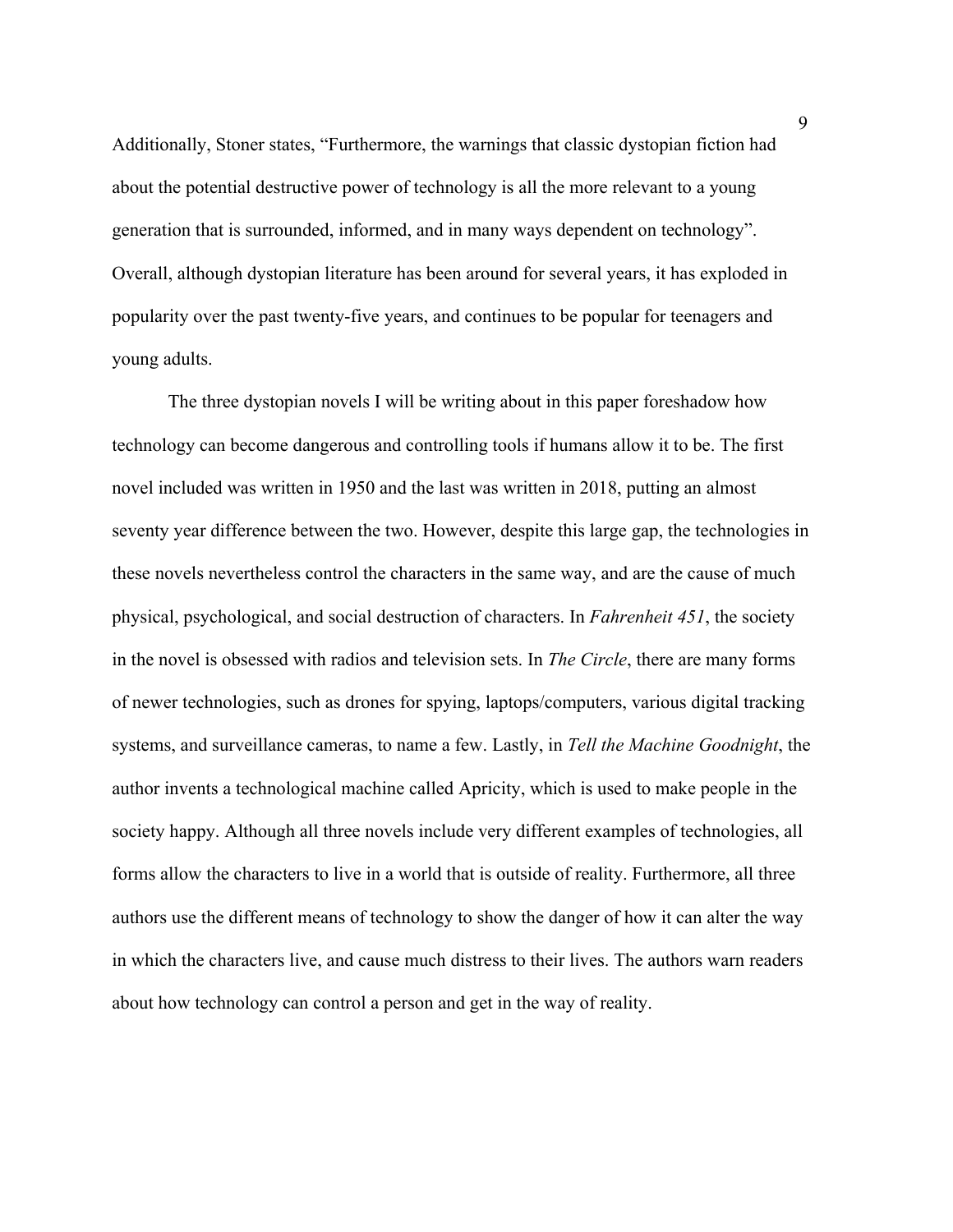Additionally, Stoner states, “Furthermore, the warnings that classic dystopian fiction had about the potential destructive power of technology is all the more relevant to a young generation that is surrounded, informed, and in many ways dependent on technology”. Overall, although dystopian literature has been around for several years, it has exploded in popularity over the past twenty-five years, and continues to be popular for teenagers and young adults.

The three dystopian novels I will be writing about in this paper foreshadow how technology can become dangerous and controlling tools if humans allow it to be. The first novel included was written in 1950 and the last was written in 2018, putting an almost seventy year difference between the two. However, despite this large gap, the technologies in these novels nevertheless control the characters in the same way, and are the cause of much physical, psychological, and social destruction of characters. In *Fahrenheit 451*, the society in the novel is obsessed with radios and television sets. In *The Circle*, there are many forms of newer technologies, such as drones for spying, laptops/computers, various digital tracking systems, and surveillance cameras, to name a few. Lastly, in *Tell the Machine Goodnight*, the author invents a technological machine called Apricity, which is used to make people in the society happy. Although all three novels include very different examples of technologies, all forms allow the characters to live in a world that is outside of reality. Furthermore, all three authors use the different means of technology to show the danger of how it can alter the way in which the characters live, and cause much distress to their lives. The authors warn readers about how technology can control a person and get in the way of reality.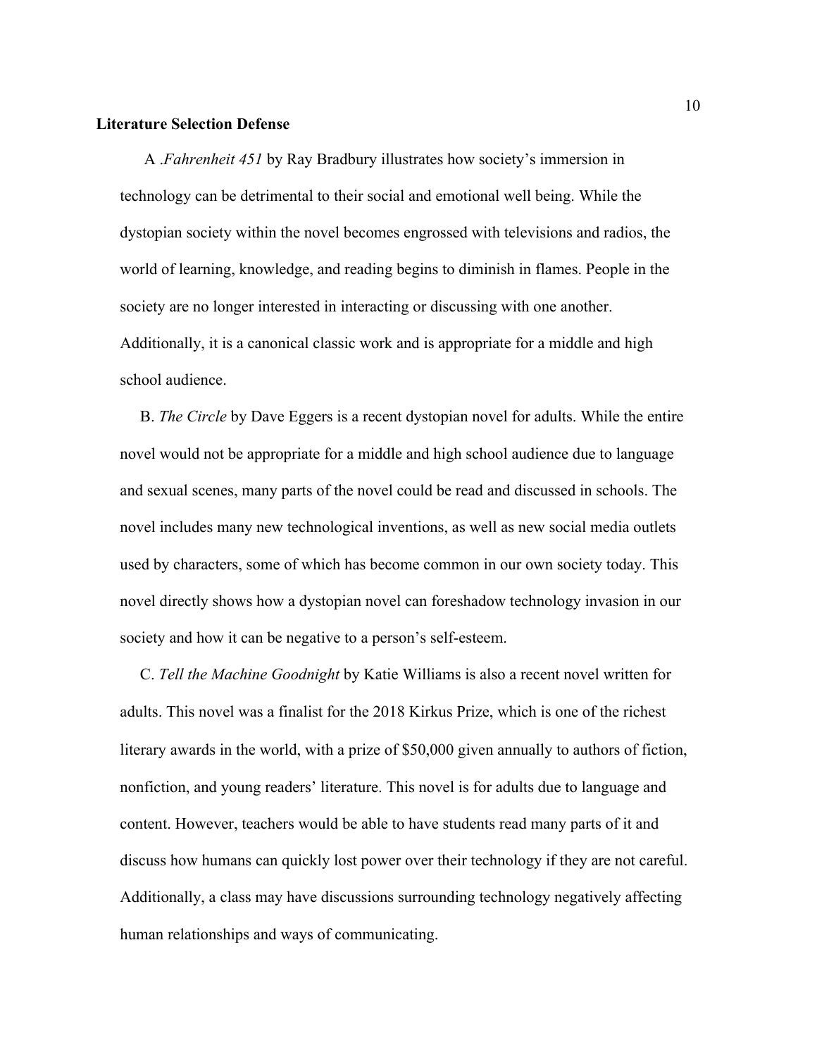**Literature Selection Defense**

A .*Fahrenheit 451* by Ray Bradbury illustrates how society's immersion in technology can be detrimental to their social and emotional well being. While the dystopian society within the novel becomes engrossed with televisions and radios, the world of learning, knowledge, and reading begins to diminish in flames. People in the society are no longer interested in interacting or discussing with one another. Additionally, it is a canonical classic work and is appropriate for a middle and high school audience.

B. *The Circle* by Dave Eggers is a recent dystopian novel for adults. While the entire novel would not be appropriate for a middle and high school audience due to language and sexual scenes, many parts of the novel could be read and discussed in schools. The novel includes many new technological inventions, as well as new social media outlets used by characters, some of which has become common in our own society today. This novel directly shows how a dystopian novel can foreshadow technology invasion in our society and how it can be negative to a person's self-esteem.

C. *Tell the Machine Goodnight* by Katie Williams is also a recent novel written for adults. This novel was a finalist for the 2018 Kirkus Prize, which is one of the richest literary awards in the world, with a prize of $50,000 given annually to authors of fiction, nonfiction, and young readers' literature. This novel is for adults due to language and content. However, teachers would be able to have students read many parts of it and discuss how humans can quickly lost power over their technology if they are not careful. Additionally, a class may have discussions surrounding technology negatively affecting human relationships and ways of communicating.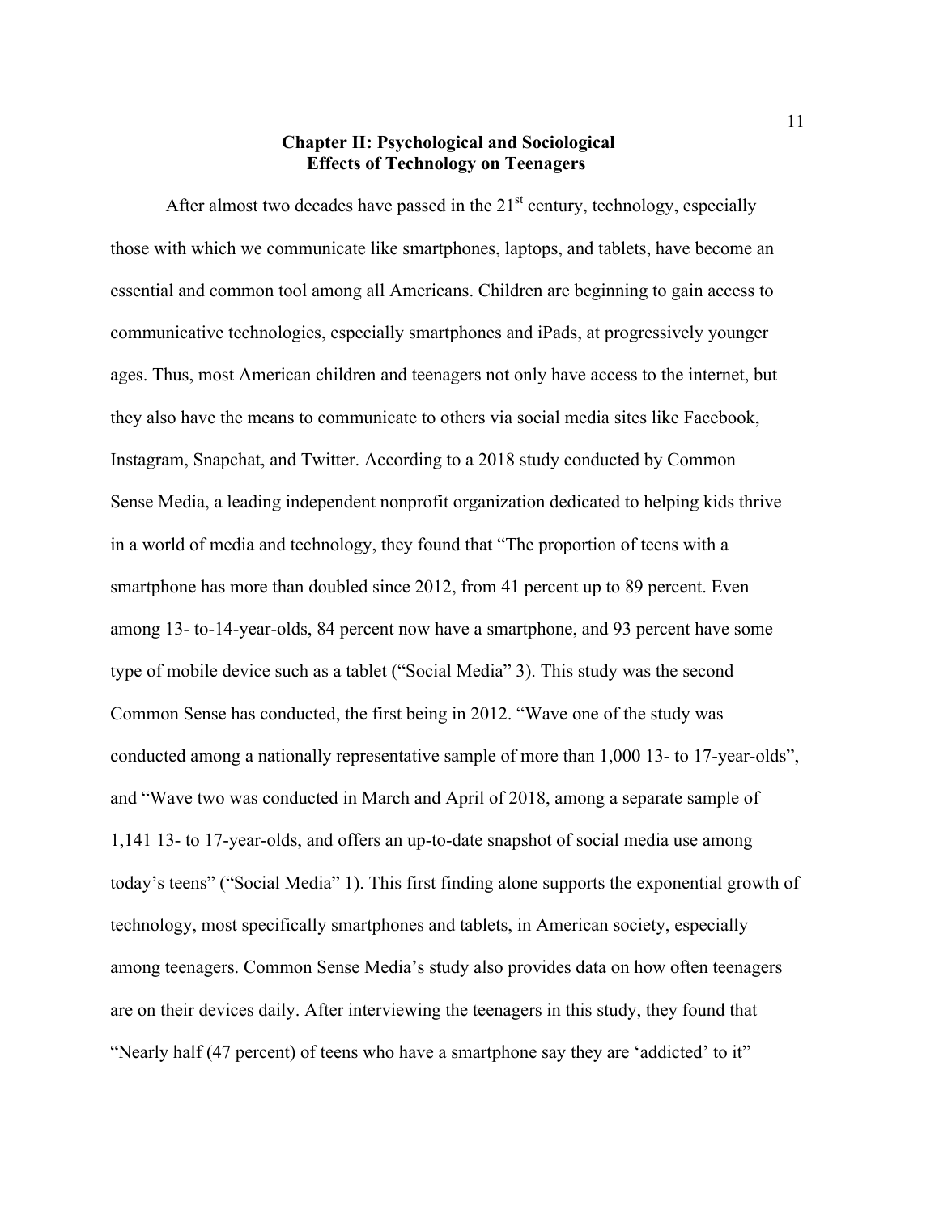# Chapter II: Psychological and Sociological Effects of Technology on Teenagers

After almost two decades have passed in the 21st century, technology, especially those with which we communicate like smartphones, laptops, and tablets, have become an essential and common tool among all Americans. Children are beginning to gain access to communicative technologies, especially smartphones and iPads, at progressively younger ages. Thus, most American children and teenagers not only have access to the internet, but they also have the means to communicate to others via social media sites like Facebook, Instagram, Snapchat, and Twitter. According to a 2018 study conducted by Common Sense Media, a leading independent nonprofit organization dedicated to helping kids thrive in a world of media and technology, they found that "The proportion of teens with a smartphone has more than doubled since 2012, from 41 percent up to 89 percent. Even among 13- to-14-year-olds, 84 percent now have a smartphone, and 93 percent have some type of mobile device such as a tablet ("Social Media" 3). This study was the second Common Sense has conducted, the first being in 2012. "Wave one of the study was conducted among a nationally representative sample of more than 1,000 13- to 17-year-olds", and "Wave two was conducted in March and April of 2018, among a separate sample of 1,141 13- to 17-year-olds, and offers an up-to-date snapshot of social media use among today's teens" ("Social Media" 1). This first finding alone supports the exponential growth of technology, most specifically smartphones and tablets, in American society, especially among teenagers. Common Sense Media's study also provides data on how often teenagers are on their devices daily. After interviewing the teenagers in this study, they found that "Nearly half (47 percent) of teens who have a smartphone say they are 'addicted' to it"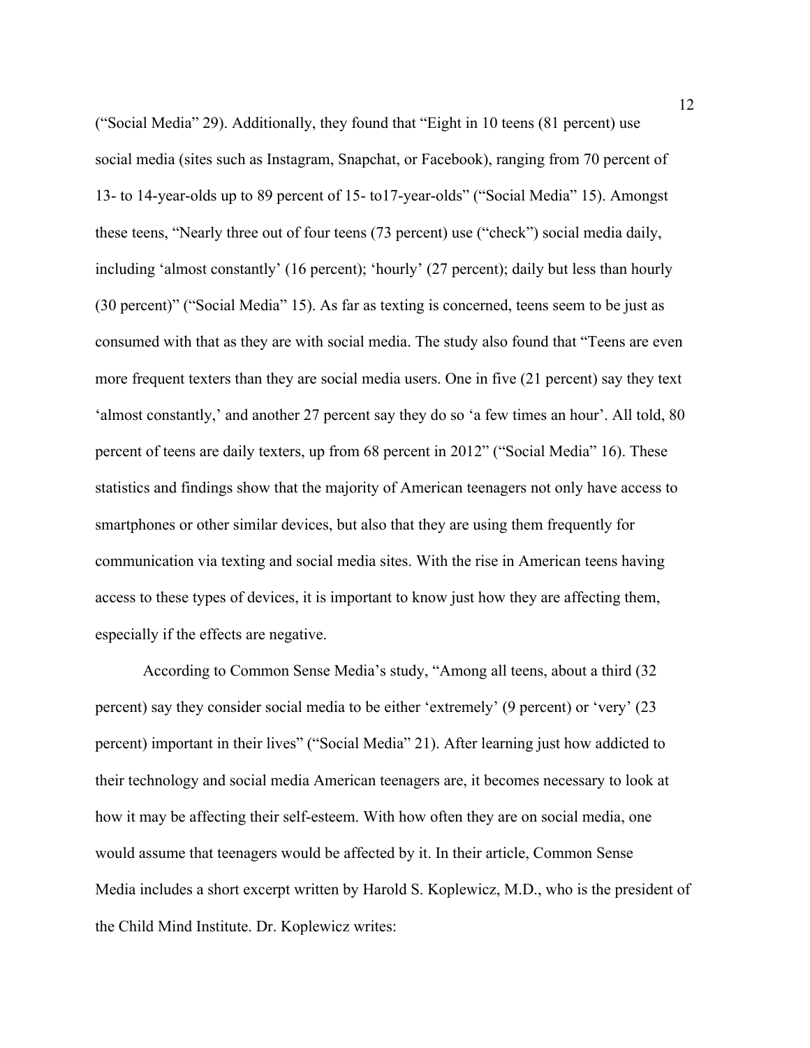("Social Media" 29). Additionally, they found that "Eight in 10 teens (81 percent) use social media (sites such as Instagram, Snapchat, or Facebook), ranging from 70 percent of 13- to 14-year-olds up to 89 percent of 15- to17-year-olds" ("Social Media" 15). Amongst these teens, "Nearly three out of four teens (73 percent) use ("check") social media daily, including 'almost constantly' (16 percent); 'hourly' (27 percent); daily but less than hourly (30 percent)" ("Social Media" 15). As far as texting is concerned, teens seem to be just as consumed with that as they are with social media. The study also found that "Teens are even more frequent texters than they are social media users. One in five (21 percent) say they text 'almost constantly,' and another 27 percent say they do so 'a few times an hour'. All told, 80 percent of teens are daily texters, up from 68 percent in 2012" ("Social Media" 16). These statistics and findings show that the majority of American teenagers not only have access to smartphones or other similar devices, but also that they are using them frequently for communication via texting and social media sites. With the rise in American teens having access to these types of devices, it is important to know just how they are affecting them, especially if the effects are negative.

According to Common Sense Media's study, "Among all teens, about a third (32 percent) say they consider social media to be either 'extremely' (9 percent) or 'very' (23 percent) important in their lives" ("Social Media" 21). After learning just how addicted to their technology and social media American teenagers are, it becomes necessary to look at how it may be affecting their self-esteem. With how often they are on social media, one would assume that teenagers would be affected by it. In their article, Common Sense Media includes a short excerpt written by Harold S. Koplewicz, M.D., who is the president of the Child Mind Institute. Dr. Koplewicz writes: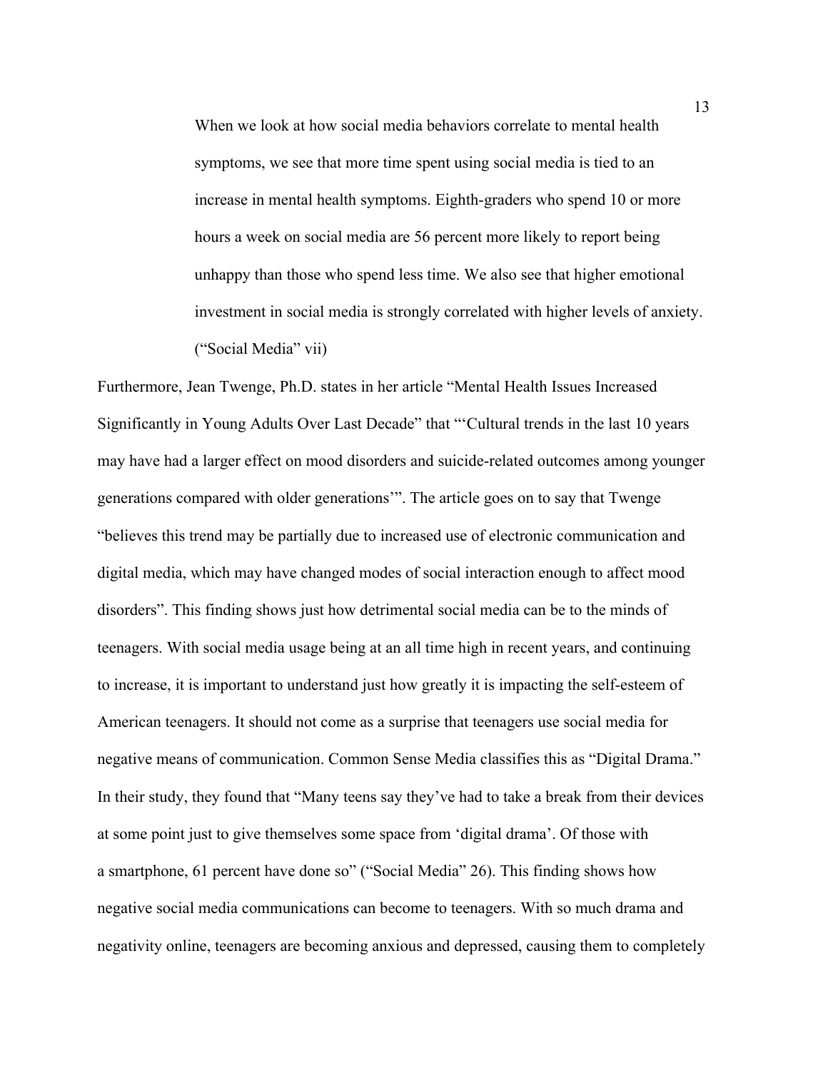> When we look at how social media behaviors correlate to mental health symptoms, we see that more time spent using social media is tied to an increase in mental health symptoms. Eighth-graders who spend 10 or more hours a week on social media are 56 percent more likely to report being unhappy than those who spend less time. We also see that higher emotional investment in social media is strongly correlated with higher levels of anxiety. ("Social Media" vii)

Furthermore, Jean Twenge, Ph.D. states in her article "Mental Health Issues Increased Significantly in Young Adults Over Last Decade" that "'Cultural trends in the last 10 years may have had a larger effect on mood disorders and suicide-related outcomes among younger generations compared with older generations'". The article goes on to say that Twenge "believes this trend may be partially due to increased use of electronic communication and digital media, which may have changed modes of social interaction enough to affect mood disorders". This finding shows just how detrimental social media can be to the minds of teenagers. With social media usage being at an all time high in recent years, and continuing to increase, it is important to understand just how greatly it is impacting the self-esteem of American teenagers. It should not come as a surprise that teenagers use social media for negative means of communication. Common Sense Media classifies this as "Digital Drama." In their study, they found that "Many teens say they've had to take a break from their devices at some point just to give themselves some space from 'digital drama'. Of those with a smartphone, 61 percent have done so" ("Social Media" 26). This finding shows how negative social media communications can become to teenagers. With so much drama and negativity online, teenagers are becoming anxious and depressed, causing them to completely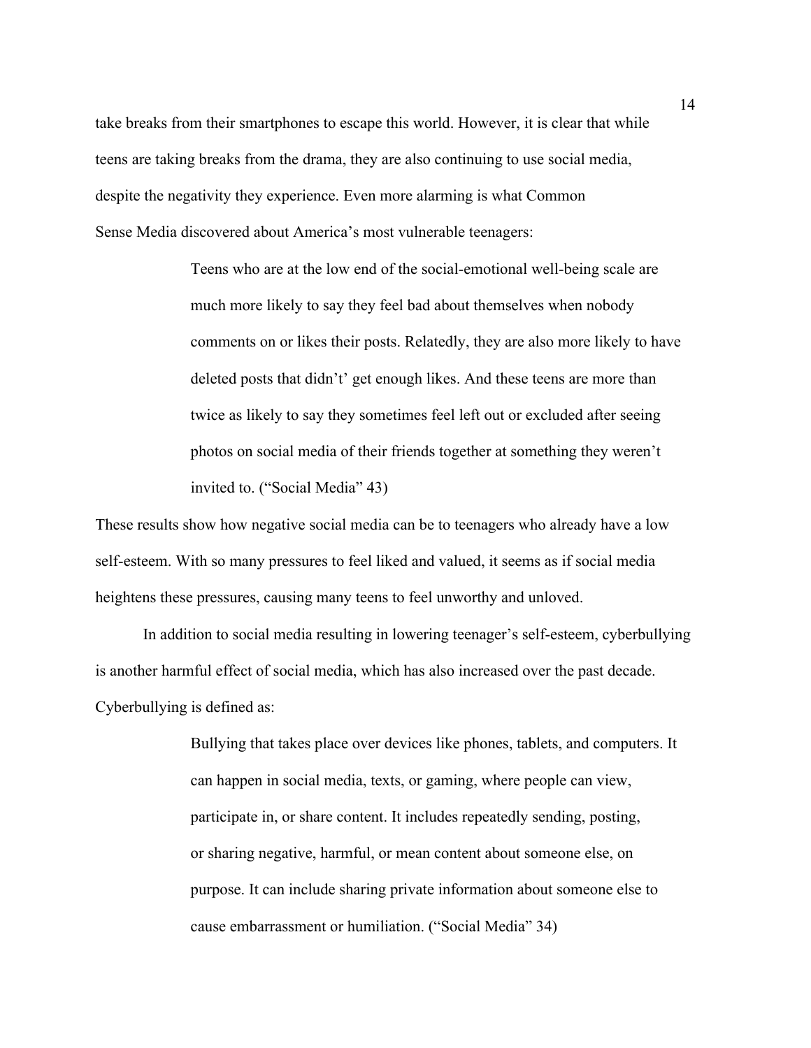take breaks from their smartphones to escape this world. However, it is clear that while teens are taking breaks from the drama, they are also continuing to use social media, despite the negativity they experience. Even more alarming is what Common Sense Media discovered about America's most vulnerable teenagers:

> Teens who are at the low end of the social-emotional well-being scale are much more likely to say they feel bad about themselves when nobody comments on or likes their posts. Relatedly, they are also more likely to have deleted posts that didn't' get enough likes. And these teens are more than twice as likely to say they sometimes feel left out or excluded after seeing photos on social media of their friends together at something they weren't invited to. ("Social Media" 43)

These results show how negative social media can be to teenagers who already have a low self-esteem. With so many pressures to feel liked and valued, it seems as if social media heightens these pressures, causing many teens to feel unworthy and unloved.

In addition to social media resulting in lowering teenager's self-esteem, cyberbullying is another harmful effect of social media, which has also increased over the past decade. Cyberbullying is defined as:

> Bullying that takes place over devices like phones, tablets, and computers. It can happen in social media, texts, or gaming, where people can view, participate in, or share content. It includes repeatedly sending, posting, or sharing negative, harmful, or mean content about someone else, on purpose. It can include sharing private information about someone else to cause embarrassment or humiliation. ("Social Media" 34)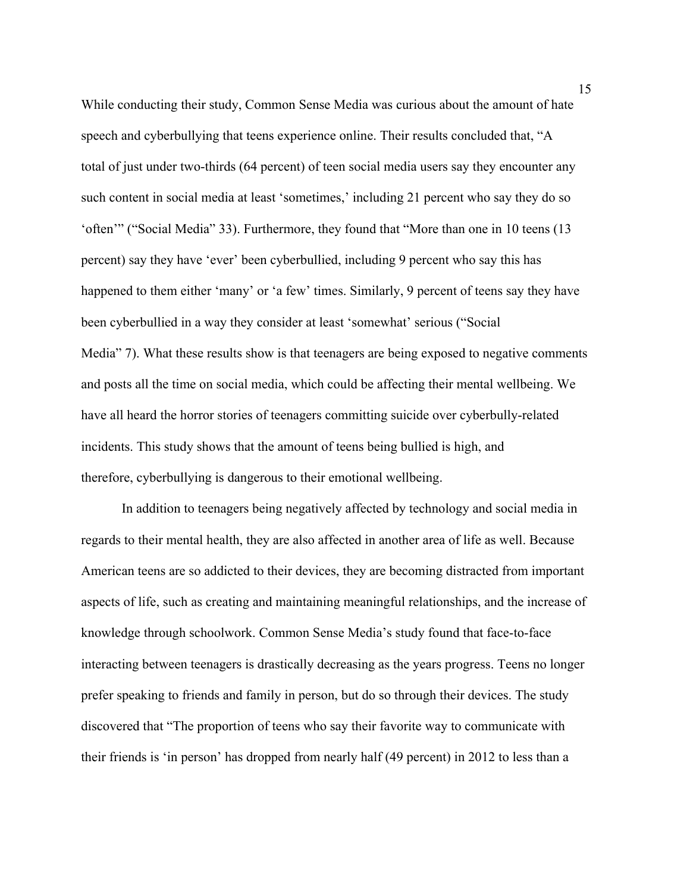While conducting their study, Common Sense Media was curious about the amount of hate speech and cyberbullying that teens experience online. Their results concluded that, "A total of just under two-thirds (64 percent) of teen social media users say they encounter any such content in social media at least 'sometimes,' including 21 percent who say they do so 'often'" ("Social Media" 33). Furthermore, they found that "More than one in 10 teens (13 percent) say they have 'ever' been cyberbullied, including 9 percent who say this has happened to them either 'many' or 'a few' times. Similarly, 9 percent of teens say they have been cyberbullied in a way they consider at least 'somewhat' serious ("Social Media" 7). What these results show is that teenagers are being exposed to negative comments and posts all the time on social media, which could be affecting their mental wellbeing. We have all heard the horror stories of teenagers committing suicide over cyberbully-related incidents. This study shows that the amount of teens being bullied is high, and therefore, cyberbullying is dangerous to their emotional wellbeing.

In addition to teenagers being negatively affected by technology and social media in regards to their mental health, they are also affected in another area of life as well. Because American teens are so addicted to their devices, they are becoming distracted from important aspects of life, such as creating and maintaining meaningful relationships, and the increase of knowledge through schoolwork. Common Sense Media's study found that face-to-face interacting between teenagers is drastically decreasing as the years progress. Teens no longer prefer speaking to friends and family in person, but do so through their devices. The study discovered that "The proportion of teens who say their favorite way to communicate with their friends is 'in person' has dropped from nearly half (49 percent) in 2012 to less than a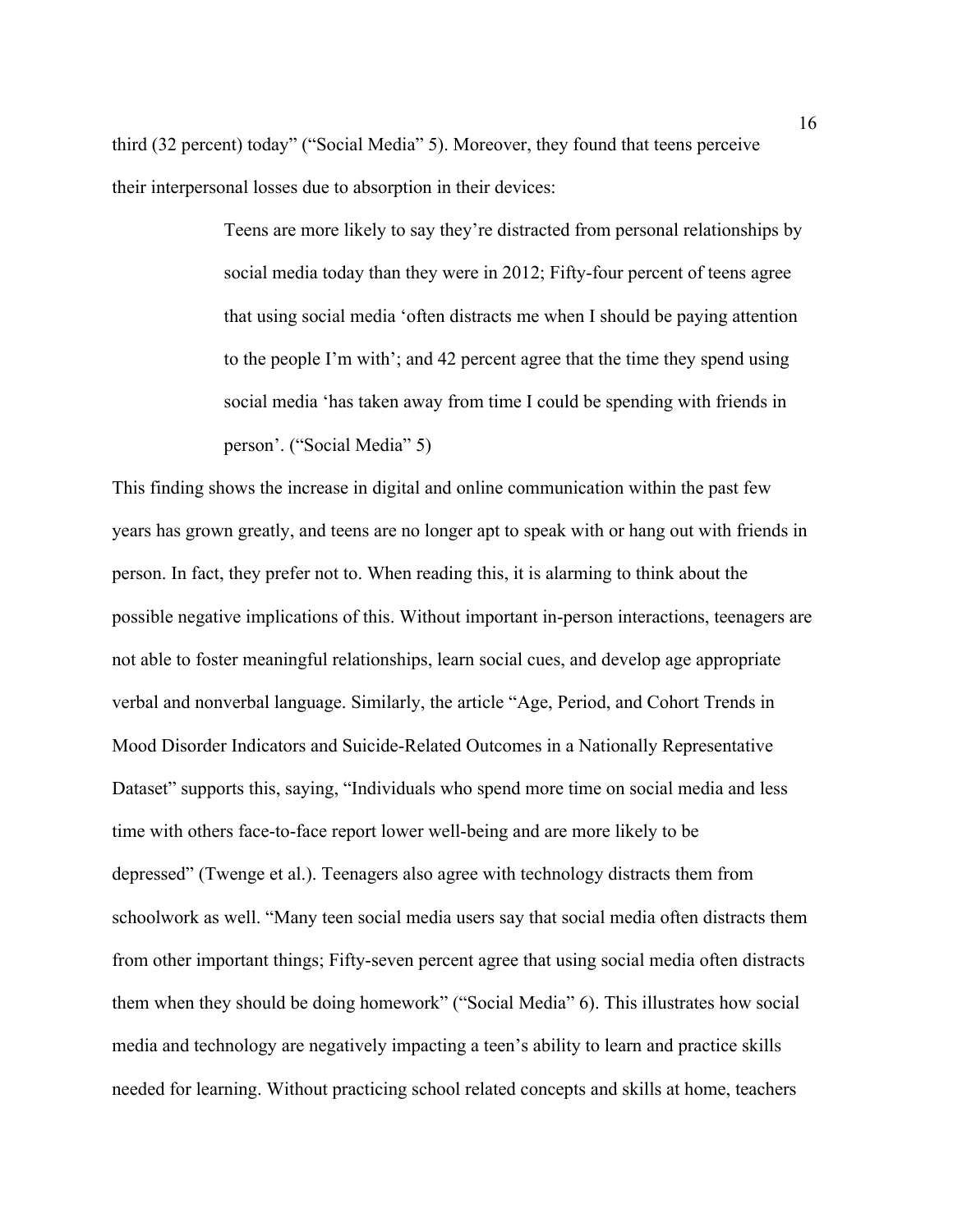third (32 percent) today" ("Social Media" 5). Moreover, they found that teens perceive their interpersonal losses due to absorption in their devices:

> Teens are more likely to say they're distracted from personal relationships by social media today than they were in 2012; Fifty-four percent of teens agree that using social media 'often distracts me when I should be paying attention to the people I'm with'; and 42 percent agree that the time they spend using social media 'has taken away from time I could be spending with friends in person'. ("Social Media" 5)

This finding shows the increase in digital and online communication within the past few years has grown greatly, and teens are no longer apt to speak with or hang out with friends in person. In fact, they prefer not to. When reading this, it is alarming to think about the possible negative implications of this. Without important in-person interactions, teenagers are not able to foster meaningful relationships, learn social cues, and develop age appropriate verbal and nonverbal language. Similarly, the article "Age, Period, and Cohort Trends in Mood Disorder Indicators and Suicide-Related Outcomes in a Nationally Representative Dataset" supports this, saying, "Individuals who spend more time on social media and less time with others face-to-face report lower well-being and are more likely to be depressed" (Twenge et al.). Teenagers also agree with technology distracts them from schoolwork as well. "Many teen social media users say that social media often distracts them from other important things; Fifty-seven percent agree that using social media often distracts them when they should be doing homework" ("Social Media" 6). This illustrates how social media and technology are negatively impacting a teen's ability to learn and practice skills needed for learning. Without practicing school related concepts and skills at home, teachers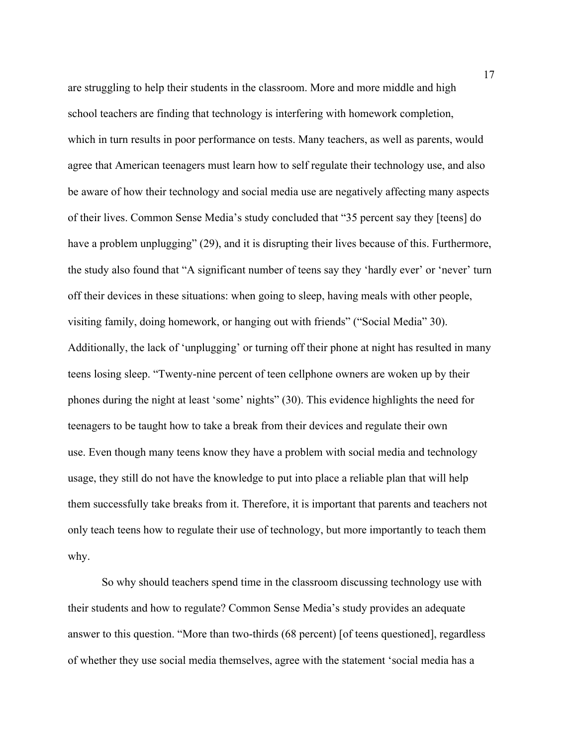are struggling to help their students in the classroom. More and more middle and high school teachers are finding that technology is interfering with homework completion, which in turn results in poor performance on tests. Many teachers, as well as parents, would agree that American teenagers must learn how to self regulate their technology use, and also be aware of how their technology and social media use are negatively affecting many aspects of their lives. Common Sense Media's study concluded that "35 percent say they [teens] do have a problem unplugging" (29), and it is disrupting their lives because of this. Furthermore, the study also found that "A significant number of teens say they 'hardly ever' or 'never' turn off their devices in these situations: when going to sleep, having meals with other people, visiting family, doing homework, or hanging out with friends" ("Social Media" 30). Additionally, the lack of 'unplugging' or turning off their phone at night has resulted in many teens losing sleep. "Twenty-nine percent of teen cellphone owners are woken up by their phones during the night at least 'some' nights" (30). This evidence highlights the need for teenagers to be taught how to take a break from their devices and regulate their own use. Even though many teens know they have a problem with social media and technology usage, they still do not have the knowledge to put into place a reliable plan that will help them successfully take breaks from it. Therefore, it is important that parents and teachers not only teach teens how to regulate their use of technology, but more importantly to teach them why.

So why should teachers spend time in the classroom discussing technology use with their students and how to regulate? Common Sense Media's study provides an adequate answer to this question. "More than two-thirds (68 percent) [of teens questioned], regardless of whether they use social media themselves, agree with the statement 'social media has a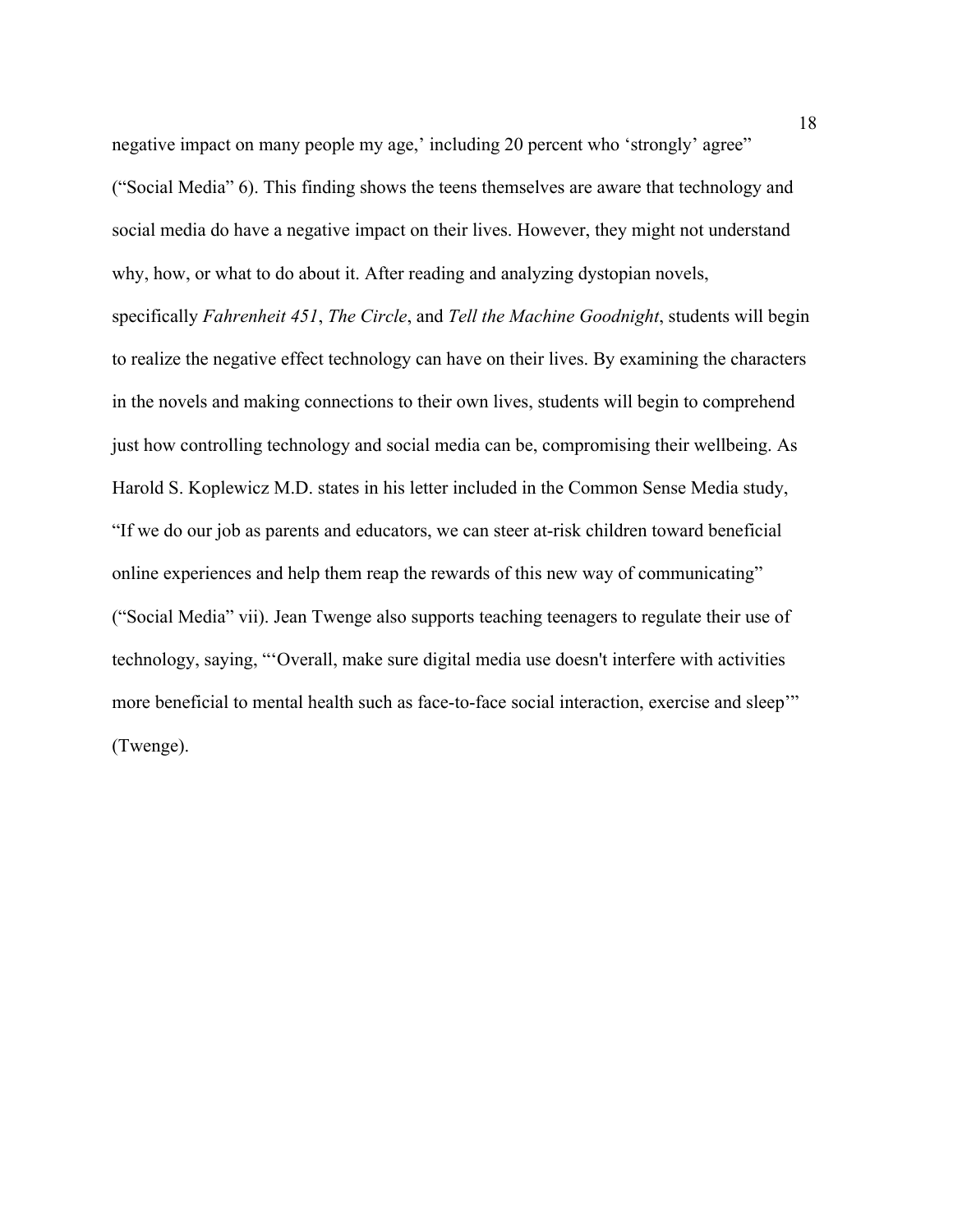negative impact on many people my age,' including 20 percent who 'strongly' agree" ("Social Media" 6). This finding shows the teens themselves are aware that technology and social media do have a negative impact on their lives. However, they might not understand why, how, or what to do about it. After reading and analyzing dystopian novels, specifically *Fahrenheit 451*, *The Circle*, and *Tell the Machine Goodnight*, students will begin to realize the negative effect technology can have on their lives. By examining the characters in the novels and making connections to their own lives, students will begin to comprehend just how controlling technology and social media can be, compromising their wellbeing. As Harold S. Koplewicz M.D. states in his letter included in the Common Sense Media study, "If we do our job as parents and educators, we can steer at-risk children toward beneficial online experiences and help them reap the rewards of this new way of communicating" ("Social Media" vii). Jean Twenge also supports teaching teenagers to regulate their use of technology, saying, "'Overall, make sure digital media use doesn't interfere with activities more beneficial to mental health such as face-to-face social interaction, exercise and sleep'" (Twenge).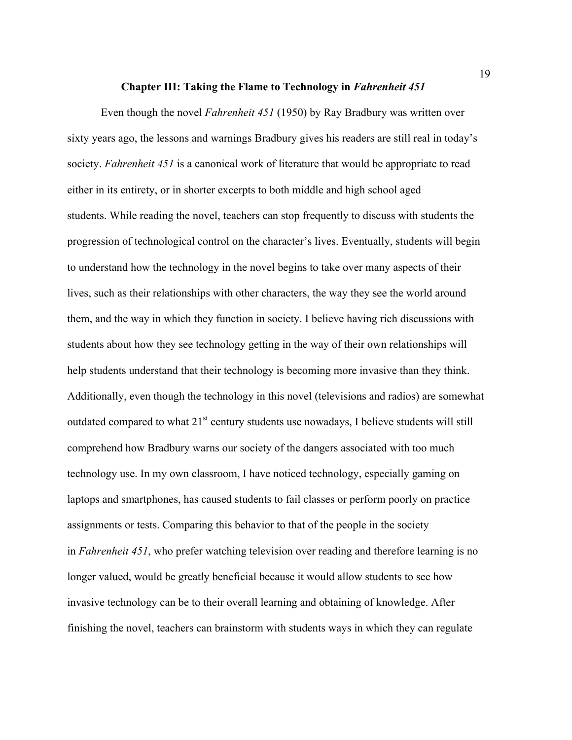## Chapter III: Taking the Flame to Technology in *Fahrenheit 451*

Even though the novel *Fahrenheit 451* (1950) by Ray Bradbury was written over sixty years ago, the lessons and warnings Bradbury gives his readers are still real in today's society. *Fahrenheit 451* is a canonical work of literature that would be appropriate to read either in its entirety, or in shorter excerpts to both middle and high school aged students. While reading the novel, teachers can stop frequently to discuss with students the progression of technological control on the character's lives. Eventually, students will begin to understand how the technology in the novel begins to take over many aspects of their lives, such as their relationships with other characters, the way they see the world around them, and the way in which they function in society. I believe having rich discussions with students about how they see technology getting in the way of their own relationships will help students understand that their technology is becoming more invasive than they think. Additionally, even though the technology in this novel (televisions and radios) are somewhat outdated compared to what 21st century students use nowadays, I believe students will still comprehend how Bradbury warns our society of the dangers associated with too much technology use. In my own classroom, I have noticed technology, especially gaming on laptops and smartphones, has caused students to fail classes or perform poorly on practice assignments or tests. Comparing this behavior to that of the people in the society in *Fahrenheit 451*, who prefer watching television over reading and therefore learning is no longer valued, would be greatly beneficial because it would allow students to see how invasive technology can be to their overall learning and obtaining of knowledge. After finishing the novel, teachers can brainstorm with students ways in which they can regulate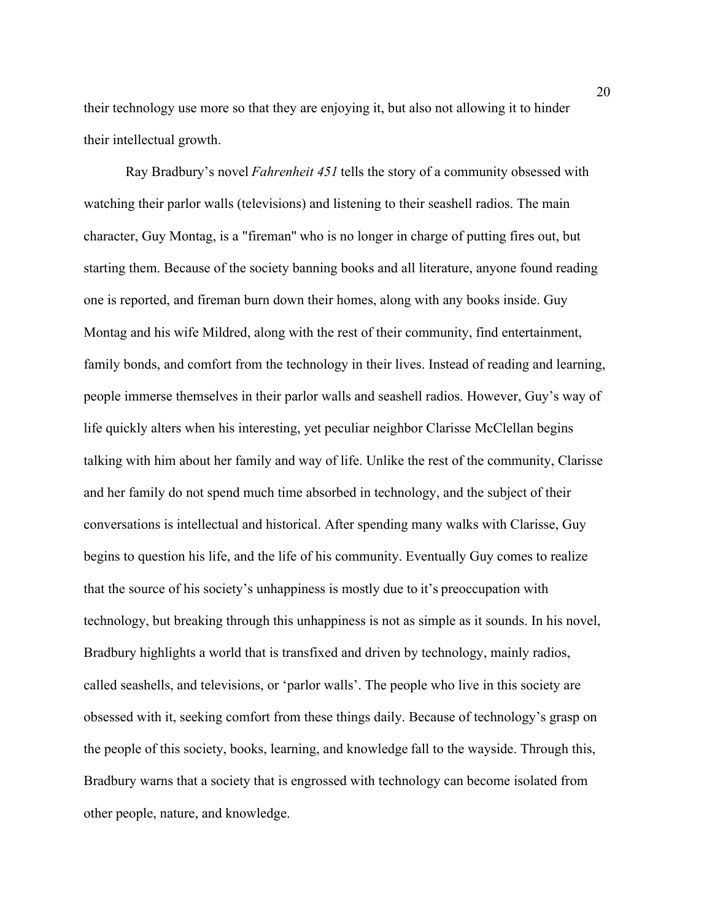their technology use more so that they are enjoying it, but also not allowing it to hinder their intellectual growth.

Ray Bradbury's novel *Fahrenheit 451* tells the story of a community obsessed with watching their parlor walls (televisions) and listening to their seashell radios. The main character, Guy Montag, is a "fireman" who is no longer in charge of putting fires out, but starting them. Because of the society banning books and all literature, anyone found reading one is reported, and fireman burn down their homes, along with any books inside. Guy Montag and his wife Mildred, along with the rest of their community, find entertainment, family bonds, and comfort from the technology in their lives. Instead of reading and learning, people immerse themselves in their parlor walls and seashell radios. However, Guy's way of life quickly alters when his interesting, yet peculiar neighbor Clarisse McClellan begins talking with him about her family and way of life. Unlike the rest of the community, Clarisse and her family do not spend much time absorbed in technology, and the subject of their conversations is intellectual and historical. After spending many walks with Clarisse, Guy begins to question his life, and the life of his community. Eventually Guy comes to realize that the source of his society's unhappiness is mostly due to it's preoccupation with technology, but breaking through this unhappiness is not as simple as it sounds. In his novel, Bradbury highlights a world that is transfixed and driven by technology, mainly radios, called seashells, and televisions, or 'parlor walls'. The people who live in this society are obsessed with it, seeking comfort from these things daily. Because of technology's grasp on the people of this society, books, learning, and knowledge fall to the wayside. Through this, Bradbury warns that a society that is engrossed with technology can become isolated from other people, nature, and knowledge.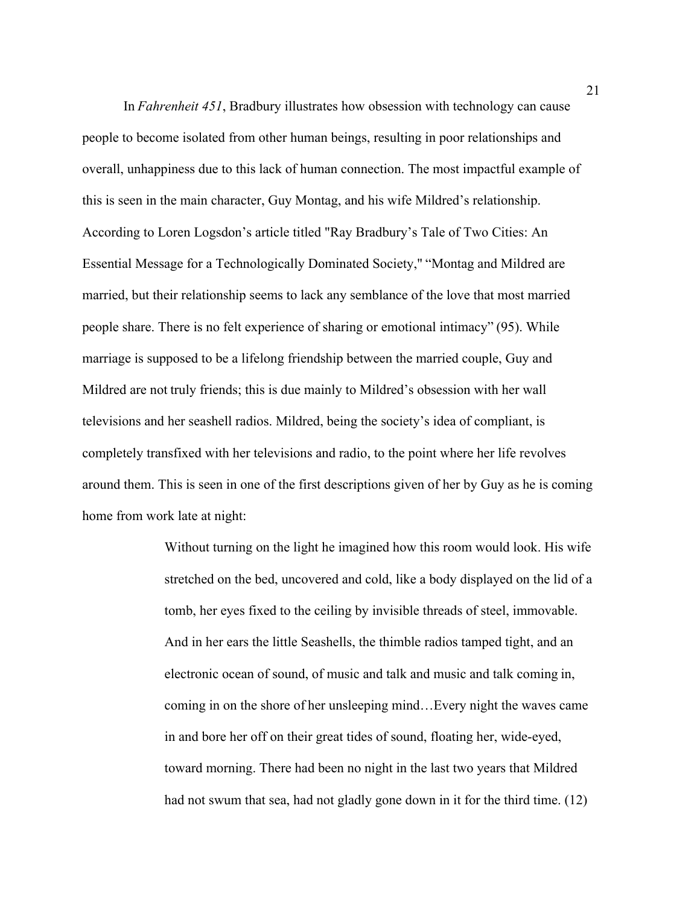In *Fahrenheit 451*, Bradbury illustrates how obsession with technology can cause people to become isolated from other human beings, resulting in poor relationships and overall, unhappiness due to this lack of human connection. The most impactful example of this is seen in the main character, Guy Montag, and his wife Mildred's relationship. According to Loren Logsdon's article titled "Ray Bradbury's Tale of Two Cities: An Essential Message for a Technologically Dominated Society," "Montag and Mildred are married, but their relationship seems to lack any semblance of the love that most married people share. There is no felt experience of sharing or emotional intimacy" (95). While marriage is supposed to be a lifelong friendship between the married couple, Guy and Mildred are not truly friends; this is due mainly to Mildred's obsession with her wall televisions and her seashell radios. Mildred, being the society's idea of compliant, is completely transfixed with her televisions and radio, to the point where her life revolves around them. This is seen in one of the first descriptions given of her by Guy as he is coming home from work late at night:

> Without turning on the light he imagined how this room would look. His wife stretched on the bed, uncovered and cold, like a body displayed on the lid of a tomb, her eyes fixed to the ceiling by invisible threads of steel, immovable. And in her ears the little Seashells, the thimble radios tamped tight, and an electronic ocean of sound, of music and talk and music and talk coming in, coming in on the shore of her unsleeping mind…Every night the waves came in and bore her off on their great tides of sound, floating her, wide-eyed, toward morning. There had been no night in the last two years that Mildred had not swum that sea, had not gladly gone down in it for the third time. (12)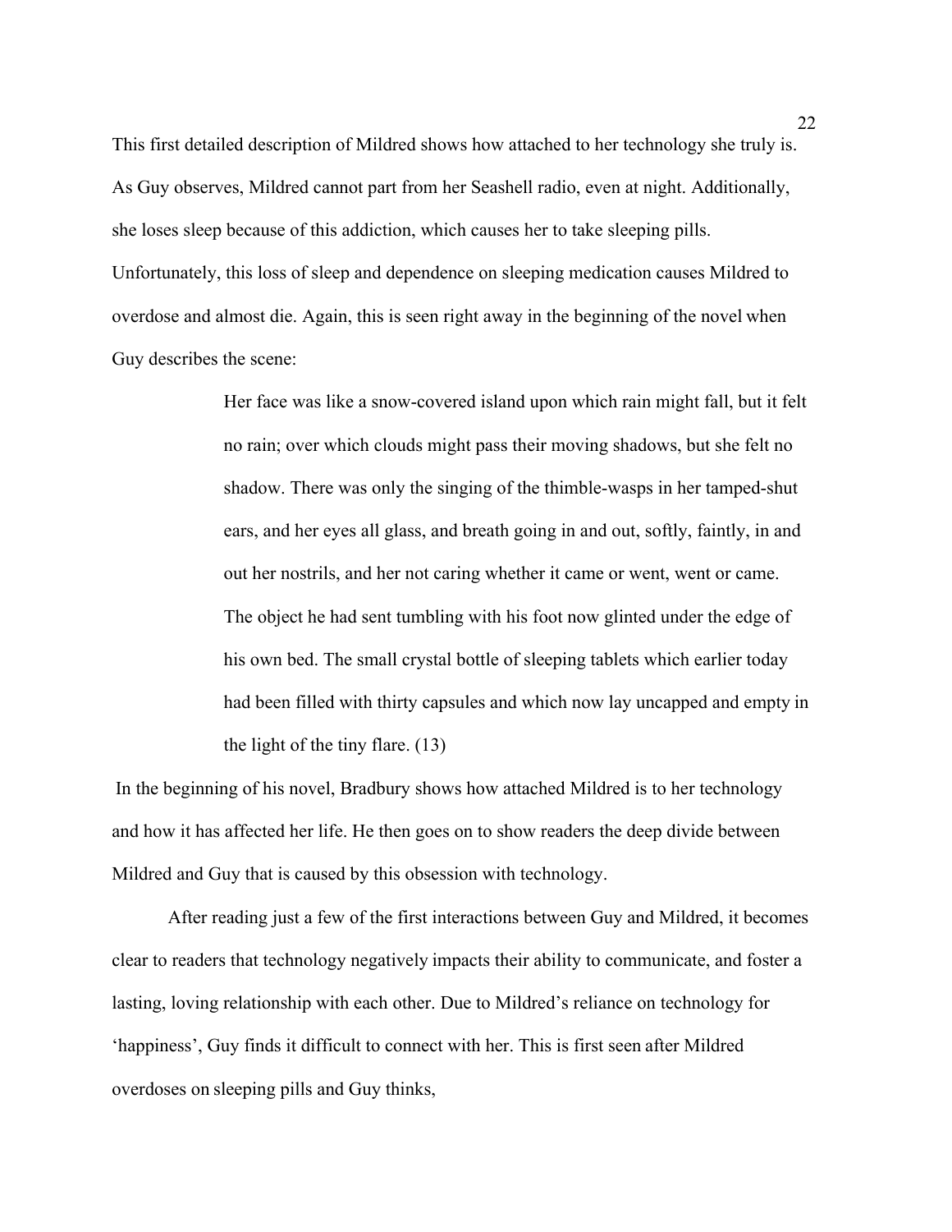This first detailed description of Mildred shows how attached to her technology she truly is. As Guy observes, Mildred cannot part from her Seashell radio, even at night. Additionally, she loses sleep because of this addiction, which causes her to take sleeping pills. Unfortunately, this loss of sleep and dependence on sleeping medication causes Mildred to overdose and almost die. Again, this is seen right away in the beginning of the novel when Guy describes the scene:

> Her face was like a snow-covered island upon which rain might fall, but it felt no rain; over which clouds might pass their moving shadows, but she felt no shadow. There was only the singing of the thimble-wasps in her tamped-shut ears, and her eyes all glass, and breath going in and out, softly, faintly, in and out her nostrils, and her not caring whether it came or went, went or came. The object he had sent tumbling with his foot now glinted under the edge of his own bed. The small crystal bottle of sleeping tablets which earlier today had been filled with thirty capsules and which now lay uncapped and empty in the light of the tiny flare. (13)

In the beginning of his novel, Bradbury shows how attached Mildred is to her technology and how it has affected her life. He then goes on to show readers the deep divide between Mildred and Guy that is caused by this obsession with technology.

After reading just a few of the first interactions between Guy and Mildred, it becomes clear to readers that technology negatively impacts their ability to communicate, and foster a lasting, loving relationship with each other. Due to Mildred's reliance on technology for 'happiness', Guy finds it difficult to connect with her. This is first seen after Mildred overdoses on sleeping pills and Guy thinks,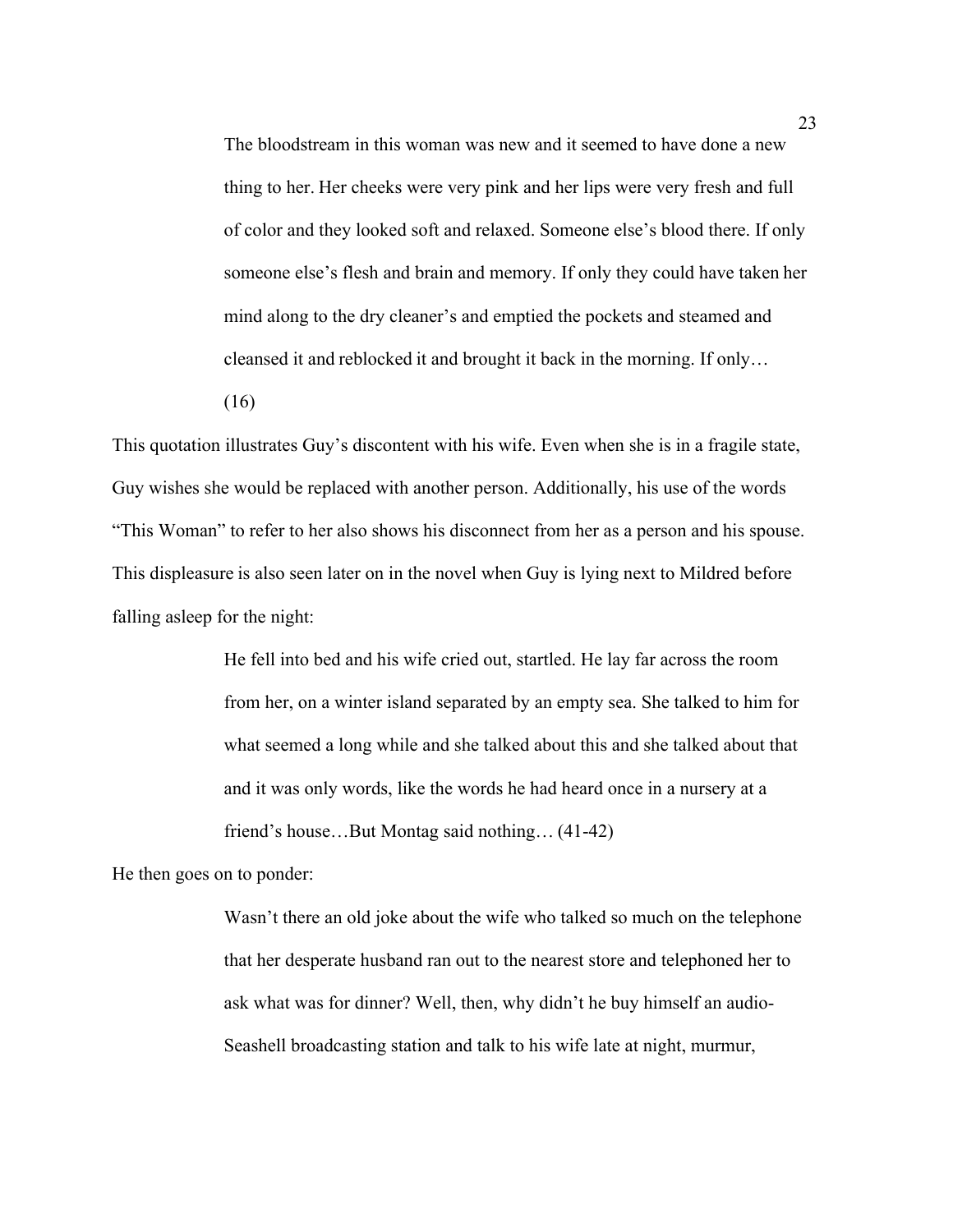> The bloodstream in this woman was new and it seemed to have done a new thing to her. Her cheeks were very pink and her lips were very fresh and full of color and they looked soft and relaxed. Someone else's blood there. If only someone else's flesh and brain and memory. If only they could have taken her mind along to the dry cleaner's and emptied the pockets and steamed and cleansed it and reblocked it and brought it back in the morning. If only… (16)

This quotation illustrates Guy's discontent with his wife. Even when she is in a fragile state, Guy wishes she would be replaced with another person. Additionally, his use of the words "This Woman" to refer to her also shows his disconnect from her as a person and his spouse. This displeasure is also seen later on in the novel when Guy is lying next to Mildred before falling asleep for the night:

> He fell into bed and his wife cried out, startled. He lay far across the room from her, on a winter island separated by an empty sea. She talked to him for what seemed a long while and she talked about this and she talked about that and it was only words, like the words he had heard once in a nursery at a friend's house…But Montag said nothing… (41-42)

He then goes on to ponder:

> Wasn't there an old joke about the wife who talked so much on the telephone that her desperate husband ran out to the nearest store and telephoned her to ask what was for dinner? Well, then, why didn't he buy himself an audio-Seashell broadcasting station and talk to his wife late at night, murmur,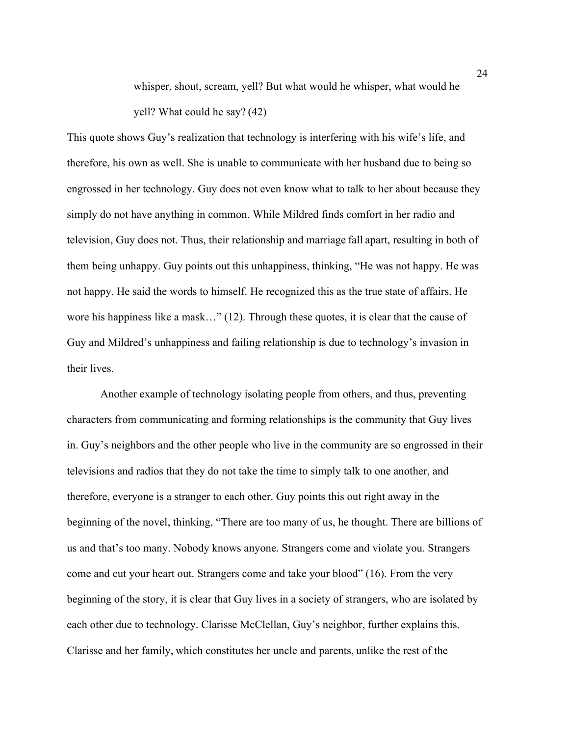> whisper, shout, scream, yell? But what would he whisper, what would he yell? What could he say? (42)

This quote shows Guy's realization that technology is interfering with his wife's life, and therefore, his own as well. She is unable to communicate with her husband due to being so engrossed in her technology. Guy does not even know what to talk to her about because they simply do not have anything in common. While Mildred finds comfort in her radio and television, Guy does not. Thus, their relationship and marriage fall apart, resulting in both of them being unhappy. Guy points out this unhappiness, thinking, "He was not happy. He was not happy. He said the words to himself. He recognized this as the true state of affairs. He wore his happiness like a mask…" (12). Through these quotes, it is clear that the cause of Guy and Mildred's unhappiness and failing relationship is due to technology's invasion in their lives.

Another example of technology isolating people from others, and thus, preventing characters from communicating and forming relationships is the community that Guy lives in. Guy's neighbors and the other people who live in the community are so engrossed in their televisions and radios that they do not take the time to simply talk to one another, and therefore, everyone is a stranger to each other. Guy points this out right away in the beginning of the novel, thinking, "There are too many of us, he thought. There are billions of us and that's too many. Nobody knows anyone. Strangers come and violate you. Strangers come and cut your heart out. Strangers come and take your blood" (16). From the very beginning of the story, it is clear that Guy lives in a society of strangers, who are isolated by each other due to technology. Clarisse McClellan, Guy's neighbor, further explains this. Clarisse and her family, which constitutes her uncle and parents, unlike the rest of the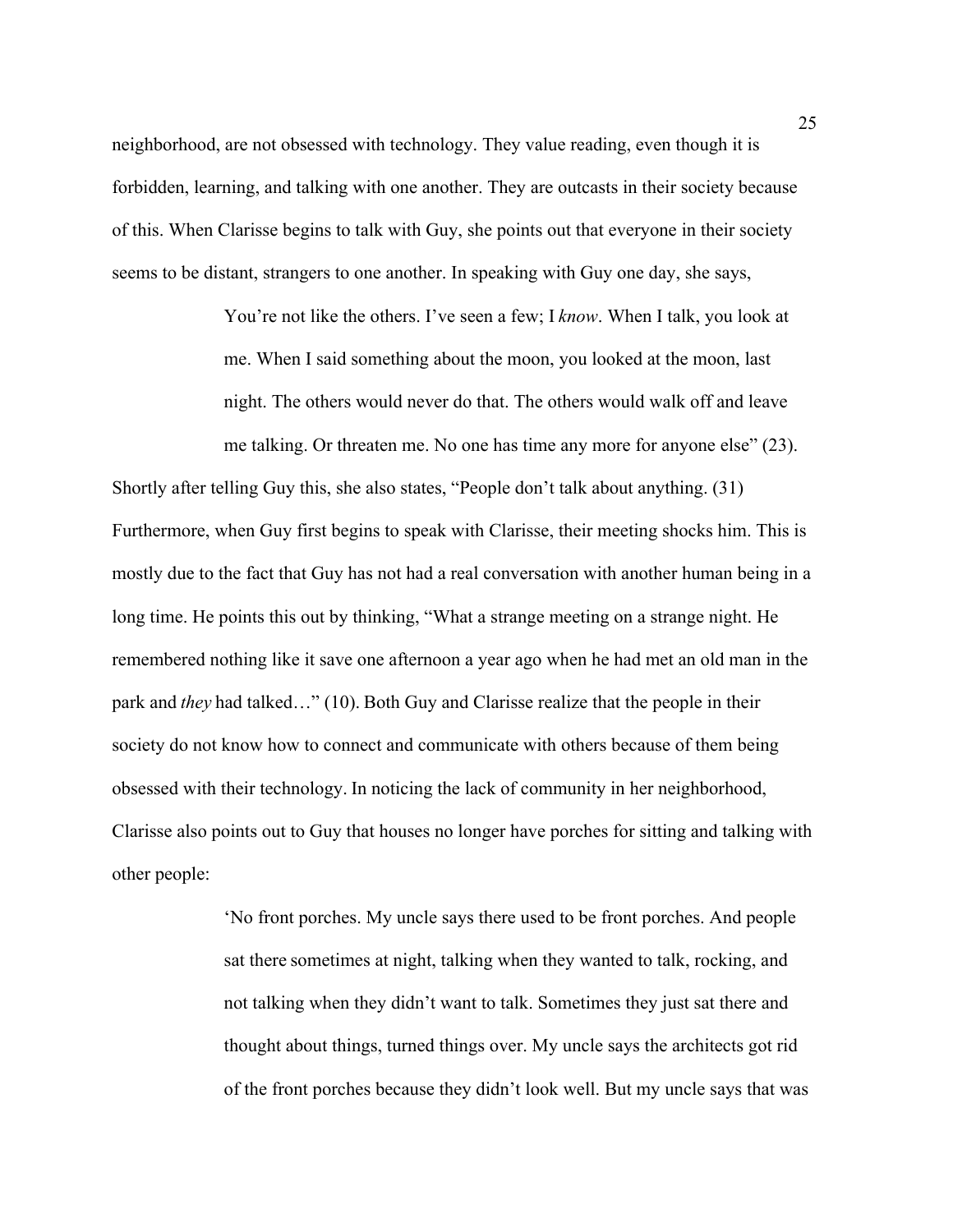neighborhood, are not obsessed with technology. They value reading, even though it is forbidden, learning, and talking with one another. They are outcasts in their society because of this. When Clarisse begins to talk with Guy, she points out that everyone in their society seems to be distant, strangers to one another. In speaking with Guy one day, she says,

> You're not like the others. I've seen a few; I *know*. When I talk, you look at me. When I said something about the moon, you looked at the moon, last night. The others would never do that. The others would walk off and leave me talking. Or threaten me. No one has time any more for anyone else" (23).

Shortly after telling Guy this, she also states, "People don't talk about anything. (31) Furthermore, when Guy first begins to speak with Clarisse, their meeting shocks him. This is mostly due to the fact that Guy has not had a real conversation with another human being in a long time. He points this out by thinking, "What a strange meeting on a strange night. He remembered nothing like it save one afternoon a year ago when he had met an old man in the park and *they* had talked…" (10). Both Guy and Clarisse realize that the people in their society do not know how to connect and communicate with others because of them being obsessed with their technology. In noticing the lack of community in her neighborhood, Clarisse also points out to Guy that houses no longer have porches for sitting and talking with other people:

> 'No front porches. My uncle says there used to be front porches. And people sat there sometimes at night, talking when they wanted to talk, rocking, and not talking when they didn't want to talk. Sometimes they just sat there and thought about things, turned things over. My uncle says the architects got rid of the front porches because they didn't look well. But my uncle says that was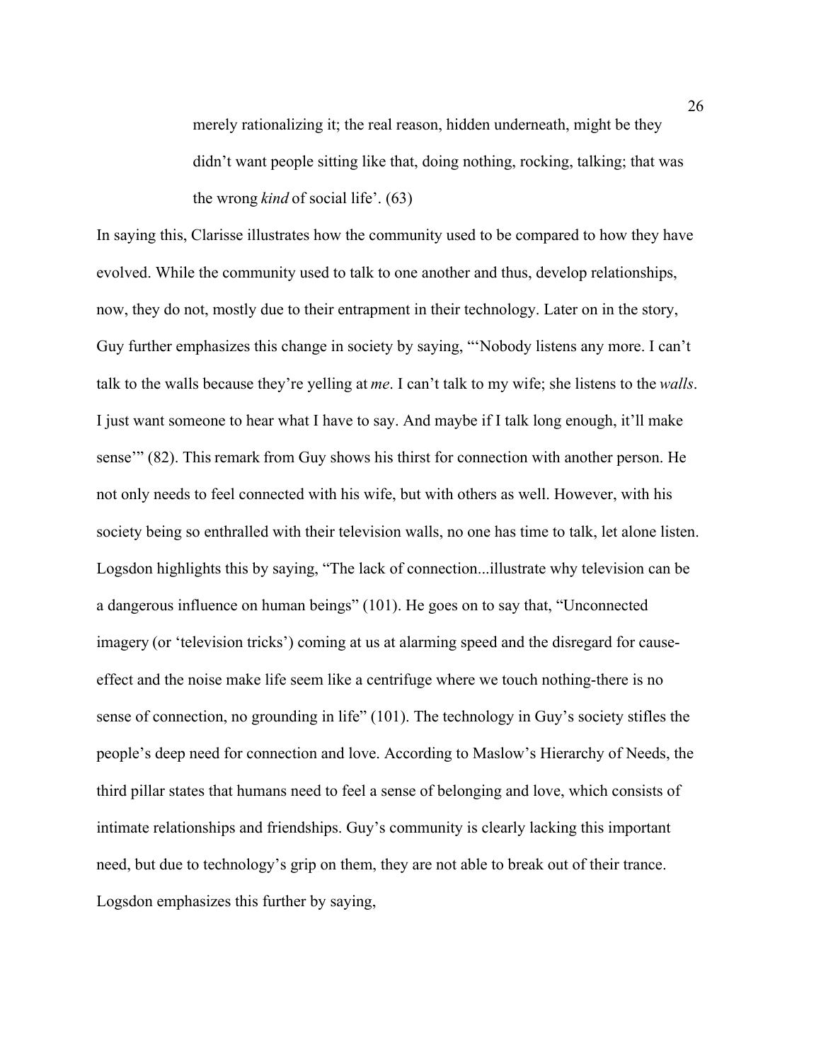> merely rationalizing it; the real reason, hidden underneath, might be they didn't want people sitting like that, doing nothing, rocking, talking; that was the wrong *kind* of social life'. (63)

In saying this, Clarisse illustrates how the community used to be compared to how they have evolved. While the community used to talk to one another and thus, develop relationships, now, they do not, mostly due to their entrapment in their technology. Later on in the story, Guy further emphasizes this change in society by saying, "'Nobody listens any more. I can't talk to the walls because they're yelling at *me*. I can't talk to my wife; she listens to the *walls*. I just want someone to hear what I have to say. And maybe if I talk long enough, it'll make sense'" (82). This remark from Guy shows his thirst for connection with another person. He not only needs to feel connected with his wife, but with others as well. However, with his society being so enthralled with their television walls, no one has time to talk, let alone listen. Logsdon highlights this by saying, "The lack of connection...illustrate why television can be a dangerous influence on human beings" (101). He goes on to say that, "Unconnected imagery (or 'television tricks') coming at us at alarming speed and the disregard for cause-effect and the noise make life seem like a centrifuge where we touch nothing-there is no sense of connection, no grounding in life" (101). The technology in Guy's society stifles the people's deep need for connection and love. According to Maslow's Hierarchy of Needs, the third pillar states that humans need to feel a sense of belonging and love, which consists of intimate relationships and friendships. Guy's community is clearly lacking this important need, but due to technology's grip on them, they are not able to break out of their trance. Logsdon emphasizes this further by saying,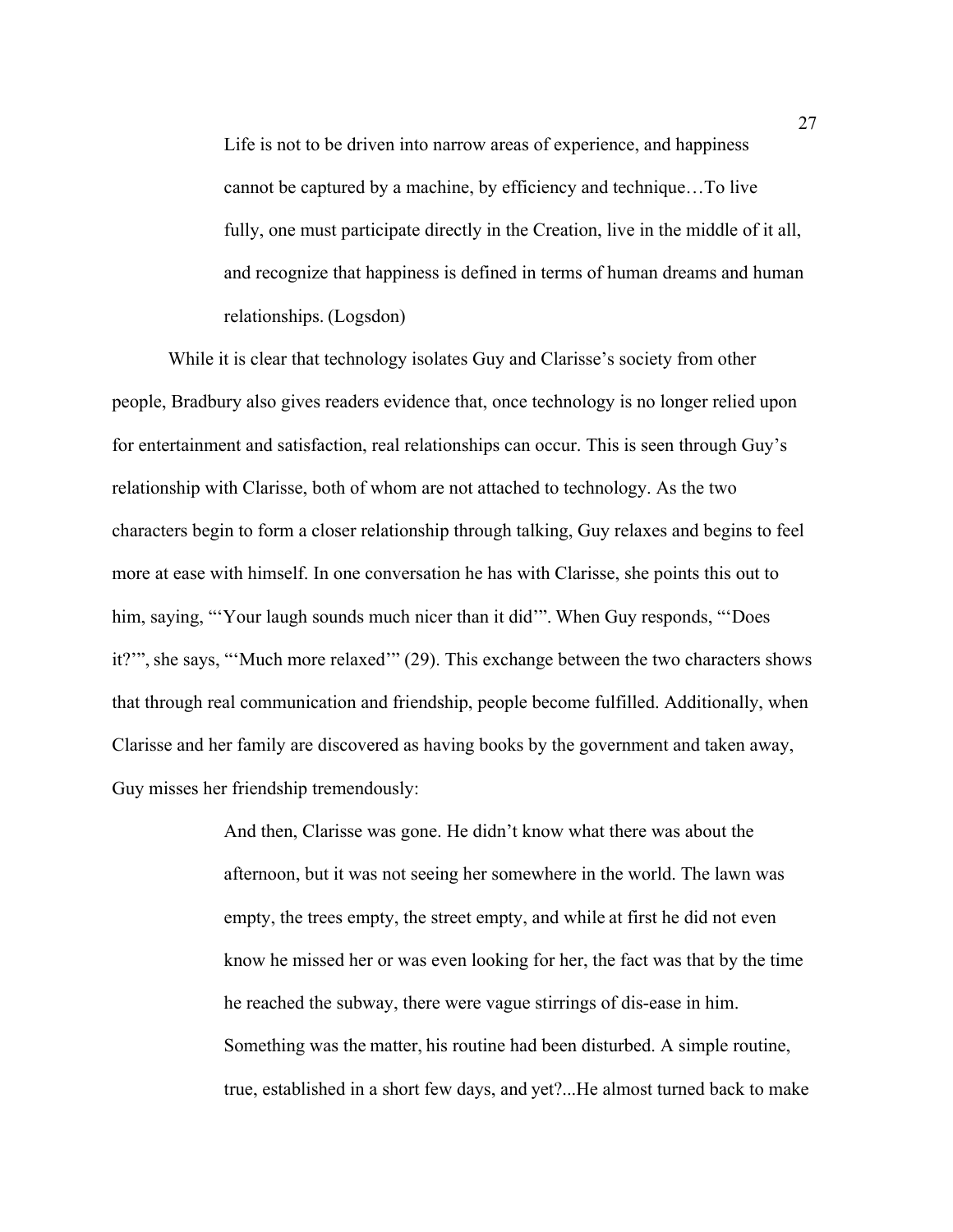> Life is not to be driven into narrow areas of experience, and happiness cannot be captured by a machine, by efficiency and technique…To live fully, one must participate directly in the Creation, live in the middle of it all, and recognize that happiness is defined in terms of human dreams and human relationships. (Logsdon)

While it is clear that technology isolates Guy and Clarisse's society from other people, Bradbury also gives readers evidence that, once technology is no longer relied upon for entertainment and satisfaction, real relationships can occur. This is seen through Guy's relationship with Clarisse, both of whom are not attached to technology. As the two characters begin to form a closer relationship through talking, Guy relaxes and begins to feel more at ease with himself. In one conversation he has with Clarisse, she points this out to him, saying, "'Your laugh sounds much nicer than it did'". When Guy responds, "'Does it?'", she says, "'Much more relaxed'" (29). This exchange between the two characters shows that through real communication and friendship, people become fulfilled. Additionally, when Clarisse and her family are discovered as having books by the government and taken away, Guy misses her friendship tremendously:

> And then, Clarisse was gone. He didn't know what there was about the afternoon, but it was not seeing her somewhere in the world. The lawn was empty, the trees empty, the street empty, and while at first he did not even know he missed her or was even looking for her, the fact was that by the time he reached the subway, there were vague stirrings of dis-ease in him. Something was the matter, his routine had been disturbed. A simple routine, true, established in a short few days, and yet?...He almost turned back to make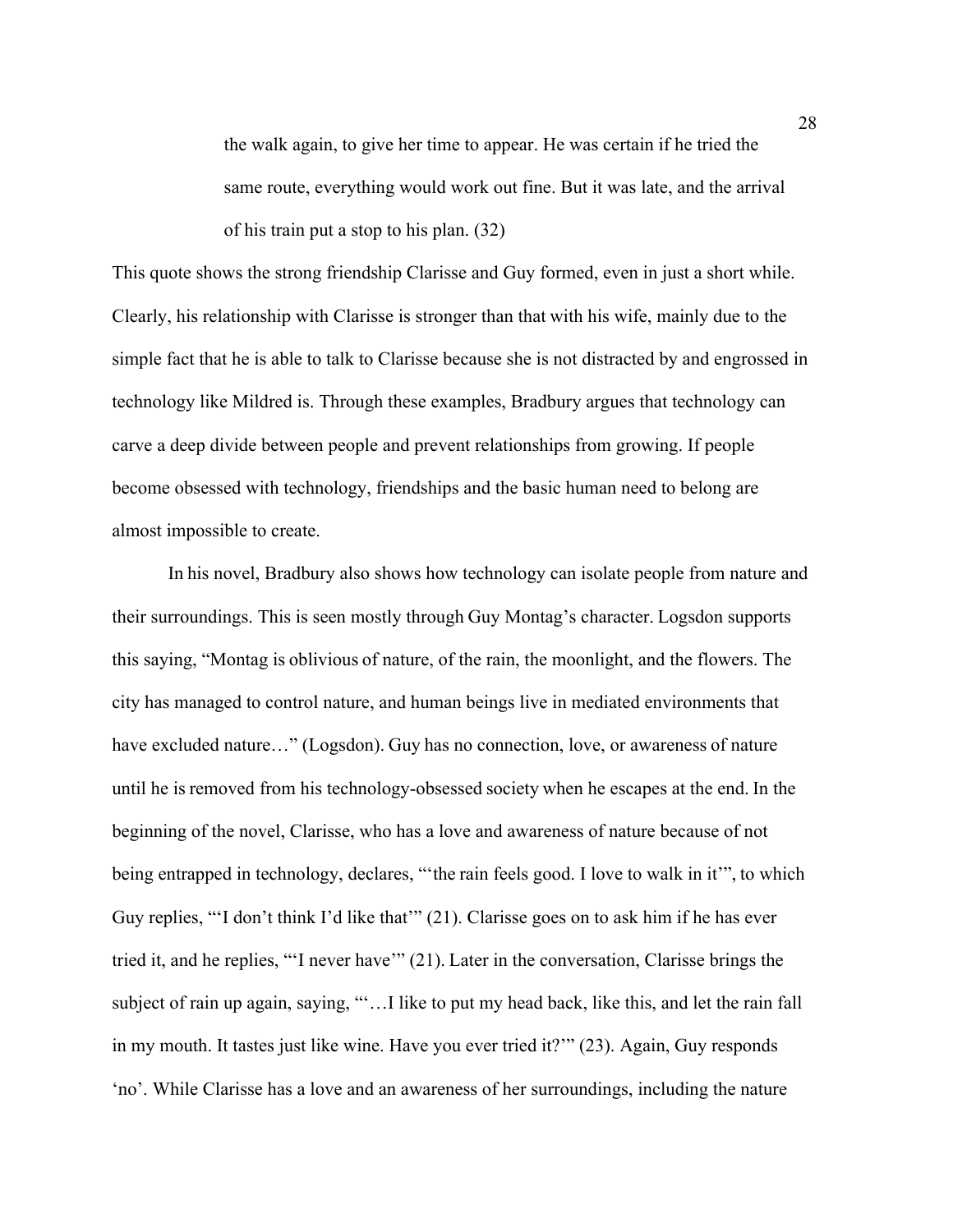> the walk again, to give her time to appear. He was certain if he tried the same route, everything would work out fine. But it was late, and the arrival of his train put a stop to his plan. (32)

This quote shows the strong friendship Clarisse and Guy formed, even in just a short while. Clearly, his relationship with Clarisse is stronger than that with his wife, mainly due to the simple fact that he is able to talk to Clarisse because she is not distracted by and engrossed in technology like Mildred is. Through these examples, Bradbury argues that technology can carve a deep divide between people and prevent relationships from growing. If people become obsessed with technology, friendships and the basic human need to belong are almost impossible to create.

In his novel, Bradbury also shows how technology can isolate people from nature and their surroundings. This is seen mostly through Guy Montag's character. Logsdon supports this saying, "Montag is oblivious of nature, of the rain, the moonlight, and the flowers. The city has managed to control nature, and human beings live in mediated environments that have excluded nature…" (Logsdon). Guy has no connection, love, or awareness of nature until he is removed from his technology-obsessed society when he escapes at the end. In the beginning of the novel, Clarisse, who has a love and awareness of nature because of not being entrapped in technology, declares, "'the rain feels good. I love to walk in it'", to which Guy replies, "'I don't think I'd like that'" (21). Clarisse goes on to ask him if he has ever tried it, and he replies, "'I never have'" (21). Later in the conversation, Clarisse brings the subject of rain up again, saying, "'…I like to put my head back, like this, and let the rain fall in my mouth. It tastes just like wine. Have you ever tried it?'" (23). Again, Guy responds 'no'. While Clarisse has a love and an awareness of her surroundings, including the nature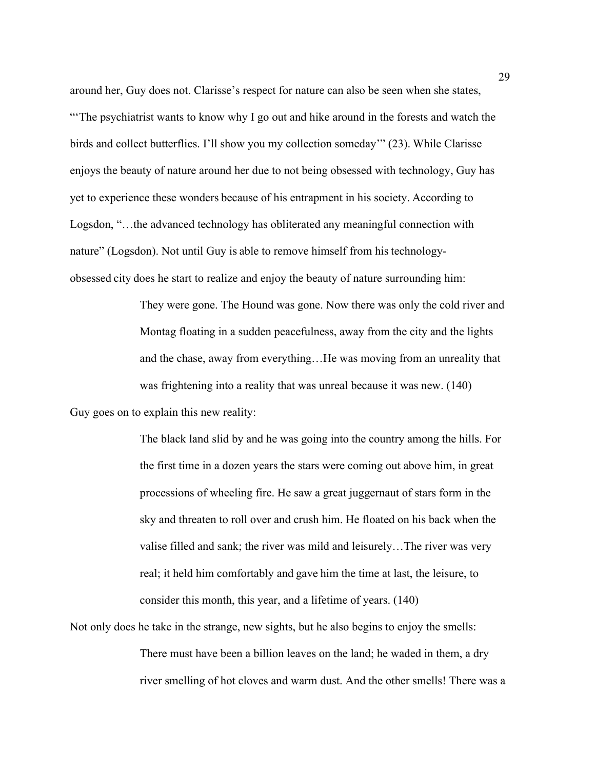around her, Guy does not. Clarisse's respect for nature can also be seen when she states, "'The psychiatrist wants to know why I go out and hike around in the forests and watch the birds and collect butterflies. I'll show you my collection someday'" (23). While Clarisse enjoys the beauty of nature around her due to not being obsessed with technology, Guy has yet to experience these wonders because of his entrapment in his society. According to Logsdon, "…the advanced technology has obliterated any meaningful connection with nature" (Logsdon). Not until Guy is able to remove himself from his technology-obsessed city does he start to realize and enjoy the beauty of nature surrounding him:

> They were gone. The Hound was gone. Now there was only the cold river and Montag floating in a sudden peacefulness, away from the city and the lights and the chase, away from everything…He was moving from an unreality that was frightening into a reality that was unreal because it was new. (140)

Guy goes on to explain this new reality:

> The black land slid by and he was going into the country among the hills. For the first time in a dozen years the stars were coming out above him, in great processions of wheeling fire. He saw a great juggernaut of stars form in the sky and threaten to roll over and crush him. He floated on his back when the valise filled and sank; the river was mild and leisurely…The river was very real; it held him comfortably and gave him the time at last, the leisure, to consider this month, this year, and a lifetime of years. (140)

Not only does he take in the strange, new sights, but he also begins to enjoy the smells:

> There must have been a billion leaves on the land; he waded in them, a dry river smelling of hot cloves and warm dust. And the other smells! There was a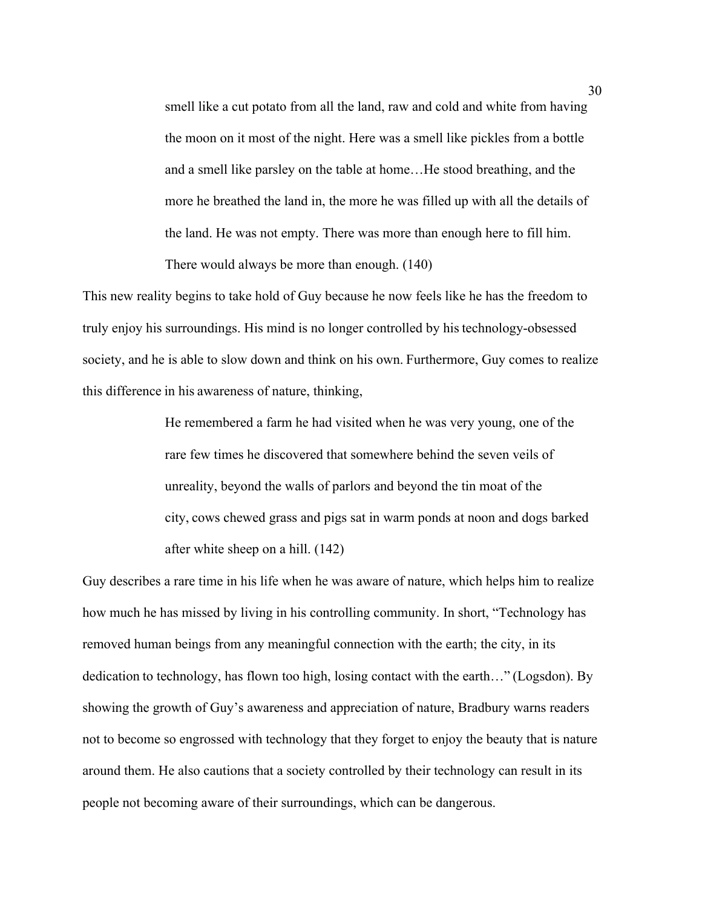> smell like a cut potato from all the land, raw and cold and white from having the moon on it most of the night. Here was a smell like pickles from a bottle and a smell like parsley on the table at home…He stood breathing, and the more he breathed the land in, the more he was filled up with all the details of the land. He was not empty. There was more than enough here to fill him. There would always be more than enough. (140)

This new reality begins to take hold of Guy because he now feels like he has the freedom to truly enjoy his surroundings. His mind is no longer controlled by his technology-obsessed society, and he is able to slow down and think on his own. Furthermore, Guy comes to realize this difference in his awareness of nature, thinking,

> He remembered a farm he had visited when he was very young, one of the rare few times he discovered that somewhere behind the seven veils of unreality, beyond the walls of parlors and beyond the tin moat of the city, cows chewed grass and pigs sat in warm ponds at noon and dogs barked after white sheep on a hill. (142)

Guy describes a rare time in his life when he was aware of nature, which helps him to realize how much he has missed by living in his controlling community. In short, "Technology has removed human beings from any meaningful connection with the earth; the city, in its dedication to technology, has flown too high, losing contact with the earth…" (Logsdon). By showing the growth of Guy's awareness and appreciation of nature, Bradbury warns readers not to become so engrossed with technology that they forget to enjoy the beauty that is nature around them. He also cautions that a society controlled by their technology can result in its people not becoming aware of their surroundings, which can be dangerous.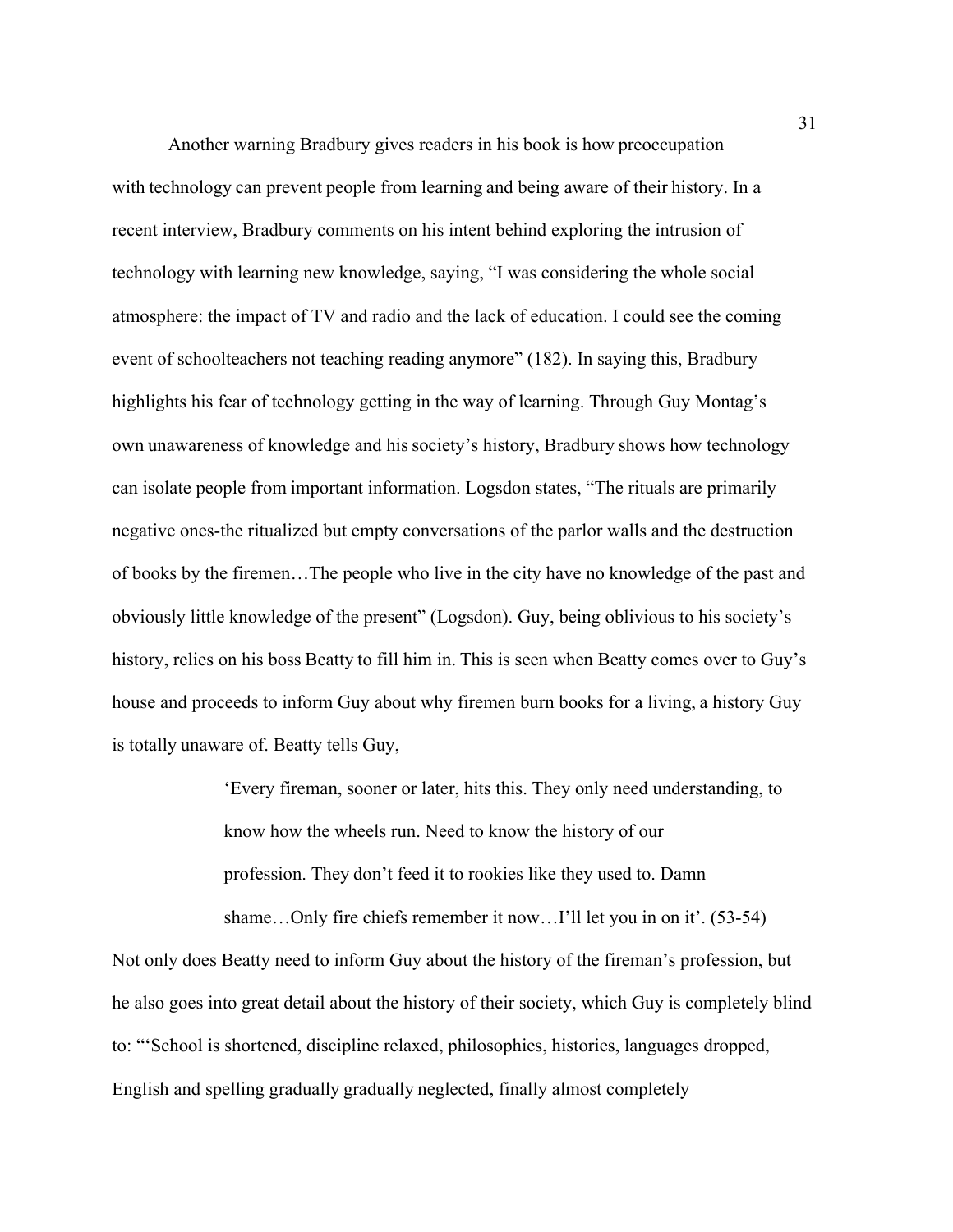Another warning Bradbury gives readers in his book is how preoccupation with technology can prevent people from learning and being aware of their history. In a recent interview, Bradbury comments on his intent behind exploring the intrusion of technology with learning new knowledge, saying, "I was considering the whole social atmosphere: the impact of TV and radio and the lack of education. I could see the coming event of schoolteachers not teaching reading anymore" (182). In saying this, Bradbury highlights his fear of technology getting in the way of learning. Through Guy Montag's own unawareness of knowledge and his society's history, Bradbury shows how technology can isolate people from important information. Logsdon states, "The rituals are primarily negative ones-the ritualized but empty conversations of the parlor walls and the destruction of books by the firemen…The people who live in the city have no knowledge of the past and obviously little knowledge of the present" (Logsdon). Guy, being oblivious to his society's history, relies on his boss Beatty to fill him in. This is seen when Beatty comes over to Guy's house and proceeds to inform Guy about why firemen burn books for a living, a history Guy is totally unaware of. Beatty tells Guy,

> 'Every fireman, sooner or later, hits this. They only need understanding, to know how the wheels run. Need to know the history of our profession. They don't feed it to rookies like they used to. Damn shame…Only fire chiefs remember it now…I'll let you in on it'. (53-54)

Not only does Beatty need to inform Guy about the history of the fireman's profession, but he also goes into great detail about the history of their society, which Guy is completely blind to: "'School is shortened, discipline relaxed, philosophies, histories, languages dropped, English and spelling gradually gradually neglected, finally almost completely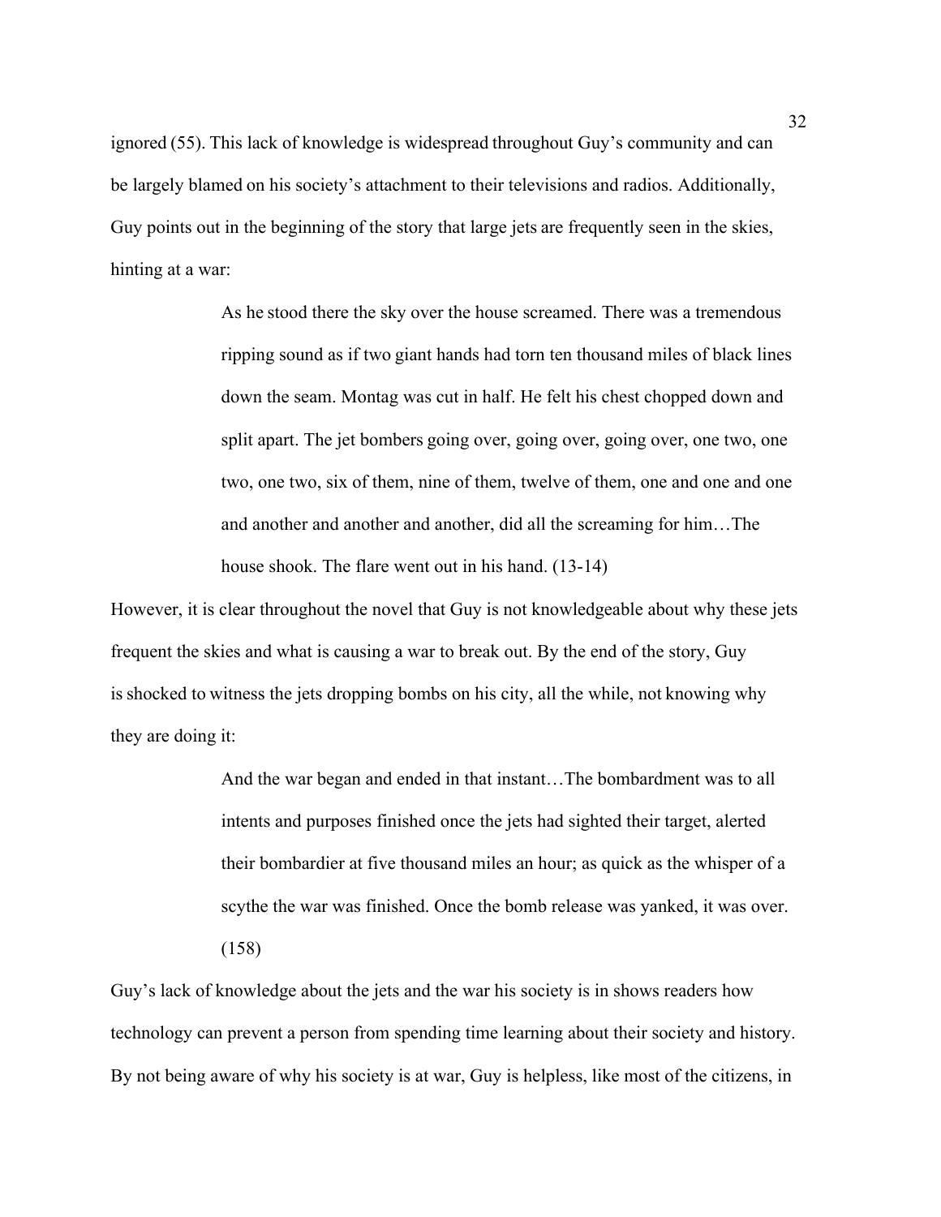ignored (55). This lack of knowledge is widespread throughout Guy's community and can be largely blamed on his society's attachment to their televisions and radios. Additionally, Guy points out in the beginning of the story that large jets are frequently seen in the skies, hinting at a war:

> As he stood there the sky over the house screamed. There was a tremendous ripping sound as if two giant hands had torn ten thousand miles of black lines down the seam. Montag was cut in half. He felt his chest chopped down and split apart. The jet bombers going over, going over, going over, one two, one two, one two, six of them, nine of them, twelve of them, one and one and one and another and another and another, did all the screaming for him…The house shook. The flare went out in his hand. (13-14)

However, it is clear throughout the novel that Guy is not knowledgeable about why these jets frequent the skies and what is causing a war to break out. By the end of the story, Guy is shocked to witness the jets dropping bombs on his city, all the while, not knowing why they are doing it:

> And the war began and ended in that instant…The bombardment was to all intents and purposes finished once the jets had sighted their target, alerted their bombardier at five thousand miles an hour; as quick as the whisper of a scythe the war was finished. Once the bomb release was yanked, it was over. (158)

Guy's lack of knowledge about the jets and the war his society is in shows readers how technology can prevent a person from spending time learning about their society and history. By not being aware of why his society is at war, Guy is helpless, like most of the citizens, in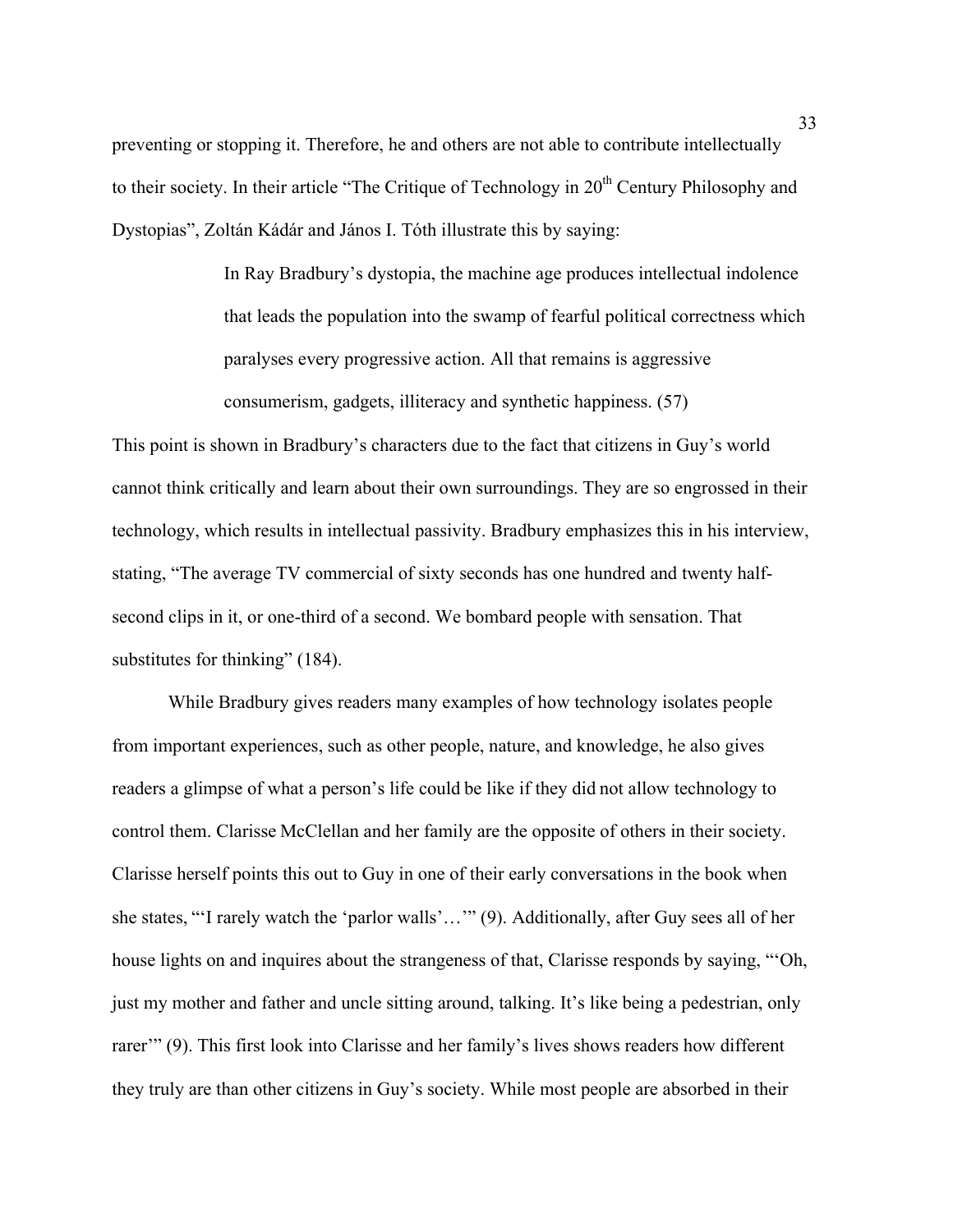preventing or stopping it. Therefore, he and others are not able to contribute intellectually to their society. In their article "The Critique of Technology in 20$^{th}$ Century Philosophy and Dystopias", Zoltán Kádár and János I. Tóth illustrate this by saying:

> In Ray Bradbury's dystopia, the machine age produces intellectual indolence that leads the population into the swamp of fearful political correctness which paralyses every progressive action. All that remains is aggressive consumerism, gadgets, illiteracy and synthetic happiness. (57)

This point is shown in Bradbury's characters due to the fact that citizens in Guy's world cannot think critically and learn about their own surroundings. They are so engrossed in their technology, which results in intellectual passivity. Bradbury emphasizes this in his interview, stating, "The average TV commercial of sixty seconds has one hundred and twenty half-second clips in it, or one-third of a second. We bombard people with sensation. That substitutes for thinking" (184).

While Bradbury gives readers many examples of how technology isolates people from important experiences, such as other people, nature, and knowledge, he also gives readers a glimpse of what a person's life could be like if they did not allow technology to control them. Clarisse McClellan and her family are the opposite of others in their society. Clarisse herself points this out to Guy in one of their early conversations in the book when she states, "'I rarely watch the 'parlor walls'…'" (9). Additionally, after Guy sees all of her house lights on and inquires about the strangeness of that, Clarisse responds by saying, "'Oh, just my mother and father and uncle sitting around, talking. It's like being a pedestrian, only rarer'" (9). This first look into Clarisse and her family's lives shows readers how different they truly are than other citizens in Guy's society. While most people are absorbed in their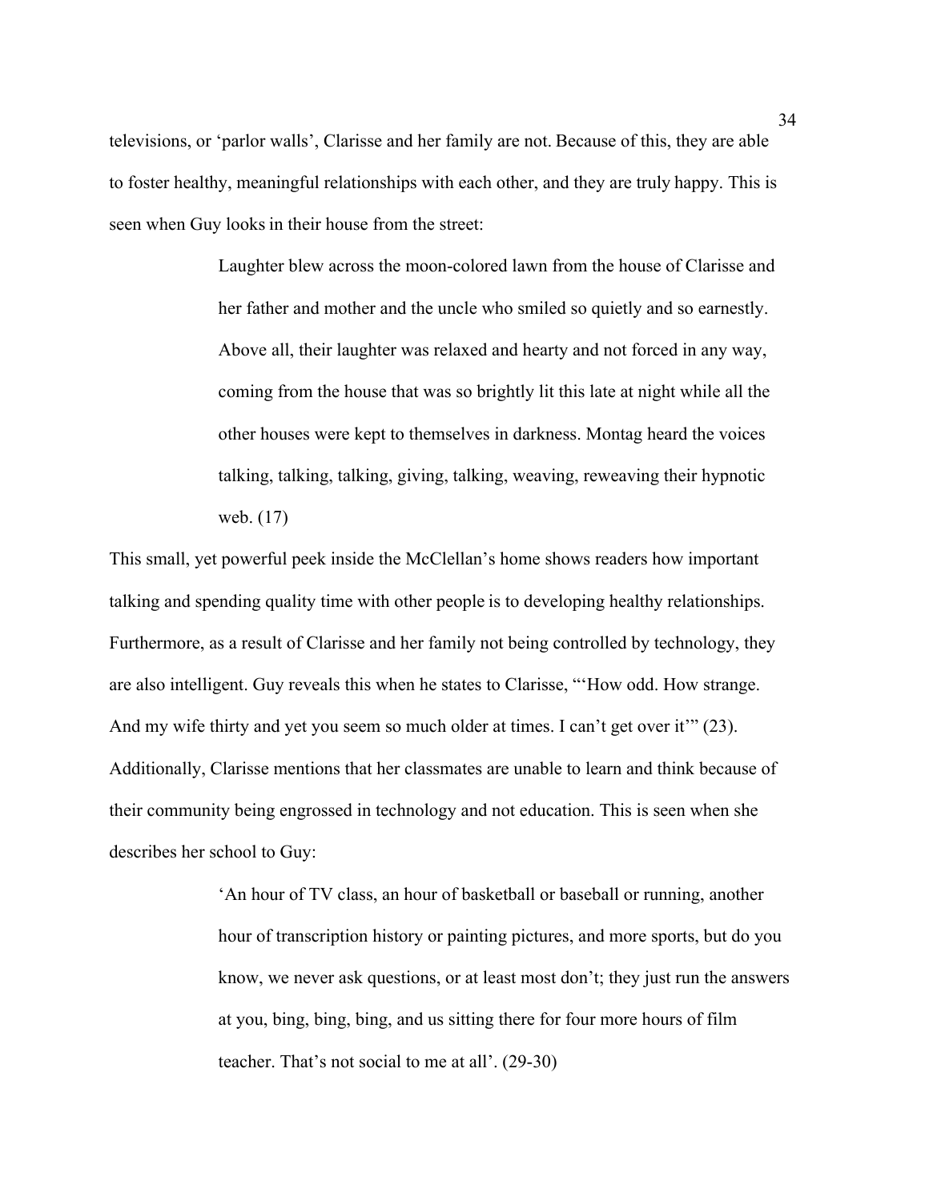televisions, or 'parlor walls', Clarisse and her family are not. Because of this, they are able to foster healthy, meaningful relationships with each other, and they are truly happy. This is seen when Guy looks in their house from the street:

> Laughter blew across the moon-colored lawn from the house of Clarisse and her father and mother and the uncle who smiled so quietly and so earnestly. Above all, their laughter was relaxed and hearty and not forced in any way, coming from the house that was so brightly lit this late at night while all the other houses were kept to themselves in darkness. Montag heard the voices talking, talking, talking, giving, talking, weaving, reweaving their hypnotic web. (17)

This small, yet powerful peek inside the McClellan's home shows readers how important talking and spending quality time with other people is to developing healthy relationships. Furthermore, as a result of Clarisse and her family not being controlled by technology, they are also intelligent. Guy reveals this when he states to Clarisse, "'How odd. How strange. And my wife thirty and yet you seem so much older at times. I can't get over it'" (23). Additionally, Clarisse mentions that her classmates are unable to learn and think because of their community being engrossed in technology and not education. This is seen when she describes her school to Guy:

> 'An hour of TV class, an hour of basketball or baseball or running, another hour of transcription history or painting pictures, and more sports, but do you know, we never ask questions, or at least most don't; they just run the answers at you, bing, bing, bing, and us sitting there for four more hours of film teacher. That's not social to me at all'. (29-30)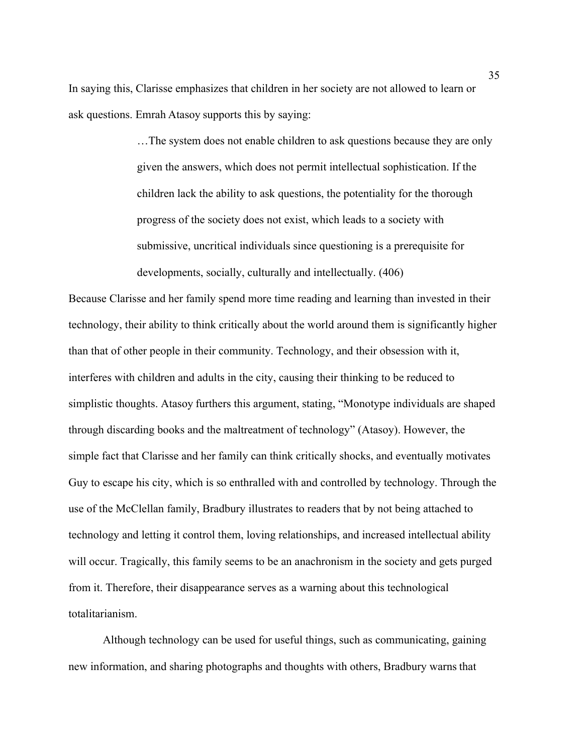In saying this, Clarisse emphasizes that children in her society are not allowed to learn or ask questions. Emrah Atasoy supports this by saying:

> …The system does not enable children to ask questions because they are only given the answers, which does not permit intellectual sophistication. If the children lack the ability to ask questions, the potentiality for the thorough progress of the society does not exist, which leads to a society with submissive, uncritical individuals since questioning is a prerequisite for developments, socially, culturally and intellectually. (406)

Because Clarisse and her family spend more time reading and learning than invested in their technology, their ability to think critically about the world around them is significantly higher than that of other people in their community. Technology, and their obsession with it, interferes with children and adults in the city, causing their thinking to be reduced to simplistic thoughts. Atasoy furthers this argument, stating, "Monotype individuals are shaped through discarding books and the maltreatment of technology" (Atasoy). However, the simple fact that Clarisse and her family can think critically shocks, and eventually motivates Guy to escape his city, which is so enthralled with and controlled by technology. Through the use of the McClellan family, Bradbury illustrates to readers that by not being attached to technology and letting it control them, loving relationships, and increased intellectual ability will occur. Tragically, this family seems to be an anachronism in the society and gets purged from it. Therefore, their disappearance serves as a warning about this technological totalitarianism.

Although technology can be used for useful things, such as communicating, gaining new information, and sharing photographs and thoughts with others, Bradbury warns that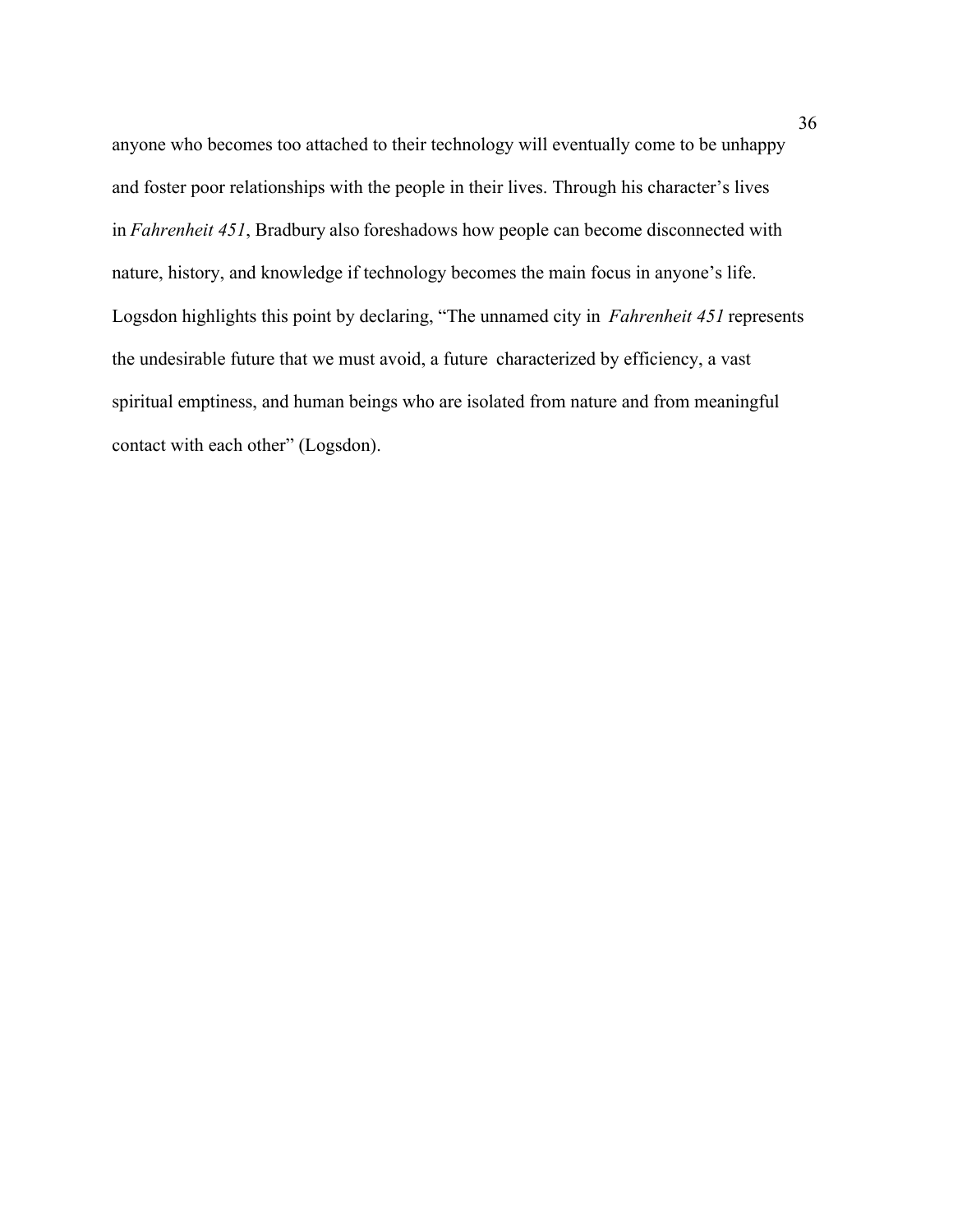anyone who becomes too attached to their technology will eventually come to be unhappy and foster poor relationships with the people in their lives. Through his character's lives in *Fahrenheit 451*, Bradbury also foreshadows how people can become disconnected with nature, history, and knowledge if technology becomes the main focus in anyone's life. Logsdon highlights this point by declaring, "The unnamed city in *Fahrenheit 451* represents the undesirable future that we must avoid, a future characterized by efficiency, a vast spiritual emptiness, and human beings who are isolated from nature and from meaningful contact with each other" (Logsdon).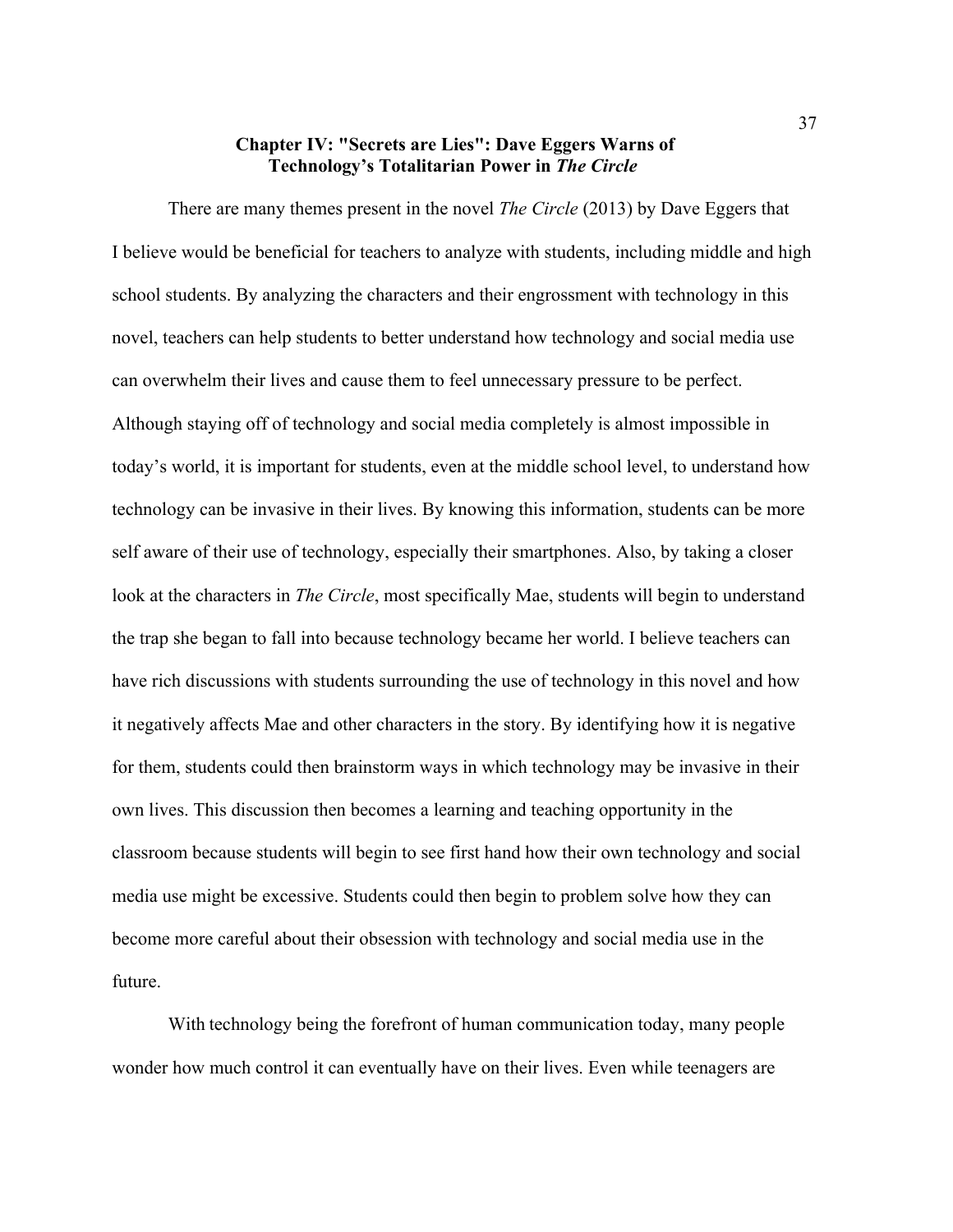# Chapter IV: "Secrets are Lies": Dave Eggers Warns of Technology's Totalitarian Power in *The Circle*

There are many themes present in the novel *The Circle* (2013) by Dave Eggers that I believe would be beneficial for teachers to analyze with students, including middle and high school students. By analyzing the characters and their engrossment with technology in this novel, teachers can help students to better understand how technology and social media use can overwhelm their lives and cause them to feel unnecessary pressure to be perfect. Although staying off of technology and social media completely is almost impossible in today's world, it is important for students, even at the middle school level, to understand how technology can be invasive in their lives. By knowing this information, students can be more self aware of their use of technology, especially their smartphones. Also, by taking a closer look at the characters in *The Circle*, most specifically Mae, students will begin to understand the trap she began to fall into because technology became her world. I believe teachers can have rich discussions with students surrounding the use of technology in this novel and how it negatively affects Mae and other characters in the story. By identifying how it is negative for them, students could then brainstorm ways in which technology may be invasive in their own lives. This discussion then becomes a learning and teaching opportunity in the classroom because students will begin to see first hand how their own technology and social media use might be excessive. Students could then begin to problem solve how they can become more careful about their obsession with technology and social media use in the future.

With technology being the forefront of human communication today, many people wonder how much control it can eventually have on their lives. Even while teenagers are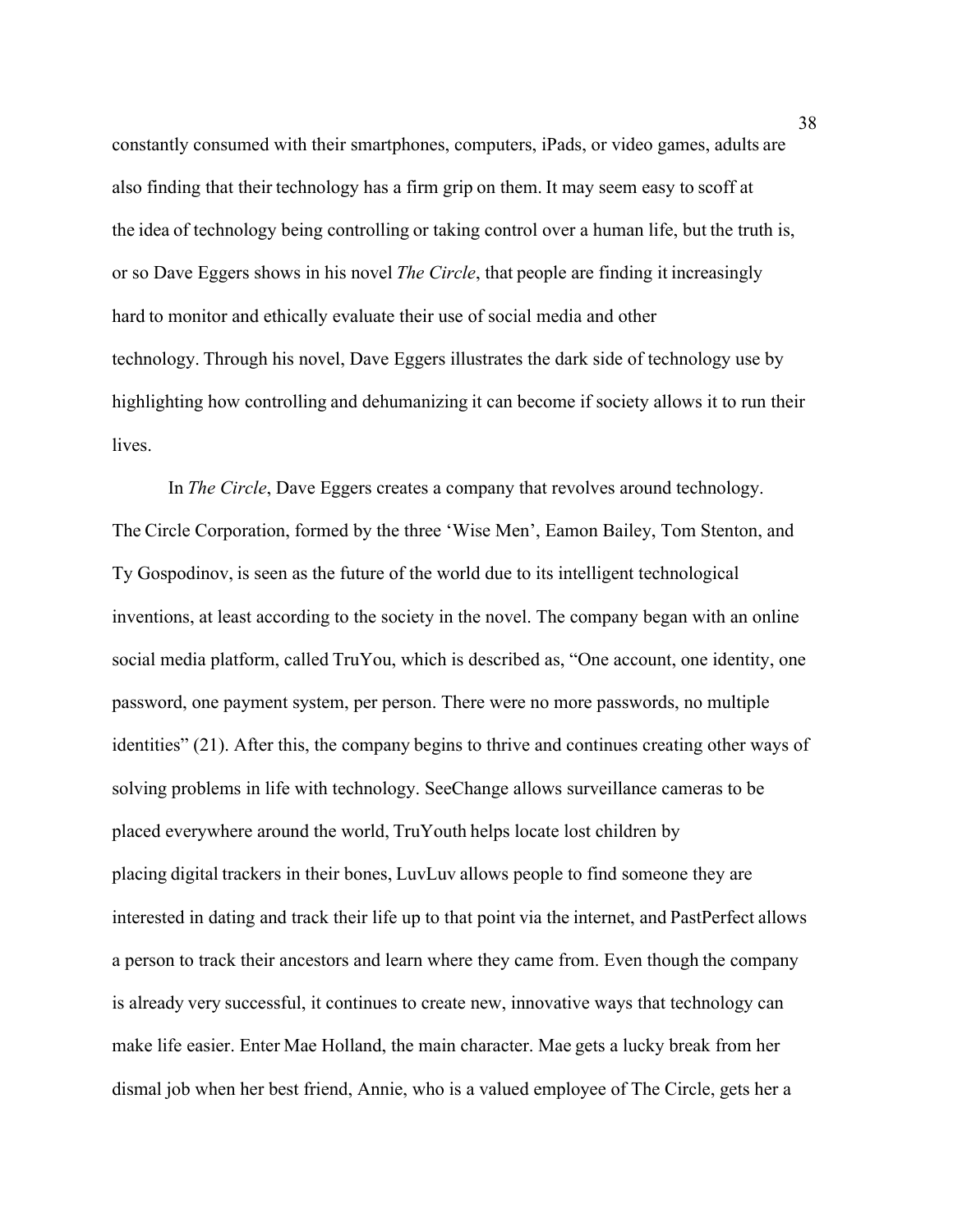constantly consumed with their smartphones, computers, iPads, or video games, adults are also finding that their technology has a firm grip on them. It may seem easy to scoff at the idea of technology being controlling or taking control over a human life, but the truth is, or so Dave Eggers shows in his novel *The Circle*, that people are finding it increasingly hard to monitor and ethically evaluate their use of social media and other technology. Through his novel, Dave Eggers illustrates the dark side of technology use by highlighting how controlling and dehumanizing it can become if society allows it to run their lives.

In *The Circle*, Dave Eggers creates a company that revolves around technology. The Circle Corporation, formed by the three 'Wise Men', Eamon Bailey, Tom Stenton, and Ty Gospodinov, is seen as the future of the world due to its intelligent technological inventions, at least according to the society in the novel. The company began with an online social media platform, called TruYou, which is described as, "One account, one identity, one password, one payment system, per person. There were no more passwords, no multiple identities" (21). After this, the company begins to thrive and continues creating other ways of solving problems in life with technology. SeeChange allows surveillance cameras to be placed everywhere around the world, TruYouth helps locate lost children by placing digital trackers in their bones, LuvLuv allows people to find someone they are interested in dating and track their life up to that point via the internet, and PastPerfect allows a person to track their ancestors and learn where they came from. Even though the company is already very successful, it continues to create new, innovative ways that technology can make life easier. Enter Mae Holland, the main character. Mae gets a lucky break from her dismal job when her best friend, Annie, who is a valued employee of The Circle, gets her a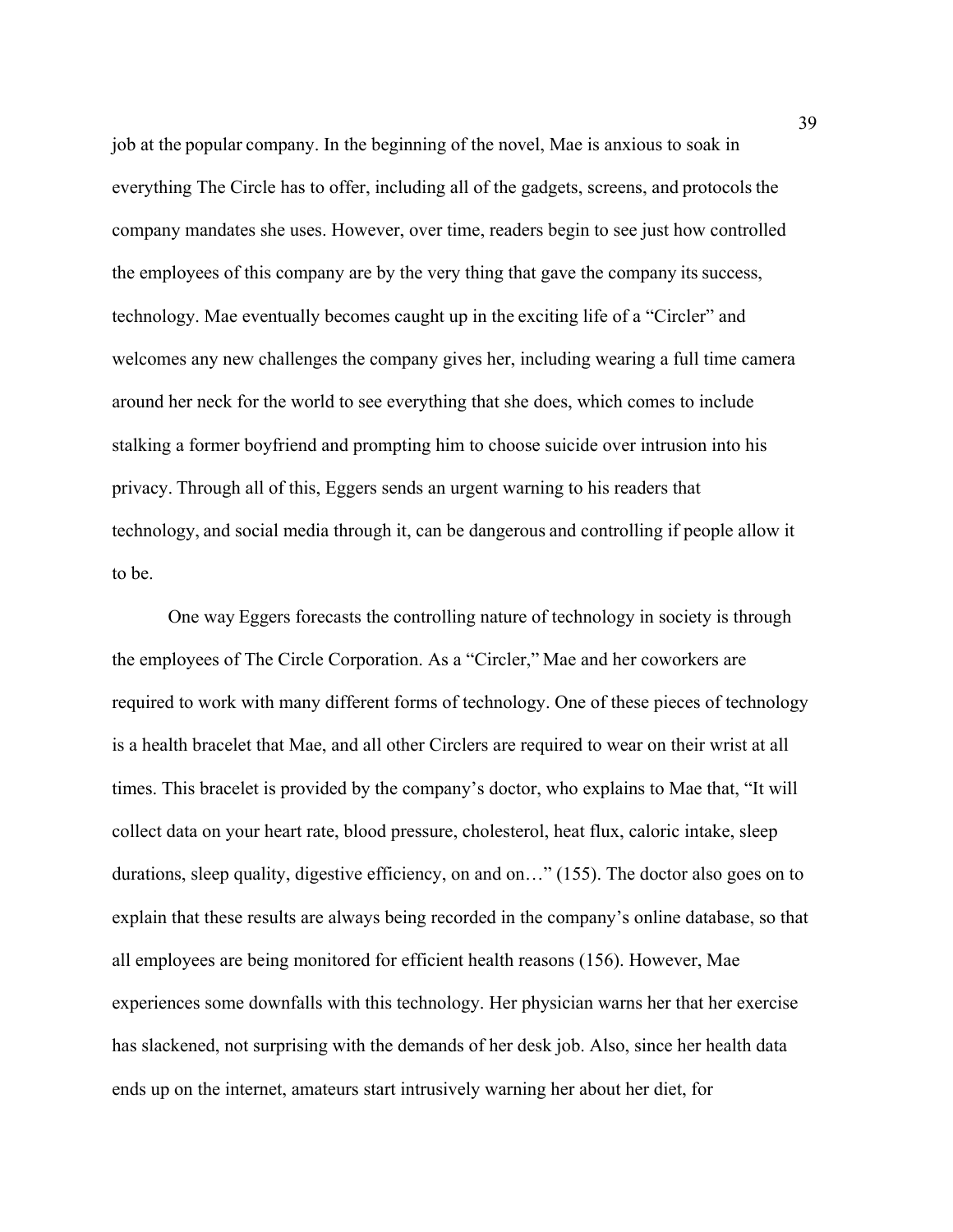job at the popular company. In the beginning of the novel, Mae is anxious to soak in everything The Circle has to offer, including all of the gadgets, screens, and protocols the company mandates she uses. However, over time, readers begin to see just how controlled the employees of this company are by the very thing that gave the company its success, technology. Mae eventually becomes caught up in the exciting life of a "Circler" and welcomes any new challenges the company gives her, including wearing a full time camera around her neck for the world to see everything that she does, which comes to include stalking a former boyfriend and prompting him to choose suicide over intrusion into his privacy. Through all of this, Eggers sends an urgent warning to his readers that technology, and social media through it, can be dangerous and controlling if people allow it to be.

One way Eggers forecasts the controlling nature of technology in society is through the employees of The Circle Corporation. As a "Circler," Mae and her coworkers are required to work with many different forms of technology. One of these pieces of technology is a health bracelet that Mae, and all other Circlers are required to wear on their wrist at all times. This bracelet is provided by the company's doctor, who explains to Mae that, "It will collect data on your heart rate, blood pressure, cholesterol, heat flux, caloric intake, sleep durations, sleep quality, digestive efficiency, on and on…" (155). The doctor also goes on to explain that these results are always being recorded in the company's online database, so that all employees are being monitored for efficient health reasons (156). However, Mae experiences some downfalls with this technology. Her physician warns her that her exercise has slackened, not surprising with the demands of her desk job. Also, since her health data ends up on the internet, amateurs start intrusively warning her about her diet, for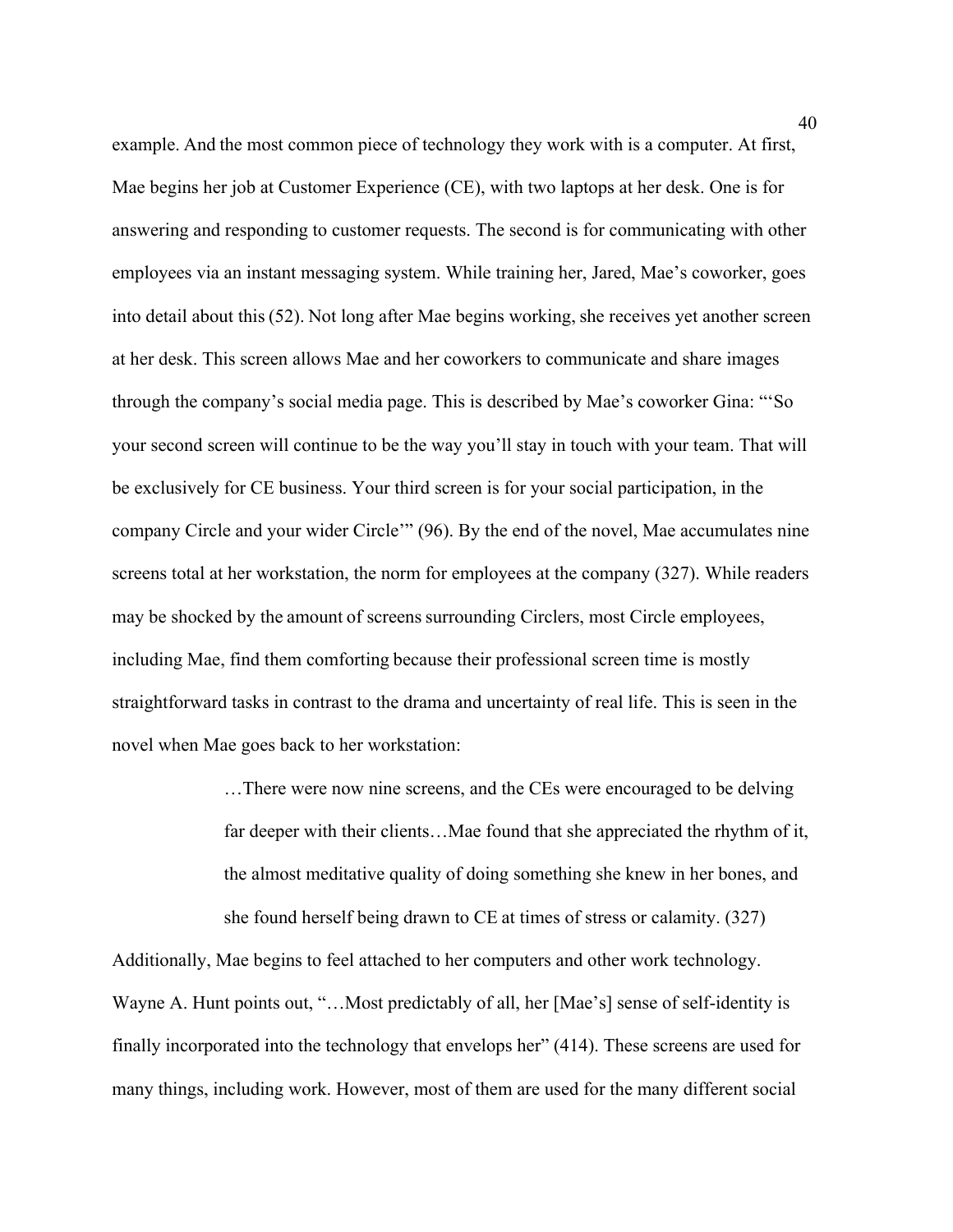example. And the most common piece of technology they work with is a computer. At first, Mae begins her job at Customer Experience (CE), with two laptops at her desk. One is for answering and responding to customer requests. The second is for communicating with other employees via an instant messaging system. While training her, Jared, Mae's coworker, goes into detail about this (52). Not long after Mae begins working, she receives yet another screen at her desk. This screen allows Mae and her coworkers to communicate and share images through the company's social media page. This is described by Mae's coworker Gina: "'So your second screen will continue to be the way you'll stay in touch with your team. That will be exclusively for CE business. Your third screen is for your social participation, in the company Circle and your wider Circle'" (96). By the end of the novel, Mae accumulates nine screens total at her workstation, the norm for employees at the company (327). While readers may be shocked by the amount of screens surrounding Circlers, most Circle employees, including Mae, find them comforting because their professional screen time is mostly straightforward tasks in contrast to the drama and uncertainty of real life. This is seen in the novel when Mae goes back to her workstation:

> …There were now nine screens, and the CEs were encouraged to be delving far deeper with their clients…Mae found that she appreciated the rhythm of it, the almost meditative quality of doing something she knew in her bones, and she found herself being drawn to CE at times of stress or calamity. (327)

Additionally, Mae begins to feel attached to her computers and other work technology. Wayne A. Hunt points out, "…Most predictably of all, her [Mae's] sense of self-identity is finally incorporated into the technology that envelops her" (414). These screens are used for many things, including work. However, most of them are used for the many different social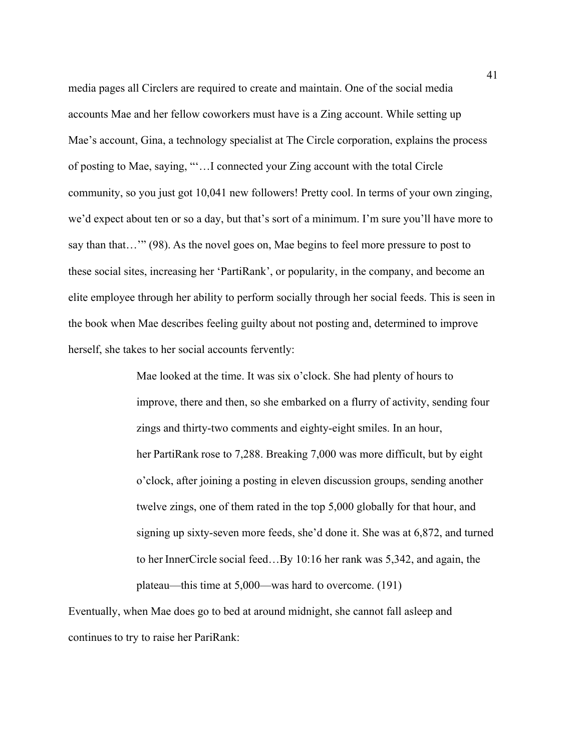media pages all Circlers are required to create and maintain. One of the social media accounts Mae and her fellow coworkers must have is a Zing account. While setting up Mae's account, Gina, a technology specialist at The Circle corporation, explains the process of posting to Mae, saying, "'…I connected your Zing account with the total Circle community, so you just got 10,041 new followers! Pretty cool. In terms of your own zinging, we'd expect about ten or so a day, but that's sort of a minimum. I'm sure you'll have more to say than that…'" (98). As the novel goes on, Mae begins to feel more pressure to post to these social sites, increasing her 'PartiRank', or popularity, in the company, and become an elite employee through her ability to perform socially through her social feeds. This is seen in the book when Mae describes feeling guilty about not posting and, determined to improve herself, she takes to her social accounts fervently:

> Mae looked at the time. It was six o'clock. She had plenty of hours to improve, there and then, so she embarked on a flurry of activity, sending four zings and thirty-two comments and eighty-eight smiles. In an hour, her PartiRank rose to 7,288. Breaking 7,000 was more difficult, but by eight o'clock, after joining a posting in eleven discussion groups, sending another twelve zings, one of them rated in the top 5,000 globally for that hour, and signing up sixty-seven more feeds, she'd done it. She was at 6,872, and turned to her InnerCircle social feed…By 10:16 her rank was 5,342, and again, the plateau—this time at 5,000—was hard to overcome. (191)

Eventually, when Mae does go to bed at around midnight, she cannot fall asleep and continues to try to raise her PariRank: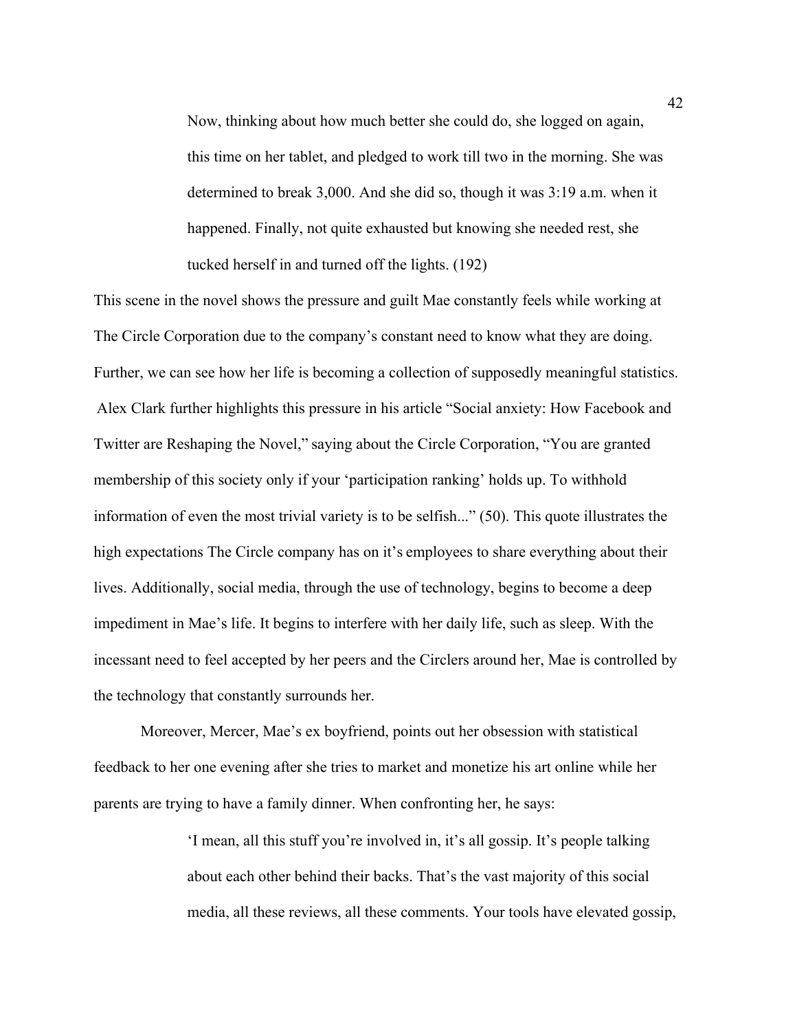> Now, thinking about how much better she could do, she logged on again, this time on her tablet, and pledged to work till two in the morning. She was determined to break 3,000. And she did so, though it was 3:19 a.m. when it happened. Finally, not quite exhausted but knowing she needed rest, she tucked herself in and turned off the lights. (192)

This scene in the novel shows the pressure and guilt Mae constantly feels while working at The Circle Corporation due to the company's constant need to know what they are doing. Further, we can see how her life is becoming a collection of supposedly meaningful statistics. Alex Clark further highlights this pressure in his article "Social anxiety: How Facebook and Twitter are Reshaping the Novel," saying about the Circle Corporation, "You are granted membership of this society only if your 'participation ranking' holds up. To withhold information of even the most trivial variety is to be selfish..." (50). This quote illustrates the high expectations The Circle company has on it's employees to share everything about their lives. Additionally, social media, through the use of technology, begins to become a deep impediment in Mae's life. It begins to interfere with her daily life, such as sleep. With the incessant need to feel accepted by her peers and the Circlers around her, Mae is controlled by the technology that constantly surrounds her.

Moreover, Mercer, Mae's ex boyfriend, points out her obsession with statistical feedback to her one evening after she tries to market and monetize his art online while her parents are trying to have a family dinner. When confronting her, he says:

> 'I mean, all this stuff you're involved in, it's all gossip. It's people talking about each other behind their backs. That's the vast majority of this social media, all these reviews, all these comments. Your tools have elevated gossip,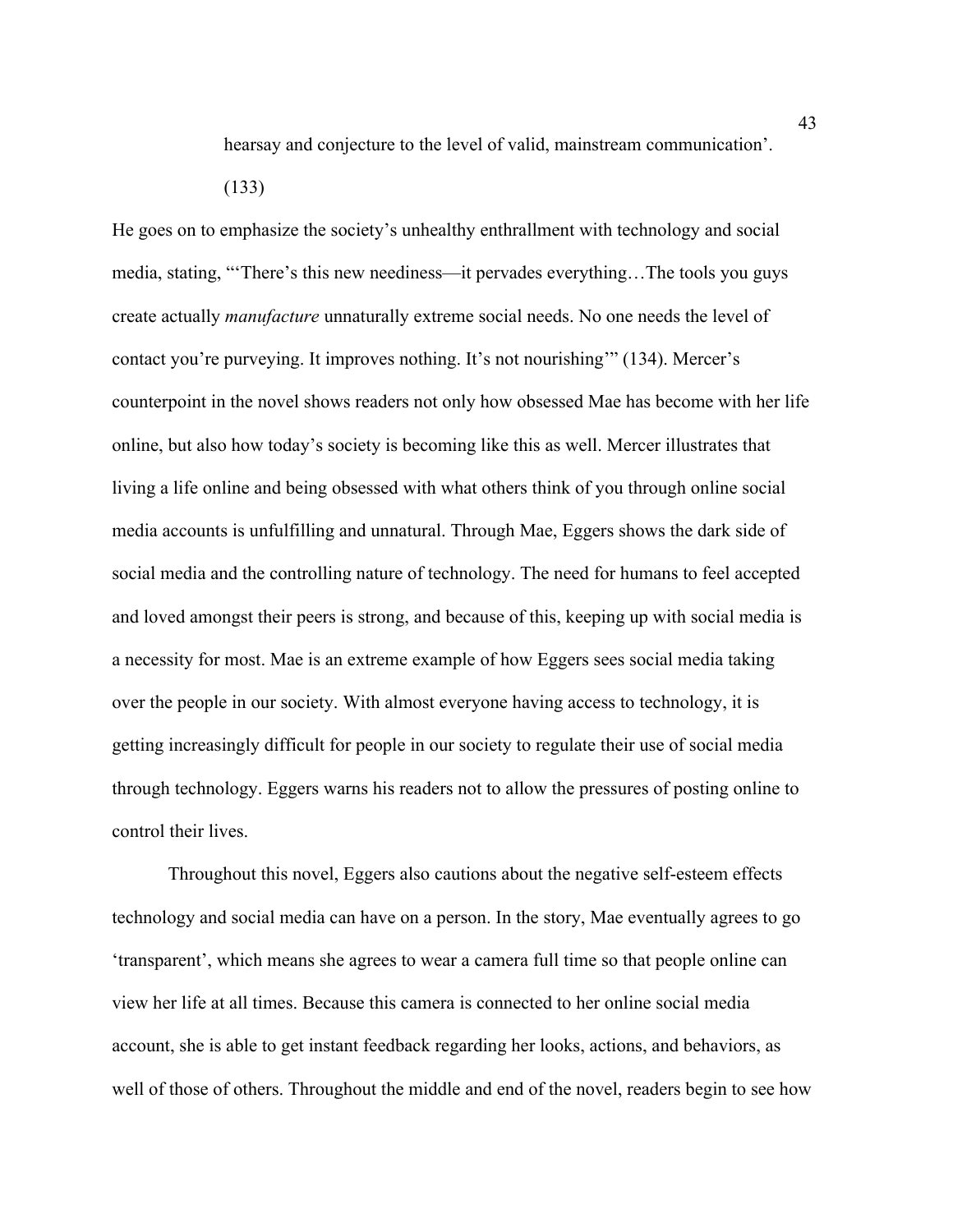> hearsay and conjecture to the level of valid, mainstream communication'. (133)

He goes on to emphasize the society's unhealthy enthrallment with technology and social media, stating, "'There's this new neediness—it pervades everything…The tools you guys create actually *manufacture* unnaturally extreme social needs. No one needs the level of contact you're purveying. It improves nothing. It's not nourishing'" (134). Mercer's counterpoint in the novel shows readers not only how obsessed Mae has become with her life online, but also how today's society is becoming like this as well. Mercer illustrates that living a life online and being obsessed with what others think of you through online social media accounts is unfulfilling and unnatural. Through Mae, Eggers shows the dark side of social media and the controlling nature of technology. The need for humans to feel accepted and loved amongst their peers is strong, and because of this, keeping up with social media is a necessity for most. Mae is an extreme example of how Eggers sees social media taking over the people in our society. With almost everyone having access to technology, it is getting increasingly difficult for people in our society to regulate their use of social media through technology. Eggers warns his readers not to allow the pressures of posting online to control their lives.

Throughout this novel, Eggers also cautions about the negative self-esteem effects technology and social media can have on a person. In the story, Mae eventually agrees to go 'transparent', which means she agrees to wear a camera full time so that people online can view her life at all times. Because this camera is connected to her online social media account, she is able to get instant feedback regarding her looks, actions, and behaviors, as well of those of others. Throughout the middle and end of the novel, readers begin to see how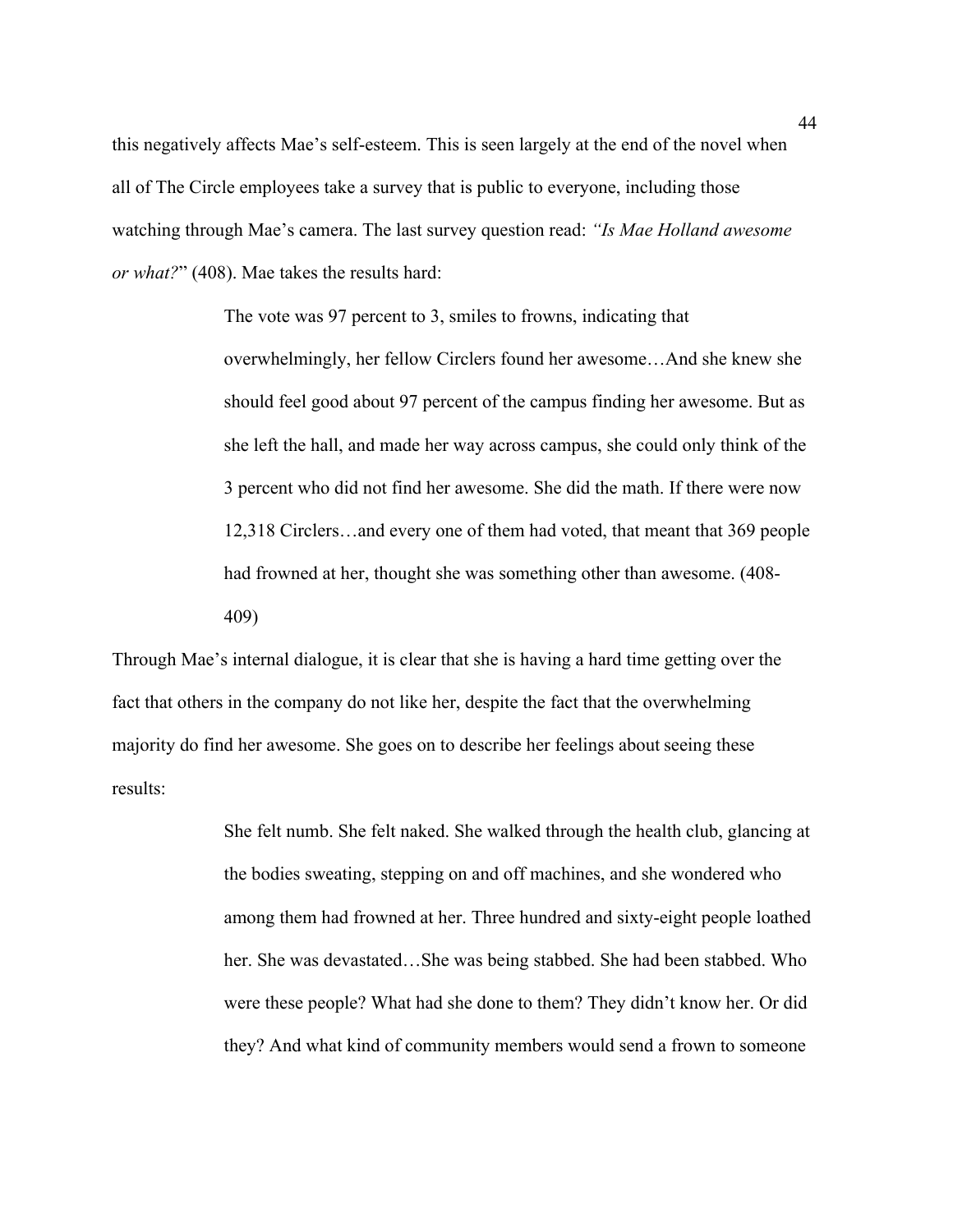this negatively affects Mae's self-esteem. This is seen largely at the end of the novel when all of The Circle employees take a survey that is public to everyone, including those watching through Mae's camera. The last survey question read: *"Is Mae Holland awesome or what?*" (408). Mae takes the results hard:

> The vote was 97 percent to 3, smiles to frowns, indicating that overwhelmingly, her fellow Circlers found her awesome…And she knew she should feel good about 97 percent of the campus finding her awesome. But as she left the hall, and made her way across campus, she could only think of the 3 percent who did not find her awesome. She did the math. If there were now 12,318 Circlers…and every one of them had voted, that meant that 369 people had frowned at her, thought she was something other than awesome. (408-409)

Through Mae's internal dialogue, it is clear that she is having a hard time getting over the fact that others in the company do not like her, despite the fact that the overwhelming majority do find her awesome. She goes on to describe her feelings about seeing these results:

> She felt numb. She felt naked. She walked through the health club, glancing at the bodies sweating, stepping on and off machines, and she wondered who among them had frowned at her. Three hundred and sixty-eight people loathed her. She was devastated…She was being stabbed. She had been stabbed. Who were these people? What had she done to them? They didn't know her. Or did they? And what kind of community members would send a frown to someone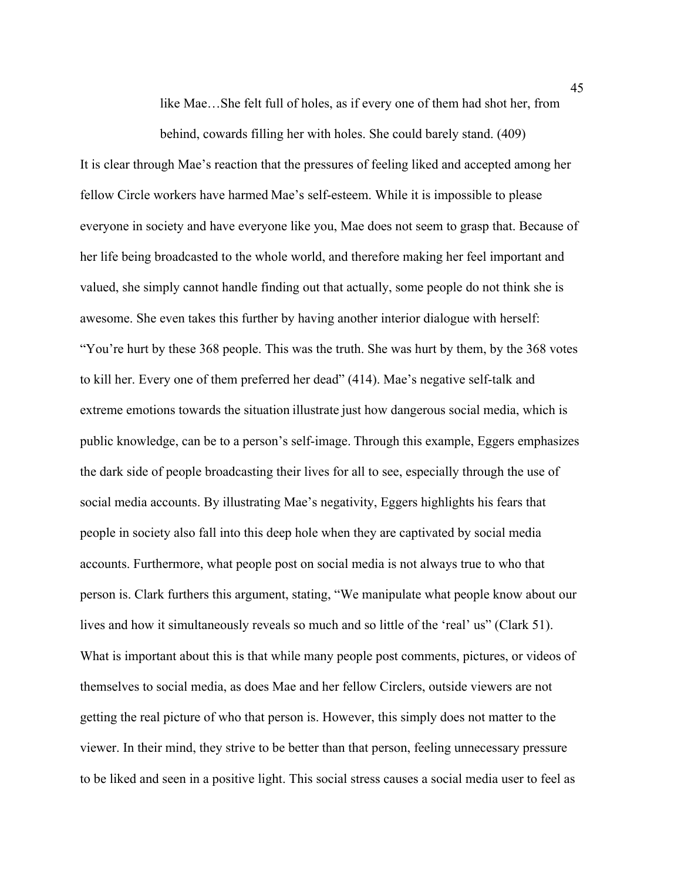> like Mae…She felt full of holes, as if every one of them had shot her, from behind, cowards filling her with holes. She could barely stand. (409)

It is clear through Mae's reaction that the pressures of feeling liked and accepted among her fellow Circle workers have harmed Mae's self-esteem. While it is impossible to please everyone in society and have everyone like you, Mae does not seem to grasp that. Because of her life being broadcasted to the whole world, and therefore making her feel important and valued, she simply cannot handle finding out that actually, some people do not think she is awesome. She even takes this further by having another interior dialogue with herself: "You're hurt by these 368 people. This was the truth. She was hurt by them, by the 368 votes to kill her. Every one of them preferred her dead" (414). Mae's negative self-talk and extreme emotions towards the situation illustrate just how dangerous social media, which is public knowledge, can be to a person's self-image. Through this example, Eggers emphasizes the dark side of people broadcasting their lives for all to see, especially through the use of social media accounts. By illustrating Mae's negativity, Eggers highlights his fears that people in society also fall into this deep hole when they are captivated by social media accounts. Furthermore, what people post on social media is not always true to who that person is. Clark furthers this argument, stating, "We manipulate what people know about our lives and how it simultaneously reveals so much and so little of the 'real' us" (Clark 51). What is important about this is that while many people post comments, pictures, or videos of themselves to social media, as does Mae and her fellow Circlers, outside viewers are not getting the real picture of who that person is. However, this simply does not matter to the viewer. In their mind, they strive to be better than that person, feeling unnecessary pressure to be liked and seen in a positive light. This social stress causes a social media user to feel as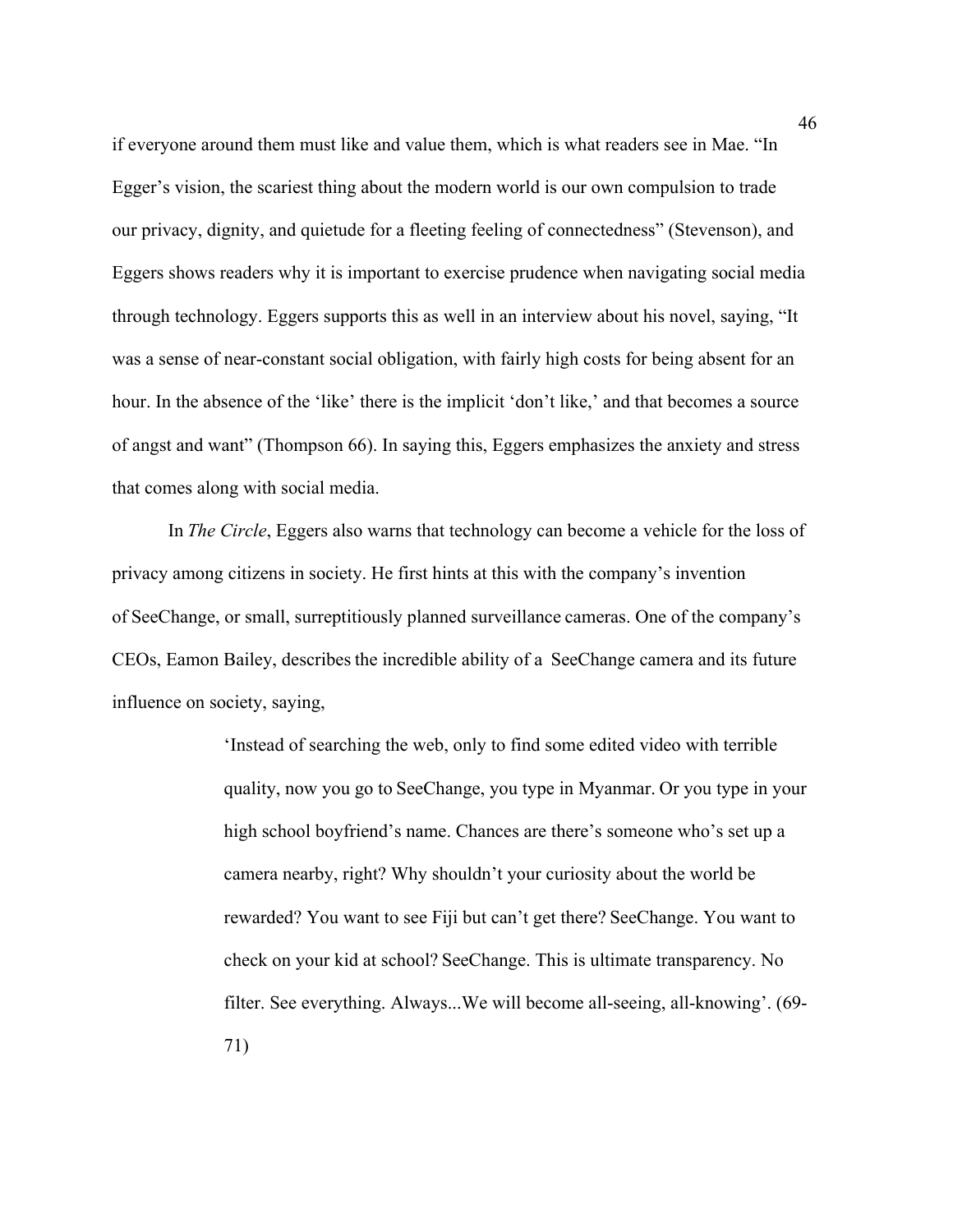if everyone around them must like and value them, which is what readers see in Mae. "In Egger's vision, the scariest thing about the modern world is our own compulsion to trade our privacy, dignity, and quietude for a fleeting feeling of connectedness" (Stevenson), and Eggers shows readers why it is important to exercise prudence when navigating social media through technology. Eggers supports this as well in an interview about his novel, saying, "It was a sense of near-constant social obligation, with fairly high costs for being absent for an hour. In the absence of the 'like' there is the implicit 'don't like,' and that becomes a source of angst and want" (Thompson 66). In saying this, Eggers emphasizes the anxiety and stress that comes along with social media.

In *The Circle*, Eggers also warns that technology can become a vehicle for the loss of privacy among citizens in society. He first hints at this with the company's invention of SeeChange, or small, surreptitiously planned surveillance cameras. One of the company's CEOs, Eamon Bailey, describes the incredible ability of a SeeChange camera and its future influence on society, saying,

> 'Instead of searching the web, only to find some edited video with terrible quality, now you go to SeeChange, you type in Myanmar. Or you type in your high school boyfriend's name. Chances are there's someone who's set up a camera nearby, right? Why shouldn't your curiosity about the world be rewarded? You want to see Fiji but can't get there? SeeChange. You want to check on your kid at school? SeeChange. This is ultimate transparency. No filter. See everything. Always...We will become all-seeing, all-knowing'. (69-71)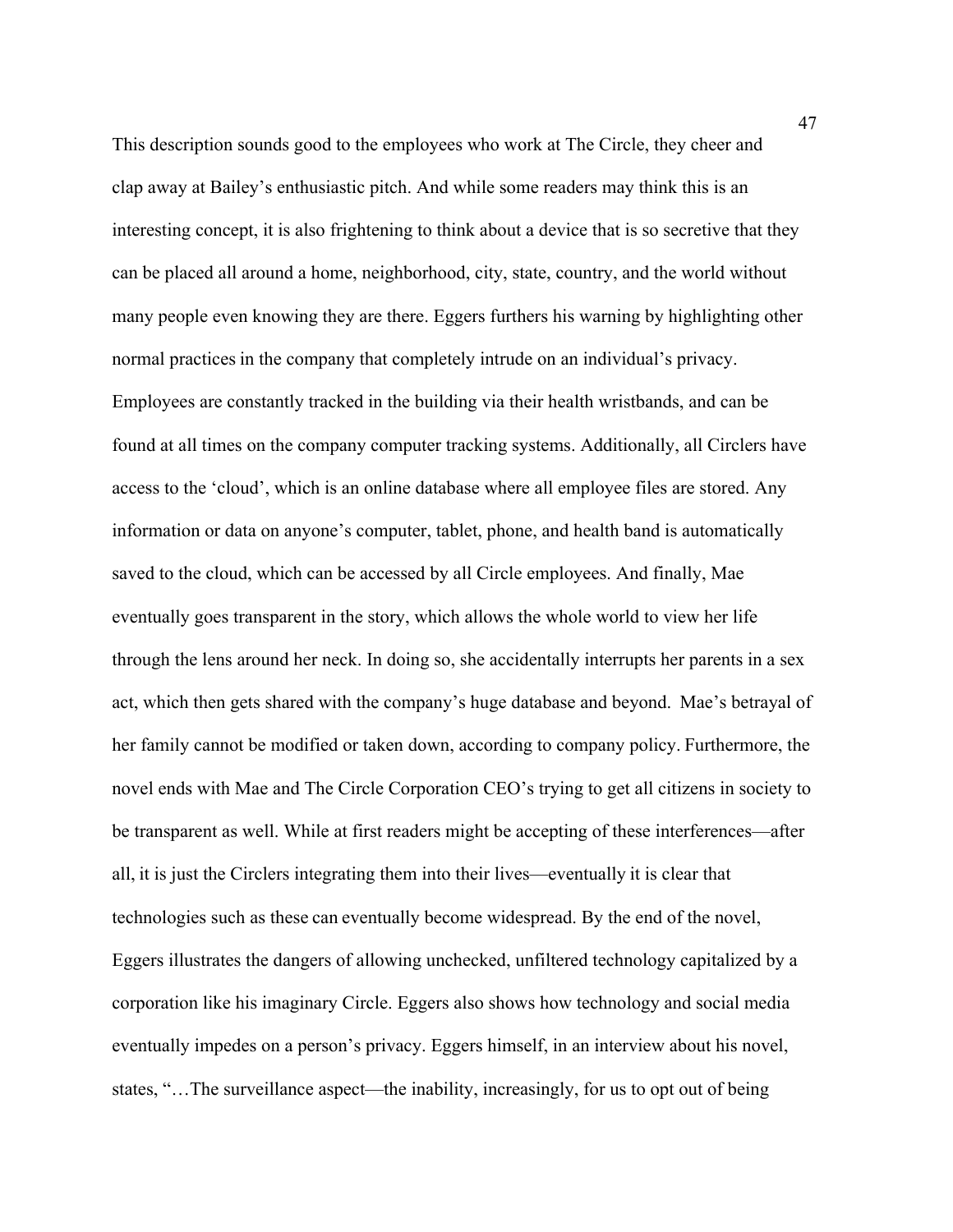This description sounds good to the employees who work at The Circle, they cheer and clap away at Bailey's enthusiastic pitch. And while some readers may think this is an interesting concept, it is also frightening to think about a device that is so secretive that they can be placed all around a home, neighborhood, city, state, country, and the world without many people even knowing they are there. Eggers furthers his warning by highlighting other normal practices in the company that completely intrude on an individual's privacy. Employees are constantly tracked in the building via their health wristbands, and can be found at all times on the company computer tracking systems. Additionally, all Circlers have access to the 'cloud', which is an online database where all employee files are stored. Any information or data on anyone's computer, tablet, phone, and health band is automatically saved to the cloud, which can be accessed by all Circle employees. And finally, Mae eventually goes transparent in the story, which allows the whole world to view her life through the lens around her neck. In doing so, she accidentally interrupts her parents in a sex act, which then gets shared with the company's huge database and beyond. Mae's betrayal of her family cannot be modified or taken down, according to company policy. Furthermore, the novel ends with Mae and The Circle Corporation CEO's trying to get all citizens in society to be transparent as well. While at first readers might be accepting of these interferences—after all, it is just the Circlers integrating them into their lives—eventually it is clear that technologies such as these can eventually become widespread. By the end of the novel, Eggers illustrates the dangers of allowing unchecked, unfiltered technology capitalized by a corporation like his imaginary Circle. Eggers also shows how technology and social media eventually impedes on a person's privacy. Eggers himself, in an interview about his novel, states, "…The surveillance aspect—the inability, increasingly, for us to opt out of being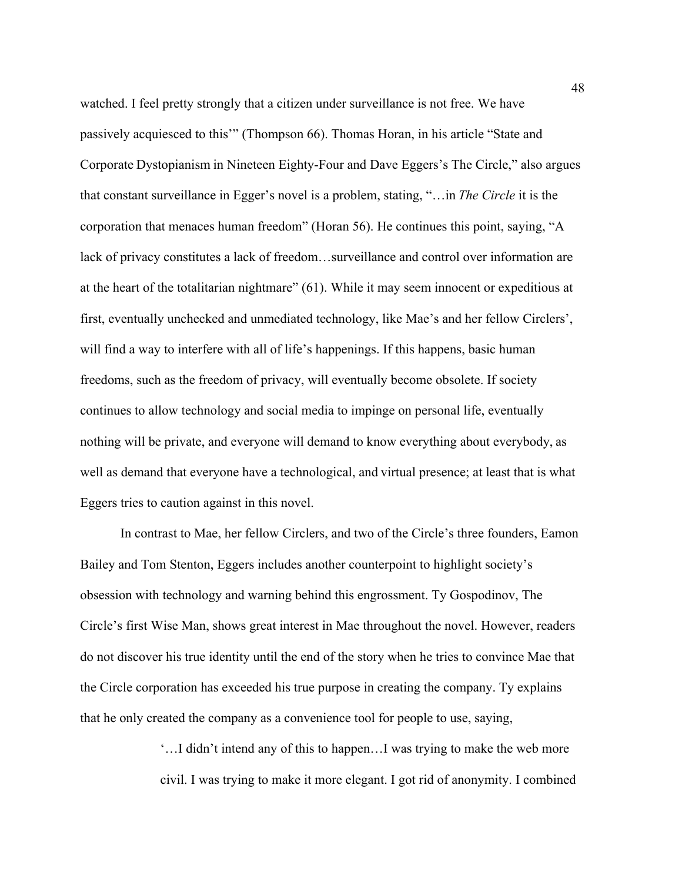watched. I feel pretty strongly that a citizen under surveillance is not free. We have passively acquiesced to this'" (Thompson 66). Thomas Horan, in his article "State and Corporate Dystopianism in Nineteen Eighty-Four and Dave Eggers's The Circle," also argues that constant surveillance in Egger's novel is a problem, stating, "…in *The Circle* it is the corporation that menaces human freedom" (Horan 56). He continues this point, saying, "A lack of privacy constitutes a lack of freedom…surveillance and control over information are at the heart of the totalitarian nightmare" (61). While it may seem innocent or expeditious at first, eventually unchecked and unmediated technology, like Mae's and her fellow Circlers', will find a way to interfere with all of life's happenings. If this happens, basic human freedoms, such as the freedom of privacy, will eventually become obsolete. If society continues to allow technology and social media to impinge on personal life, eventually nothing will be private, and everyone will demand to know everything about everybody, as well as demand that everyone have a technological, and virtual presence; at least that is what Eggers tries to caution against in this novel.

In contrast to Mae, her fellow Circlers, and two of the Circle's three founders, Eamon Bailey and Tom Stenton, Eggers includes another counterpoint to highlight society's obsession with technology and warning behind this engrossment. Ty Gospodinov, The Circle's first Wise Man, shows great interest in Mae throughout the novel. However, readers do not discover his true identity until the end of the story when he tries to convince Mae that the Circle corporation has exceeded his true purpose in creating the company. Ty explains that he only created the company as a convenience tool for people to use, saying,

> '…I didn't intend any of this to happen…I was trying to make the web more civil. I was trying to make it more elegant. I got rid of anonymity. I combined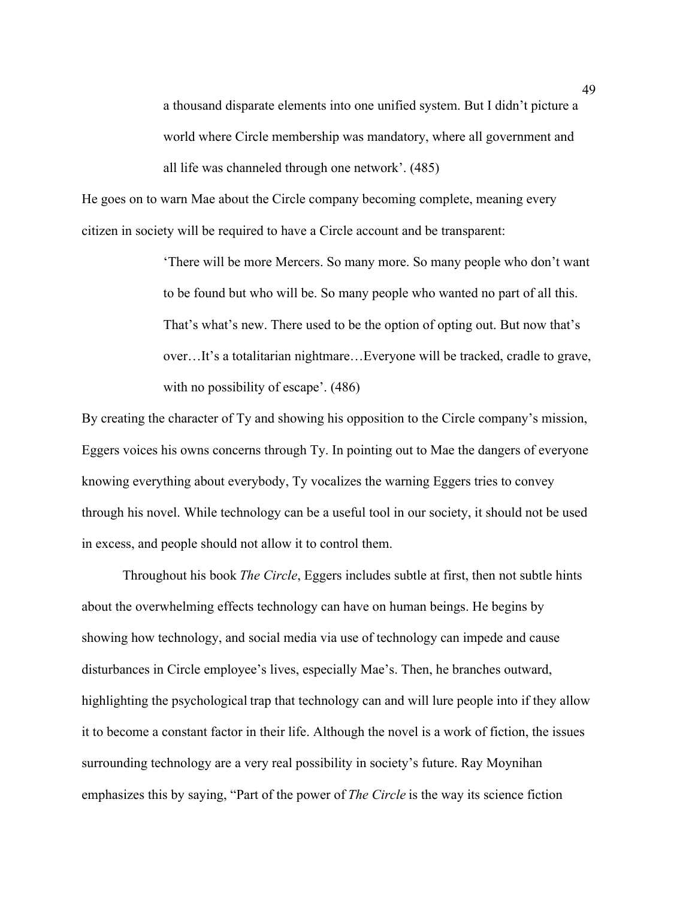> a thousand disparate elements into one unified system. But I didn't picture a world where Circle membership was mandatory, where all government and all life was channeled through one network'. (485)

He goes on to warn Mae about the Circle company becoming complete, meaning every citizen in society will be required to have a Circle account and be transparent:

> 'There will be more Mercers. So many more. So many people who don't want to be found but who will be. So many people who wanted no part of all this. That's what's new. There used to be the option of opting out. But now that's over…It's a totalitarian nightmare…Everyone will be tracked, cradle to grave, with no possibility of escape'. (486)

By creating the character of Ty and showing his opposition to the Circle company's mission, Eggers voices his owns concerns through Ty. In pointing out to Mae the dangers of everyone knowing everything about everybody, Ty vocalizes the warning Eggers tries to convey through his novel. While technology can be a useful tool in our society, it should not be used in excess, and people should not allow it to control them.

Throughout his book *The Circle*, Eggers includes subtle at first, then not subtle hints about the overwhelming effects technology can have on human beings. He begins by showing how technology, and social media via use of technology can impede and cause disturbances in Circle employee's lives, especially Mae's. Then, he branches outward, highlighting the psychological trap that technology can and will lure people into if they allow it to become a constant factor in their life. Although the novel is a work of fiction, the issues surrounding technology are a very real possibility in society's future. Ray Moynihan emphasizes this by saying, "Part of the power of *The Circle* is the way its science fiction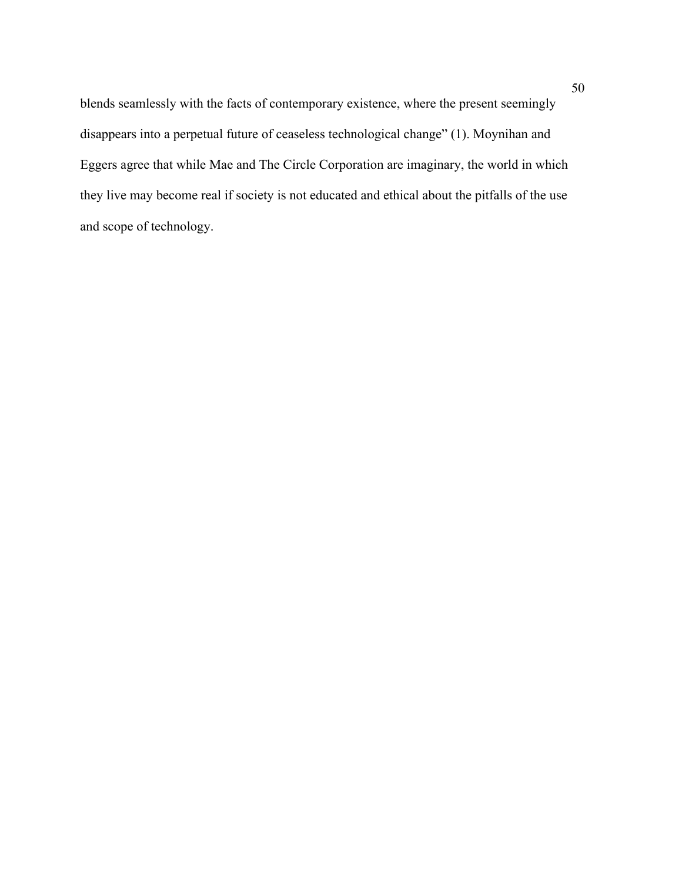blends seamlessly with the facts of contemporary existence, where the present seemingly disappears into a perpetual future of ceaseless technological change" (1). Moynihan and Eggers agree that while Mae and The Circle Corporation are imaginary, the world in which they live may become real if society is not educated and ethical about the pitfalls of the use and scope of technology.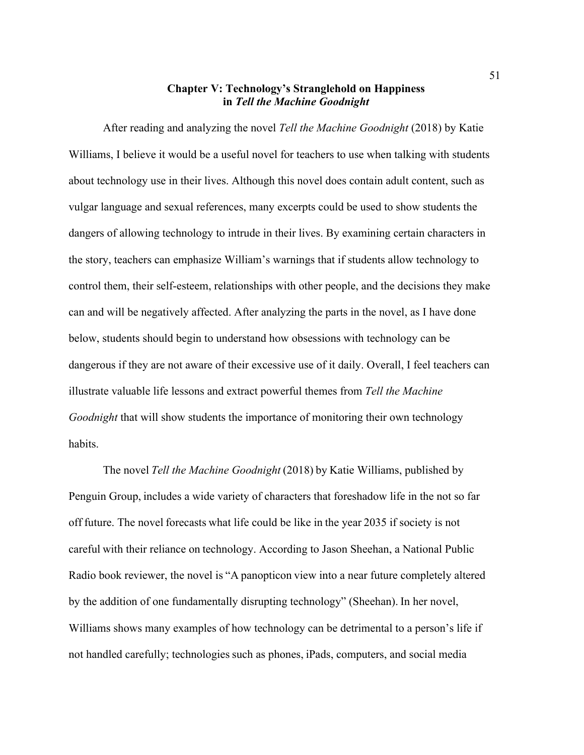## Chapter V: Technology's Stranglehold on Happiness in *Tell the Machine Goodnight*

After reading and analyzing the novel *Tell the Machine Goodnight* (2018) by Katie Williams, I believe it would be a useful novel for teachers to use when talking with students about technology use in their lives. Although this novel does contain adult content, such as vulgar language and sexual references, many excerpts could be used to show students the dangers of allowing technology to intrude in their lives. By examining certain characters in the story, teachers can emphasize William's warnings that if students allow technology to control them, their self-esteem, relationships with other people, and the decisions they make can and will be negatively affected. After analyzing the parts in the novel, as I have done below, students should begin to understand how obsessions with technology can be dangerous if they are not aware of their excessive use of it daily. Overall, I feel teachers can illustrate valuable life lessons and extract powerful themes from *Tell the Machine Goodnight* that will show students the importance of monitoring their own technology habits.

The novel *Tell the Machine Goodnight* (2018) by Katie Williams, published by Penguin Group, includes a wide variety of characters that foreshadow life in the not so far off future. The novel forecasts what life could be like in the year 2035 if society is not careful with their reliance on technology. According to Jason Sheehan, a National Public Radio book reviewer, the novel is "A panopticon view into a near future completely altered by the addition of one fundamentally disrupting technology" (Sheehan). In her novel, Williams shows many examples of how technology can be detrimental to a person's life if not handled carefully; technologies such as phones, iPads, computers, and social media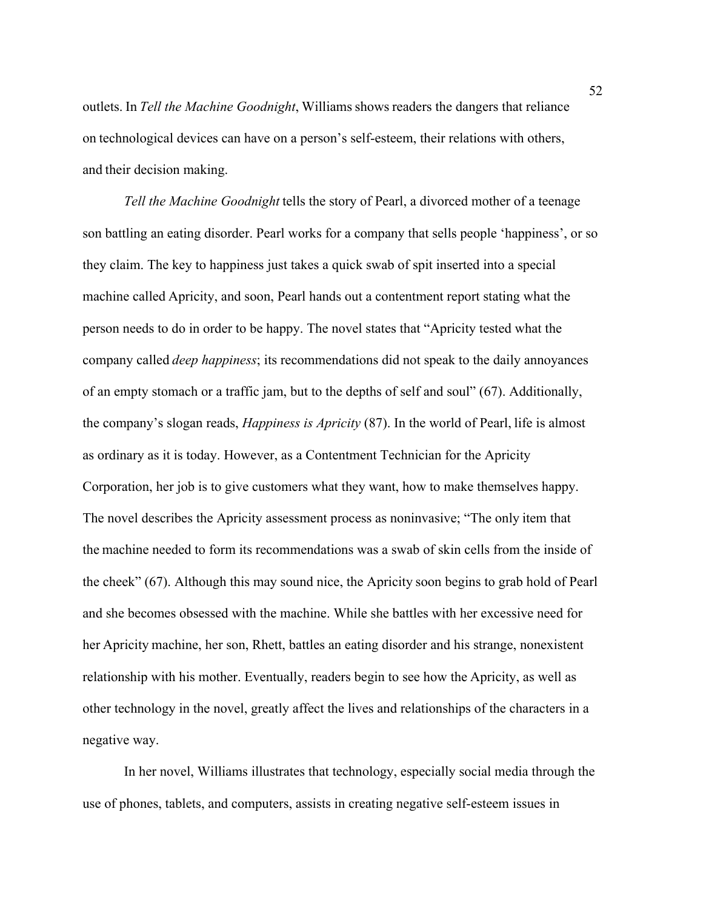outlets. In *Tell the Machine Goodnight*, Williams shows readers the dangers that reliance on technological devices can have on a person's self-esteem, their relations with others, and their decision making.

*Tell the Machine Goodnight* tells the story of Pearl, a divorced mother of a teenage son battling an eating disorder. Pearl works for a company that sells people 'happiness', or so they claim. The key to happiness just takes a quick swab of spit inserted into a special machine called Apricity, and soon, Pearl hands out a contentment report stating what the person needs to do in order to be happy. The novel states that "Apricity tested what the company called *deep happiness*; its recommendations did not speak to the daily annoyances of an empty stomach or a traffic jam, but to the depths of self and soul" (67). Additionally, the company's slogan reads, *Happiness is Apricity* (87). In the world of Pearl, life is almost as ordinary as it is today. However, as a Contentment Technician for the Apricity Corporation, her job is to give customers what they want, how to make themselves happy. The novel describes the Apricity assessment process as noninvasive; "The only item that the machine needed to form its recommendations was a swab of skin cells from the inside of the cheek" (67). Although this may sound nice, the Apricity soon begins to grab hold of Pearl and she becomes obsessed with the machine. While she battles with her excessive need for her Apricity machine, her son, Rhett, battles an eating disorder and his strange, nonexistent relationship with his mother. Eventually, readers begin to see how the Apricity, as well as other technology in the novel, greatly affect the lives and relationships of the characters in a negative way.

In her novel, Williams illustrates that technology, especially social media through the use of phones, tablets, and computers, assists in creating negative self-esteem issues in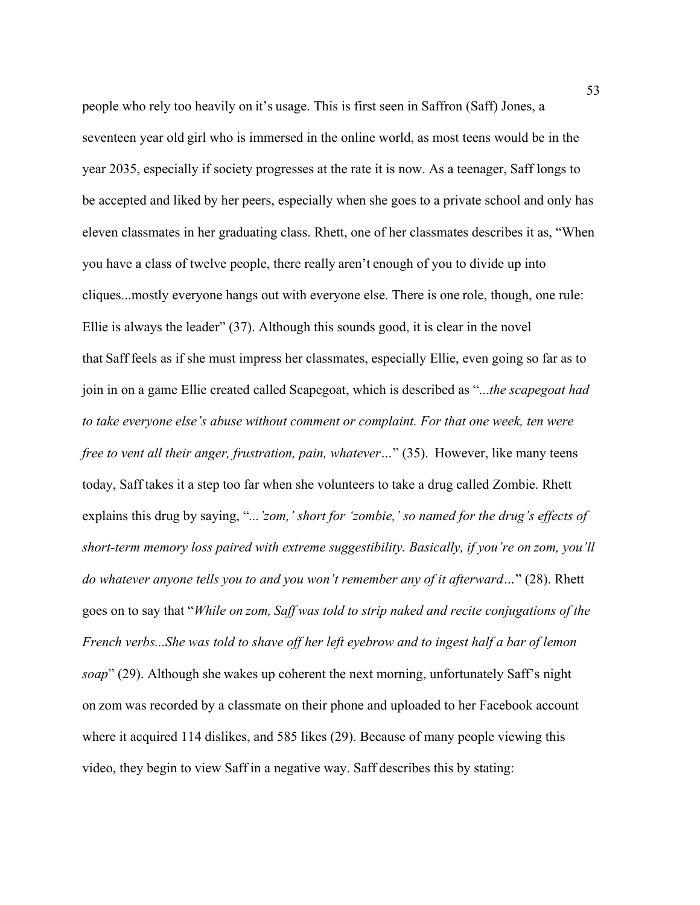people who rely too heavily on it's usage. This is first seen in Saffron (Saff) Jones, a seventeen year old girl who is immersed in the online world, as most teens would be in the year 2035, especially if society progresses at the rate it is now. As a teenager, Saff longs to be accepted and liked by her peers, especially when she goes to a private school and only has eleven classmates in her graduating class. Rhett, one of her classmates describes it as, "When you have a class of twelve people, there really aren't enough of you to divide up into cliques...mostly everyone hangs out with everyone else. There is one role, though, one rule: Ellie is always the leader" (37). Although this sounds good, it is clear in the novel that Saff feels as if she must impress her classmates, especially Ellie, even going so far as to join in on a game Ellie created called Scapegoat, which is described as "*...the scapegoat had to take everyone else's abuse without comment or complaint. For that one week, ten were free to vent all their anger, frustration, pain, whatever…*" (35). However, like many teens today, Saff takes it a step too far when she volunteers to take a drug called Zombie. Rhett explains this drug by saying, "*…'zom,' short for 'zombie,' so named for the drug's effects of short-term memory loss paired with extreme suggestibility. Basically, if you're on zom, you'll do whatever anyone tells you to and you won't remember any of it afterward…*" (28). Rhett goes on to say that "*While on zom, Saff was told to strip naked and recite conjugations of the French verbs...She was told to shave off her left eyebrow and to ingest half a bar of lemon soap*" (29). Although she wakes up coherent the next morning, unfortunately Saff's night on zom was recorded by a classmate on their phone and uploaded to her Facebook account where it acquired 114 dislikes, and 585 likes (29). Because of many people viewing this video, they begin to view Saff in a negative way. Saff describes this by stating: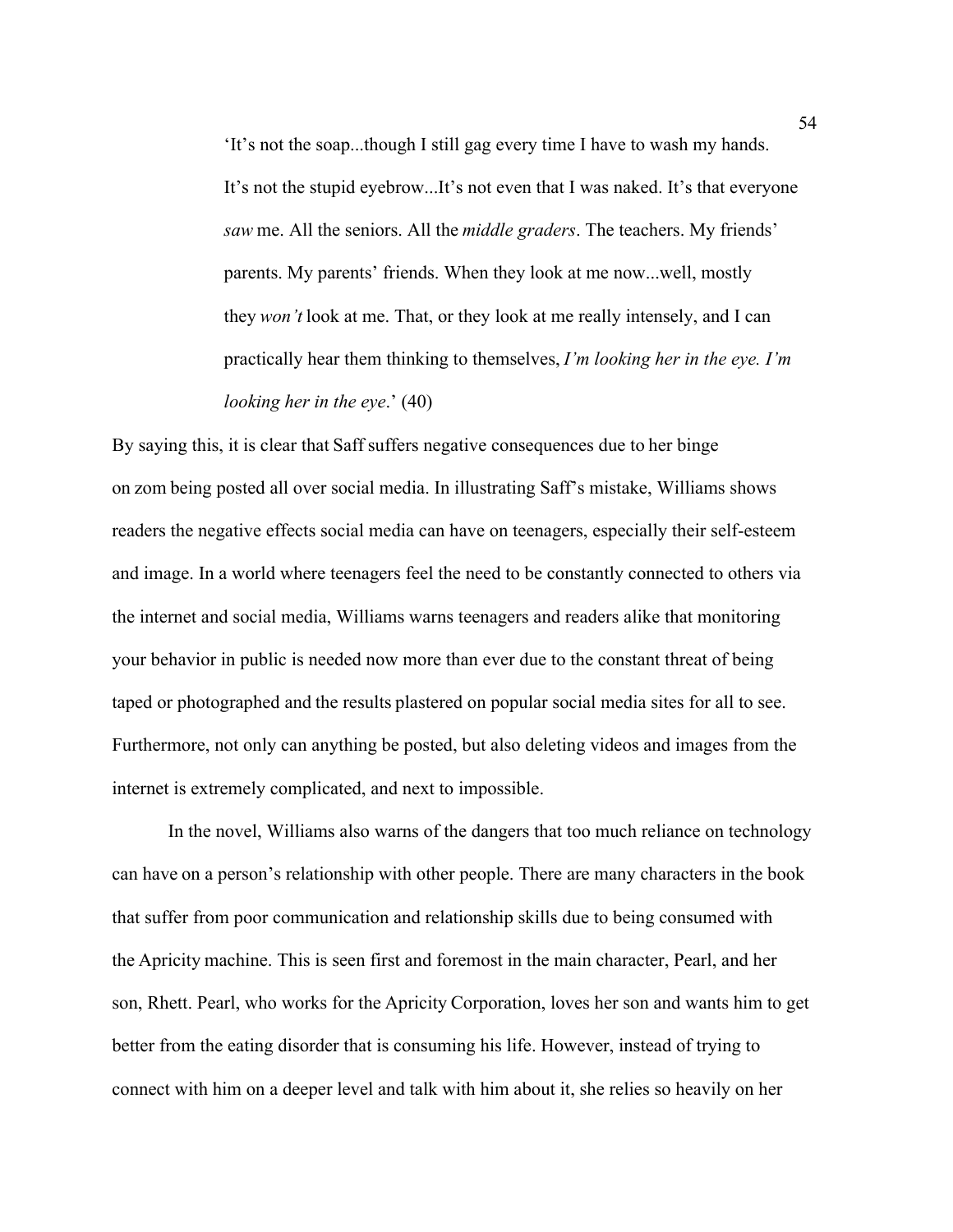> 'It's not the soap...though I still gag every time I have to wash my hands. It's not the stupid eyebrow...It's not even that I was naked. It's that everyone *saw* me. All the seniors. All the *middle graders*. The teachers. My friends' parents. My parents' friends. When they look at me now...well, mostly they *won't* look at me. That, or they look at me really intensely, and I can practically hear them thinking to themselves, *I'm looking her in the eye. I'm looking her in the eye*.' (40)

By saying this, it is clear that Saff suffers negative consequences due to her binge on zom being posted all over social media. In illustrating Saff's mistake, Williams shows readers the negative effects social media can have on teenagers, especially their self-esteem and image. In a world where teenagers feel the need to be constantly connected to others via the internet and social media, Williams warns teenagers and readers alike that monitoring your behavior in public is needed now more than ever due to the constant threat of being taped or photographed and the results plastered on popular social media sites for all to see. Furthermore, not only can anything be posted, but also deleting videos and images from the internet is extremely complicated, and next to impossible.

In the novel, Williams also warns of the dangers that too much reliance on technology can have on a person's relationship with other people. There are many characters in the book that suffer from poor communication and relationship skills due to being consumed with the Apricity machine. This is seen first and foremost in the main character, Pearl, and her son, Rhett. Pearl, who works for the Apricity Corporation, loves her son and wants him to get better from the eating disorder that is consuming his life. However, instead of trying to connect with him on a deeper level and talk with him about it, she relies so heavily on her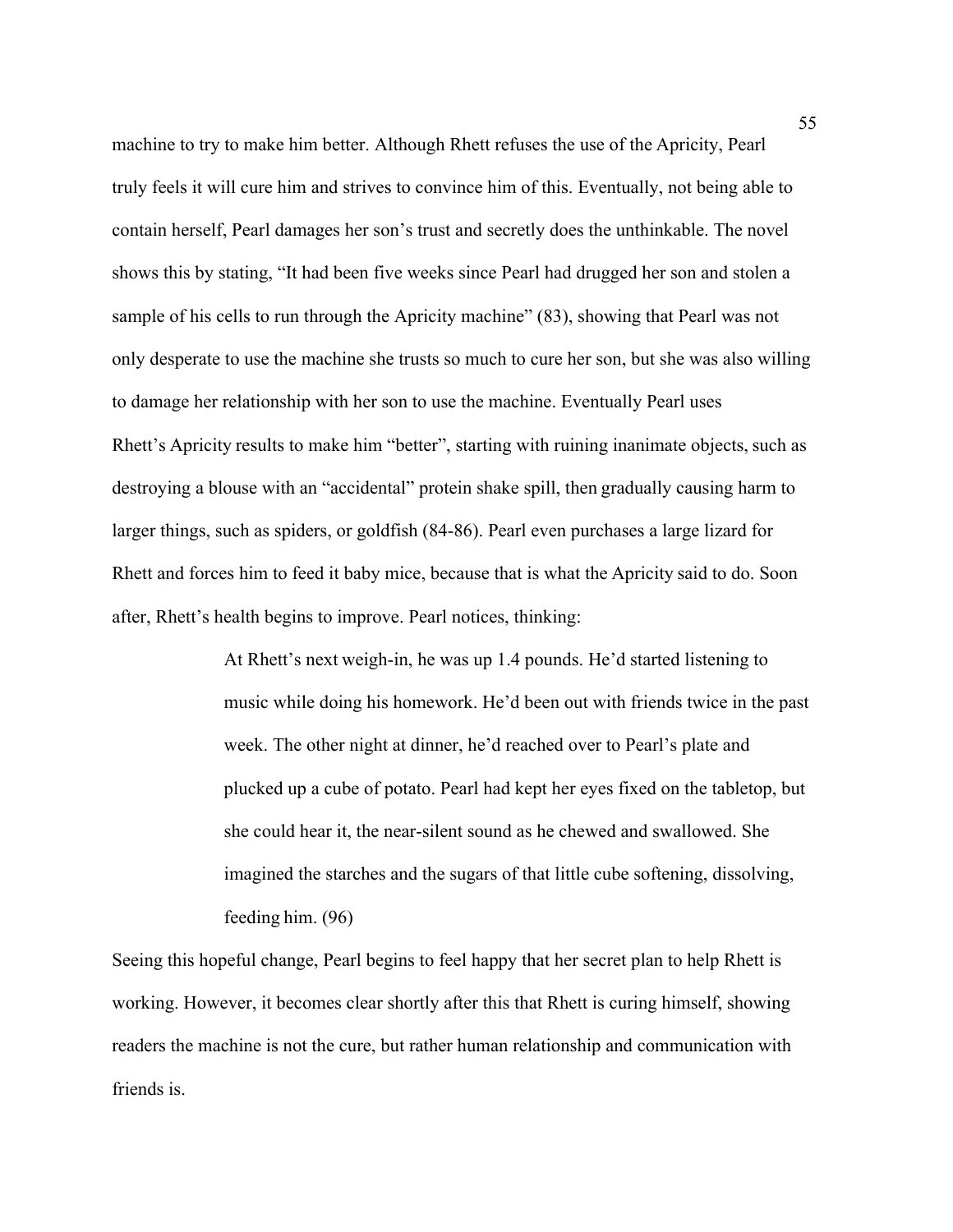machine to try to make him better. Although Rhett refuses the use of the Apricity, Pearl truly feels it will cure him and strives to convince him of this. Eventually, not being able to contain herself, Pearl damages her son's trust and secretly does the unthinkable. The novel shows this by stating, "It had been five weeks since Pearl had drugged her son and stolen a sample of his cells to run through the Apricity machine" (83), showing that Pearl was not only desperate to use the machine she trusts so much to cure her son, but she was also willing to damage her relationship with her son to use the machine. Eventually Pearl uses Rhett's Apricity results to make him "better", starting with ruining inanimate objects, such as destroying a blouse with an "accidental" protein shake spill, then gradually causing harm to larger things, such as spiders, or goldfish (84-86). Pearl even purchases a large lizard for Rhett and forces him to feed it baby mice, because that is what the Apricity said to do. Soon after, Rhett's health begins to improve. Pearl notices, thinking:

> At Rhett's next weigh-in, he was up 1.4 pounds. He'd started listening to music while doing his homework. He'd been out with friends twice in the past week. The other night at dinner, he'd reached over to Pearl's plate and plucked up a cube of potato. Pearl had kept her eyes fixed on the tabletop, but she could hear it, the near-silent sound as he chewed and swallowed. She imagined the starches and the sugars of that little cube softening, dissolving, feeding him. (96)

Seeing this hopeful change, Pearl begins to feel happy that her secret plan to help Rhett is working. However, it becomes clear shortly after this that Rhett is curing himself, showing readers the machine is not the cure, but rather human relationship and communication with friends is.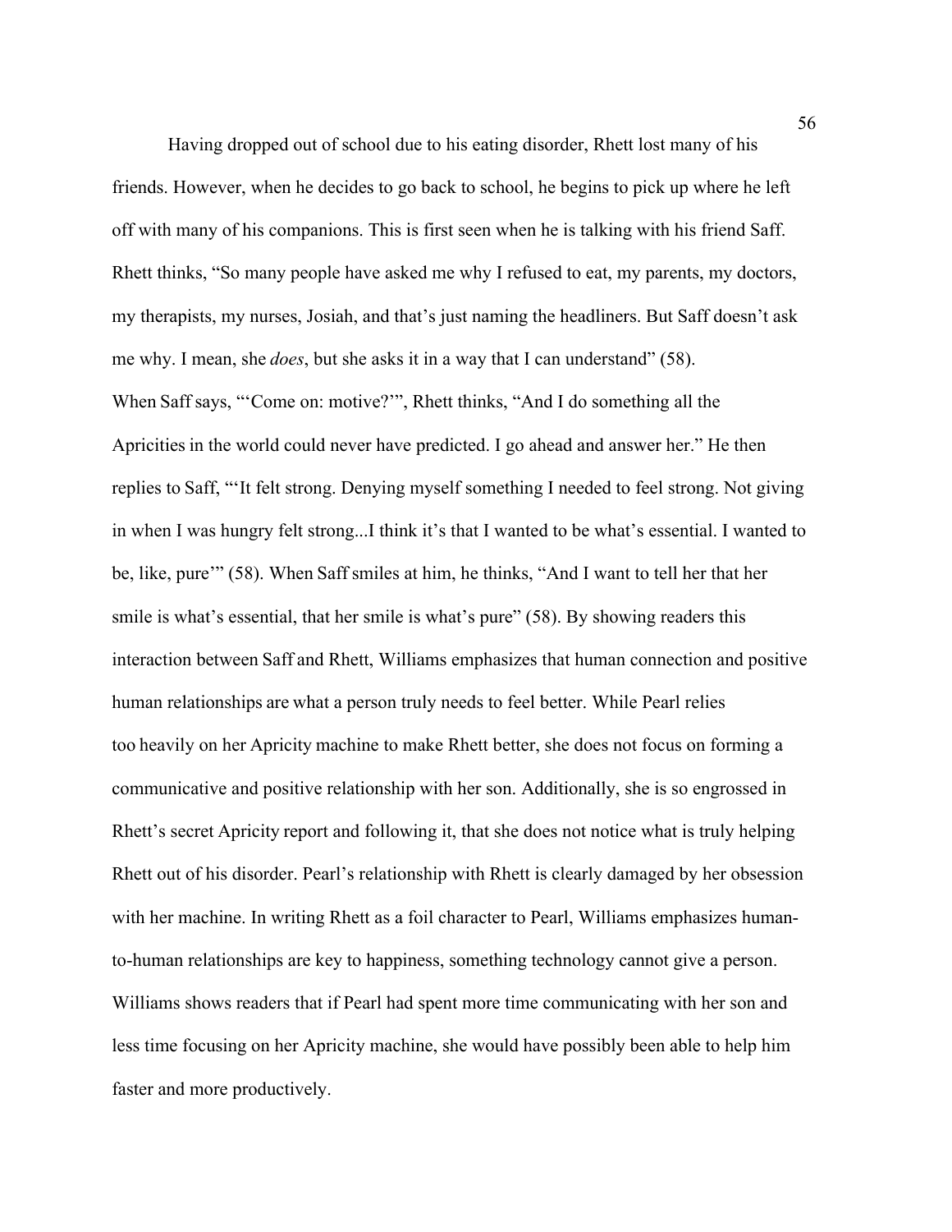Having dropped out of school due to his eating disorder, Rhett lost many of his friends. However, when he decides to go back to school, he begins to pick up where he left off with many of his companions. This is first seen when he is talking with his friend Saff. Rhett thinks, "So many people have asked me why I refused to eat, my parents, my doctors, my therapists, my nurses, Josiah, and that's just naming the headliners. But Saff doesn't ask me why. I mean, she *does*, but she asks it in a way that I can understand" (58). When Saff says, "'Come on: motive?'", Rhett thinks, "And I do something all the Apricities in the world could never have predicted. I go ahead and answer her." He then replies to Saff, "'It felt strong. Denying myself something I needed to feel strong. Not giving in when I was hungry felt strong...I think it's that I wanted to be what's essential. I wanted to be, like, pure'" (58). When Saff smiles at him, he thinks, "And I want to tell her that her smile is what's essential, that her smile is what's pure" (58). By showing readers this interaction between Saff and Rhett, Williams emphasizes that human connection and positive human relationships are what a person truly needs to feel better. While Pearl relies too heavily on her Apricity machine to make Rhett better, she does not focus on forming a communicative and positive relationship with her son. Additionally, she is so engrossed in Rhett's secret Apricity report and following it, that she does not notice what is truly helping Rhett out of his disorder. Pearl's relationship with Rhett is clearly damaged by her obsession with her machine. In writing Rhett as a foil character to Pearl, Williams emphasizes human-to-human relationships are key to happiness, something technology cannot give a person. Williams shows readers that if Pearl had spent more time communicating with her son and less time focusing on her Apricity machine, she would have possibly been able to help him faster and more productively.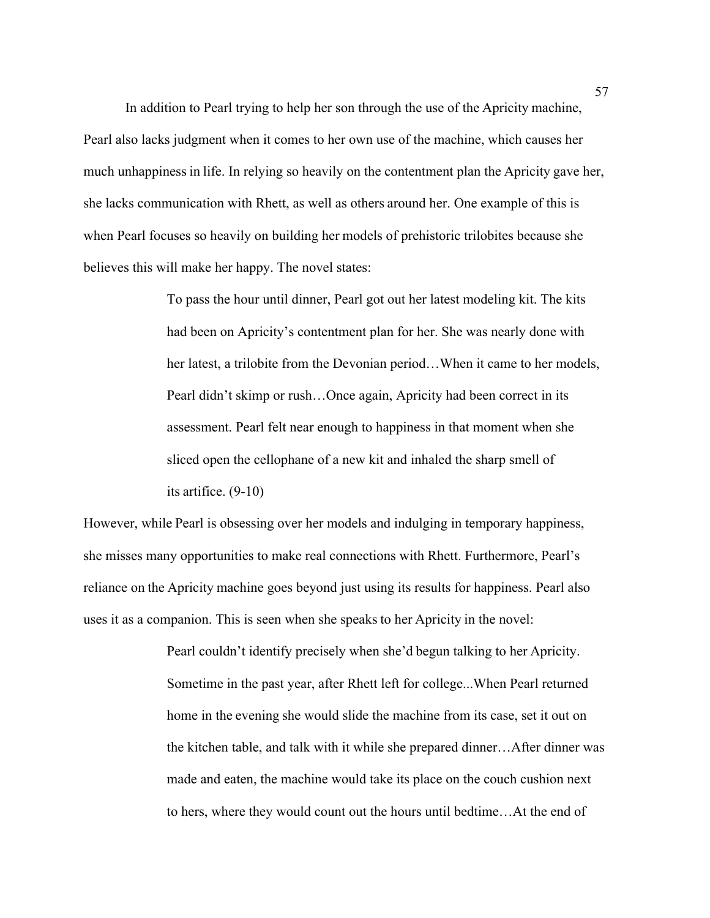In addition to Pearl trying to help her son through the use of the Apricity machine, Pearl also lacks judgment when it comes to her own use of the machine, which causes her much unhappiness in life. In relying so heavily on the contentment plan the Apricity gave her, she lacks communication with Rhett, as well as others around her. One example of this is when Pearl focuses so heavily on building her models of prehistoric trilobites because she believes this will make her happy. The novel states:

> To pass the hour until dinner, Pearl got out her latest modeling kit. The kits had been on Apricity's contentment plan for her. She was nearly done with her latest, a trilobite from the Devonian period…When it came to her models, Pearl didn't skimp or rush…Once again, Apricity had been correct in its assessment. Pearl felt near enough to happiness in that moment when she sliced open the cellophane of a new kit and inhaled the sharp smell of its artifice. (9-10)

However, while Pearl is obsessing over her models and indulging in temporary happiness, she misses many opportunities to make real connections with Rhett. Furthermore, Pearl's reliance on the Apricity machine goes beyond just using its results for happiness. Pearl also uses it as a companion. This is seen when she speaks to her Apricity in the novel:

> Pearl couldn't identify precisely when she'd begun talking to her Apricity. Sometime in the past year, after Rhett left for college...When Pearl returned home in the evening she would slide the machine from its case, set it out on the kitchen table, and talk with it while she prepared dinner…After dinner was made and eaten, the machine would take its place on the couch cushion next to hers, where they would count out the hours until bedtime…At the end of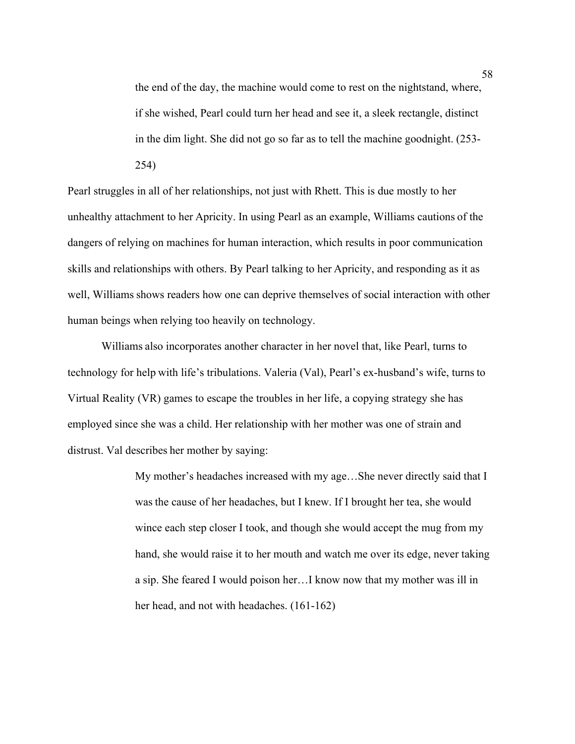> the end of the day, the machine would come to rest on the nightstand, where, if she wished, Pearl could turn her head and see it, a sleek rectangle, distinct in the dim light. She did not go so far as to tell the machine goodnight. (253-254)

Pearl struggles in all of her relationships, not just with Rhett. This is due mostly to her unhealthy attachment to her Apricity. In using Pearl as an example, Williams cautions of the dangers of relying on machines for human interaction, which results in poor communication skills and relationships with others. By Pearl talking to her Apricity, and responding as it as well, Williams shows readers how one can deprive themselves of social interaction with other human beings when relying too heavily on technology.

Williams also incorporates another character in her novel that, like Pearl, turns to technology for help with life's tribulations. Valeria (Val), Pearl's ex-husband's wife, turns to Virtual Reality (VR) games to escape the troubles in her life, a copying strategy she has employed since she was a child. Her relationship with her mother was one of strain and distrust. Val describes her mother by saying:

> My mother's headaches increased with my age…She never directly said that I was the cause of her headaches, but I knew. If I brought her tea, she would wince each step closer I took, and though she would accept the mug from my hand, she would raise it to her mouth and watch me over its edge, never taking a sip. She feared I would poison her…I know now that my mother was ill in her head, and not with headaches. (161-162)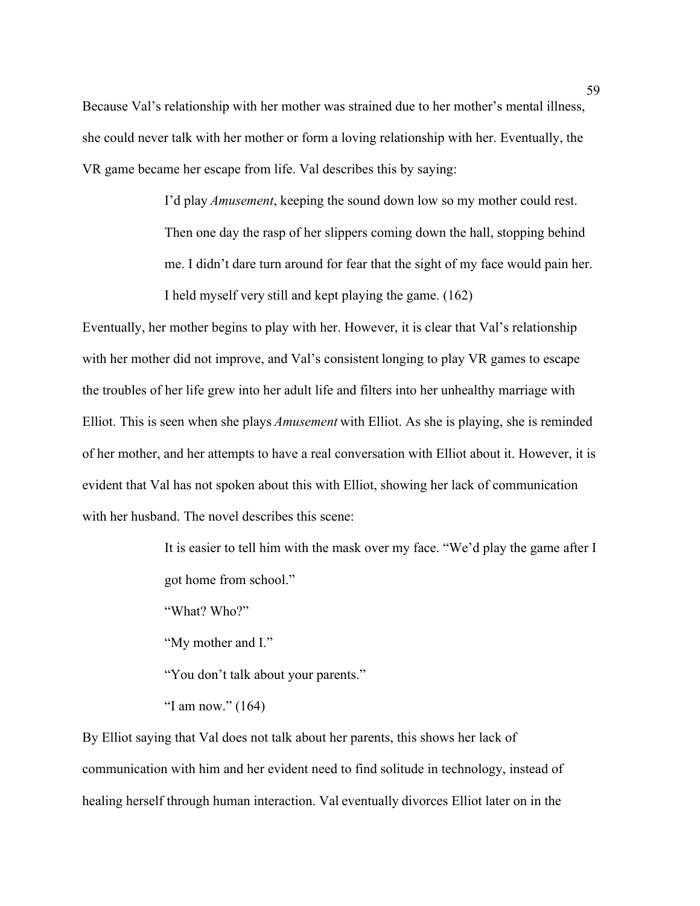Because Val's relationship with her mother was strained due to her mother's mental illness, she could never talk with her mother or form a loving relationship with her. Eventually, the VR game became her escape from life. Val describes this by saying:

> I'd play *Amusement*, keeping the sound down low so my mother could rest. Then one day the rasp of her slippers coming down the hall, stopping behind me. I didn't dare turn around for fear that the sight of my face would pain her. I held myself very still and kept playing the game. (162)

Eventually, her mother begins to play with her. However, it is clear that Val's relationship with her mother did not improve, and Val's consistent longing to play VR games to escape the troubles of her life grew into her adult life and filters into her unhealthy marriage with Elliot. This is seen when she plays *Amusement* with Elliot. As she is playing, she is reminded of her mother, and her attempts to have a real conversation with Elliot about it. However, it is evident that Val has not spoken about this with Elliot, showing her lack of communication with her husband. The novel describes this scene:

> It is easier to tell him with the mask over my face. "We'd play the game after I got home from school."
>
> "What? Who?"
>
> "My mother and I."
>
> "You don't talk about your parents."
>
> "I am now." (164)

By Elliot saying that Val does not talk about her parents, this shows her lack of communication with him and her evident need to find solitude in technology, instead of healing herself through human interaction. Val eventually divorces Elliot later on in the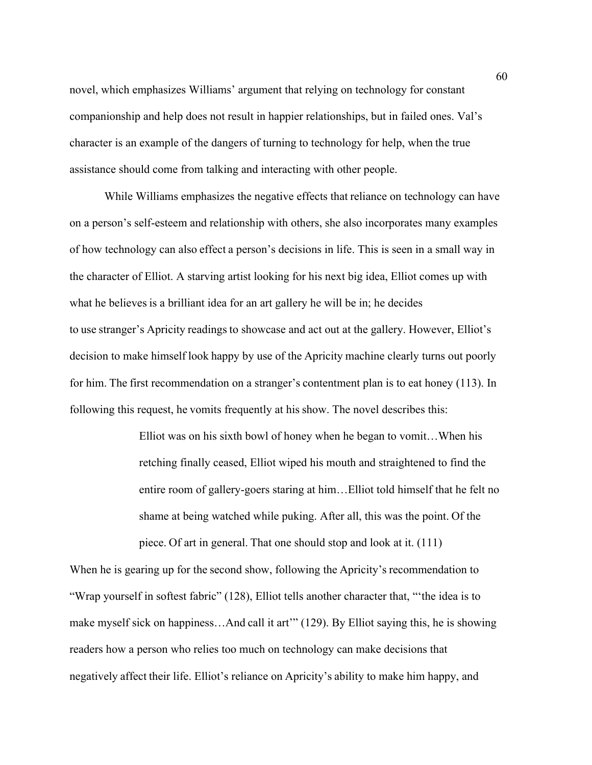novel, which emphasizes Williams' argument that relying on technology for constant companionship and help does not result in happier relationships, but in failed ones. Val's character is an example of the dangers of turning to technology for help, when the true assistance should come from talking and interacting with other people.

While Williams emphasizes the negative effects that reliance on technology can have on a person's self-esteem and relationship with others, she also incorporates many examples of how technology can also effect a person's decisions in life. This is seen in a small way in the character of Elliot. A starving artist looking for his next big idea, Elliot comes up with what he believes is a brilliant idea for an art gallery he will be in; he decides to use stranger's Apricity readings to showcase and act out at the gallery. However, Elliot's decision to make himself look happy by use of the Apricity machine clearly turns out poorly for him. The first recommendation on a stranger's contentment plan is to eat honey (113). In following this request, he vomits frequently at his show. The novel describes this:

> Elliot was on his sixth bowl of honey when he began to vomit…When his retching finally ceased, Elliot wiped his mouth and straightened to find the entire room of gallery-goers staring at him…Elliot told himself that he felt no shame at being watched while puking. After all, this was the point. Of the piece. Of art in general. That one should stop and look at it. (111)

When he is gearing up for the second show, following the Apricity's recommendation to "Wrap yourself in softest fabric" (128), Elliot tells another character that, "'the idea is to make myself sick on happiness…And call it art'" (129). By Elliot saying this, he is showing readers how a person who relies too much on technology can make decisions that negatively affect their life. Elliot's reliance on Apricity's ability to make him happy, and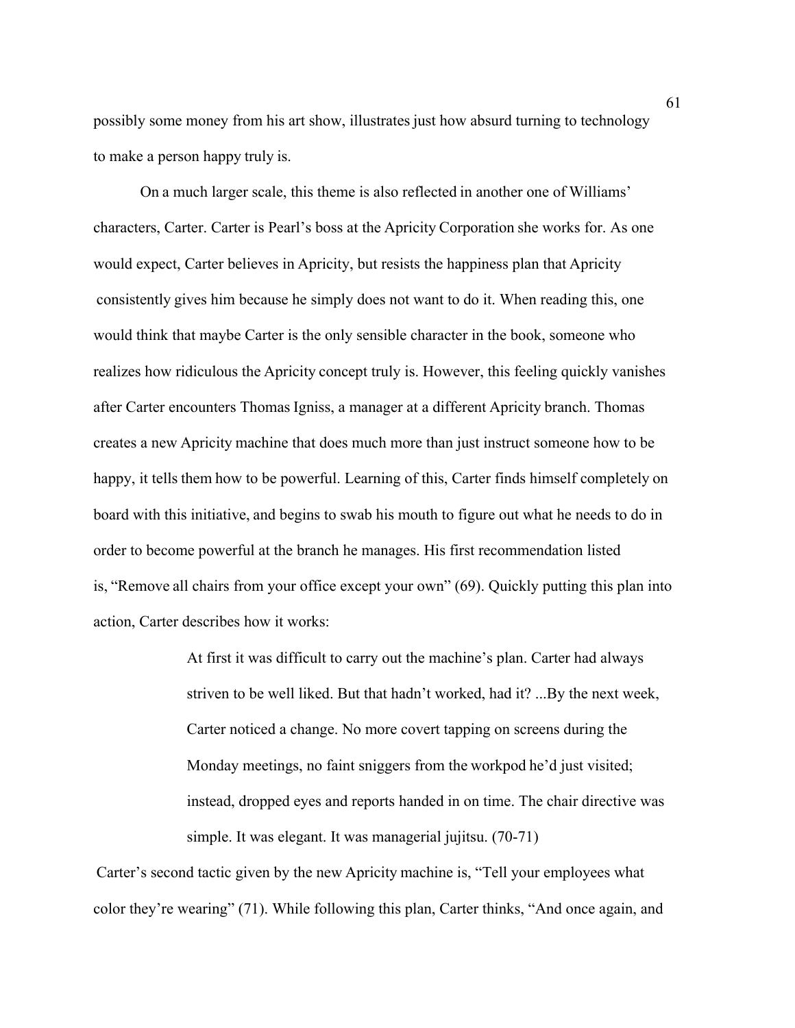possibly some money from his art show, illustrates just how absurd turning to technology to make a person happy truly is.

On a much larger scale, this theme is also reflected in another one of Williams' characters, Carter. Carter is Pearl's boss at the Apricity Corporation she works for. As one would expect, Carter believes in Apricity, but resists the happiness plan that Apricity consistently gives him because he simply does not want to do it. When reading this, one would think that maybe Carter is the only sensible character in the book, someone who realizes how ridiculous the Apricity concept truly is. However, this feeling quickly vanishes after Carter encounters Thomas Igniss, a manager at a different Apricity branch. Thomas creates a new Apricity machine that does much more than just instruct someone how to be happy, it tells them how to be powerful. Learning of this, Carter finds himself completely on board with this initiative, and begins to swab his mouth to figure out what he needs to do in order to become powerful at the branch he manages. His first recommendation listed is, "Remove all chairs from your office except your own" (69). Quickly putting this plan into action, Carter describes how it works:

> At first it was difficult to carry out the machine's plan. Carter had always striven to be well liked. But that hadn't worked, had it? ...By the next week, Carter noticed a change. No more covert tapping on screens during the Monday meetings, no faint sniggers from the workpod he'd just visited; instead, dropped eyes and reports handed in on time. The chair directive was simple. It was elegant. It was managerial jujitsu. (70-71)

Carter's second tactic given by the new Apricity machine is, "Tell your employees what color they're wearing" (71). While following this plan, Carter thinks, "And once again, and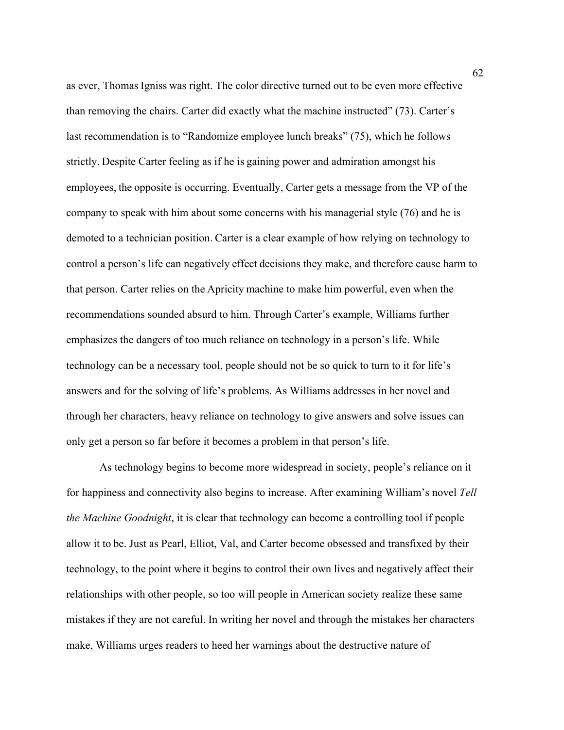as ever, Thomas Igniss was right. The color directive turned out to be even more effective than removing the chairs. Carter did exactly what the machine instructed" (73). Carter's last recommendation is to "Randomize employee lunch breaks" (75), which he follows strictly. Despite Carter feeling as if he is gaining power and admiration amongst his employees, the opposite is occurring. Eventually, Carter gets a message from the VP of the company to speak with him about some concerns with his managerial style (76) and he is demoted to a technician position. Carter is a clear example of how relying on technology to control a person's life can negatively effect decisions they make, and therefore cause harm to that person. Carter relies on the Apricity machine to make him powerful, even when the recommendations sounded absurd to him. Through Carter's example, Williams further emphasizes the dangers of too much reliance on technology in a person's life. While technology can be a necessary tool, people should not be so quick to turn to it for life's answers and for the solving of life's problems. As Williams addresses in her novel and through her characters, heavy reliance on technology to give answers and solve issues can only get a person so far before it becomes a problem in that person's life.

As technology begins to become more widespread in society, people's reliance on it for happiness and connectivity also begins to increase. After examining William's novel *Tell the Machine Goodnight*, it is clear that technology can become a controlling tool if people allow it to be. Just as Pearl, Elliot, Val, and Carter become obsessed and transfixed by their technology, to the point where it begins to control their own lives and negatively affect their relationships with other people, so too will people in American society realize these same mistakes if they are not careful. In writing her novel and through the mistakes her characters make, Williams urges readers to heed her warnings about the destructive nature of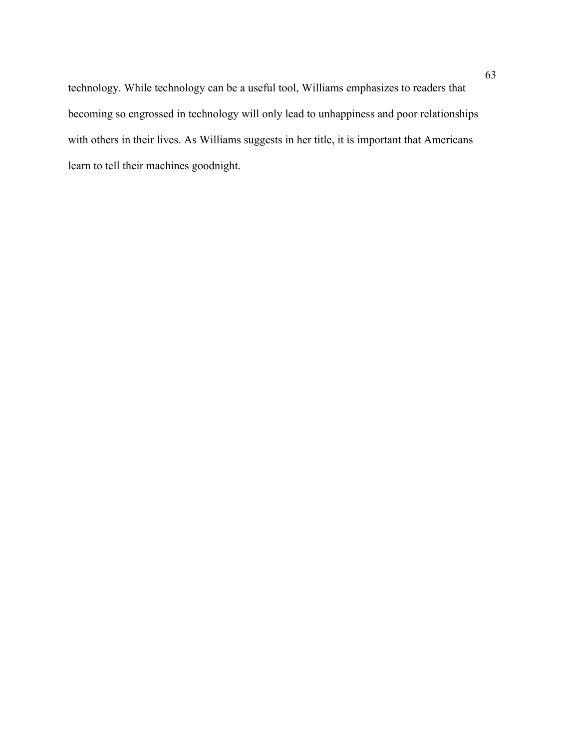technology. While technology can be a useful tool, Williams emphasizes to readers that becoming so engrossed in technology will only lead to unhappiness and poor relationships with others in their lives. As Williams suggests in her title, it is important that Americans learn to tell their machines goodnight.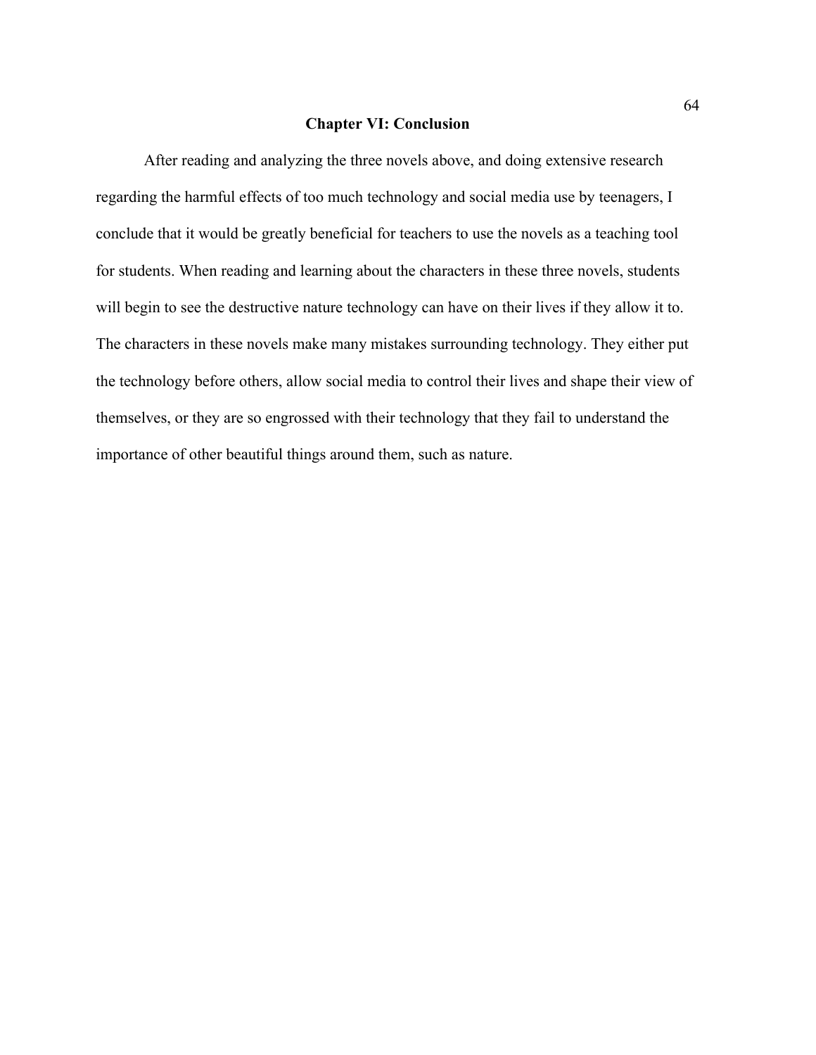# Chapter VI: Conclusion

After reading and analyzing the three novels above, and doing extensive research regarding the harmful effects of too much technology and social media use by teenagers, I conclude that it would be greatly beneficial for teachers to use the novels as a teaching tool for students. When reading and learning about the characters in these three novels, students will begin to see the destructive nature technology can have on their lives if they allow it to. The characters in these novels make many mistakes surrounding technology. They either put the technology before others, allow social media to control their lives and shape their view of themselves, or they are so engrossed with their technology that they fail to understand the importance of other beautiful things around them, such as nature.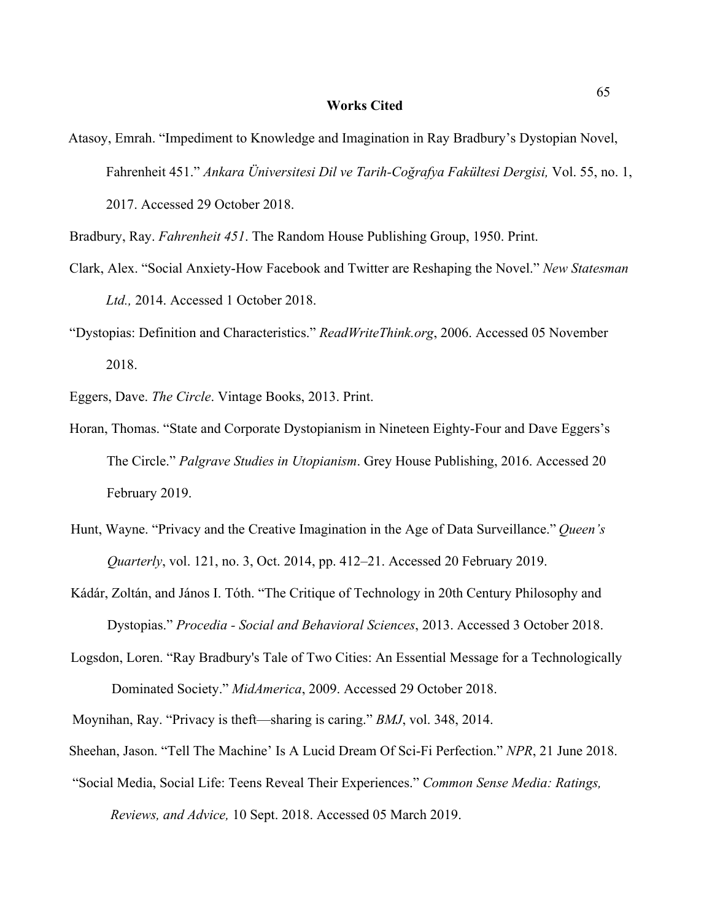# Works Cited

Atasoy, Emrah. "Impediment to Knowledge and Imagination in Ray Bradbury's Dystopian Novel, Fahrenheit 451." *Ankara Üniversitesi Dil ve Tarih-Coğrafya Fakültesi Dergisi,* Vol. 55, no. 1, 2017. Accessed 29 October 2018.

Bradbury, Ray. *Fahrenheit 451*. The Random House Publishing Group, 1950. Print.

Clark, Alex. "Social Anxiety-How Facebook and Twitter are Reshaping the Novel." *New Statesman Ltd.,* 2014. Accessed 1 October 2018.

"Dystopias: Definition and Characteristics." *ReadWriteThink.org*, 2006. Accessed 05 November 2018.

Eggers, Dave. *The Circle*. Vintage Books, 2013. Print.

Horan, Thomas. "State and Corporate Dystopianism in Nineteen Eighty-Four and Dave Eggers's The Circle." *Palgrave Studies in Utopianism*. Grey House Publishing, 2016. Accessed 20 February 2019.

Hunt, Wayne. "Privacy and the Creative Imagination in the Age of Data Surveillance." *Queen's Quarterly*, vol. 121, no. 3, Oct. 2014, pp. 412–21. Accessed 20 February 2019.

Kádár, Zoltán, and János I. Tóth. "The Critique of Technology in 20th Century Philosophy and Dystopias." *Procedia - Social and Behavioral Sciences*, 2013. Accessed 3 October 2018.

Logsdon, Loren. "Ray Bradbury's Tale of Two Cities: An Essential Message for a Technologically Dominated Society." *MidAmerica*, 2009. Accessed 29 October 2018.

Moynihan, Ray. "Privacy is theft—sharing is caring." *BMJ*, vol. 348, 2014.

Sheehan, Jason. "Tell The Machine' Is A Lucid Dream Of Sci-Fi Perfection." *NPR*, 21 June 2018.

"Social Media, Social Life: Teens Reveal Their Experiences." *Common Sense Media: Ratings, Reviews, and Advice,* 10 Sept. 2018. Accessed 05 March 2019.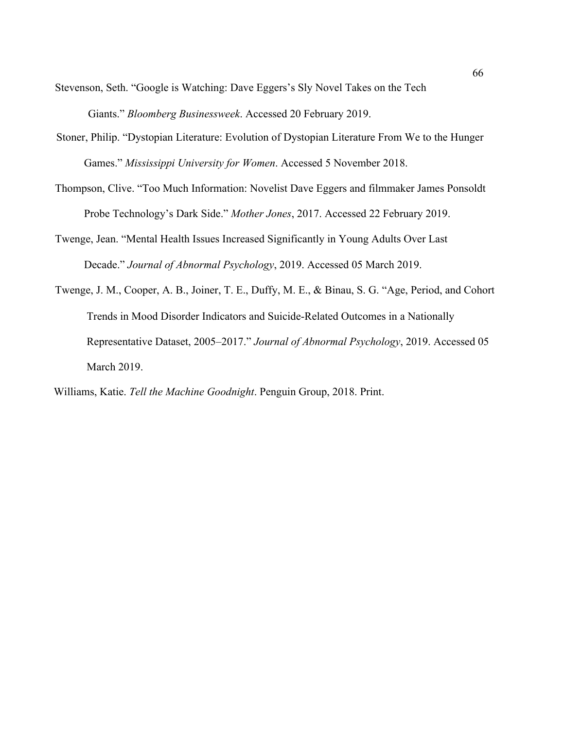Stevenson, Seth. "Google is Watching: Dave Eggers's Sly Novel Takes on the Tech Giants." *Bloomberg Businessweek*. Accessed 20 February 2019.

Stoner, Philip. "Dystopian Literature: Evolution of Dystopian Literature From We to the Hunger Games." *Mississippi University for Women*. Accessed 5 November 2018.

Thompson, Clive. "Too Much Information: Novelist Dave Eggers and filmmaker James Ponsoldt Probe Technology's Dark Side." *Mother Jones*, 2017. Accessed 22 February 2019.

Twenge, Jean. "Mental Health Issues Increased Significantly in Young Adults Over Last Decade." *Journal of Abnormal Psychology*, 2019. Accessed 05 March 2019.

Twenge, J. M., Cooper, A. B., Joiner, T. E., Duffy, M. E., & Binau, S. G. "Age, Period, and Cohort Trends in Mood Disorder Indicators and Suicide-Related Outcomes in a Nationally Representative Dataset, 2005–2017." *Journal of Abnormal Psychology*, 2019. Accessed 05 March 2019.

Williams, Katie. *Tell the Machine Goodnight*. Penguin Group, 2018. Print.